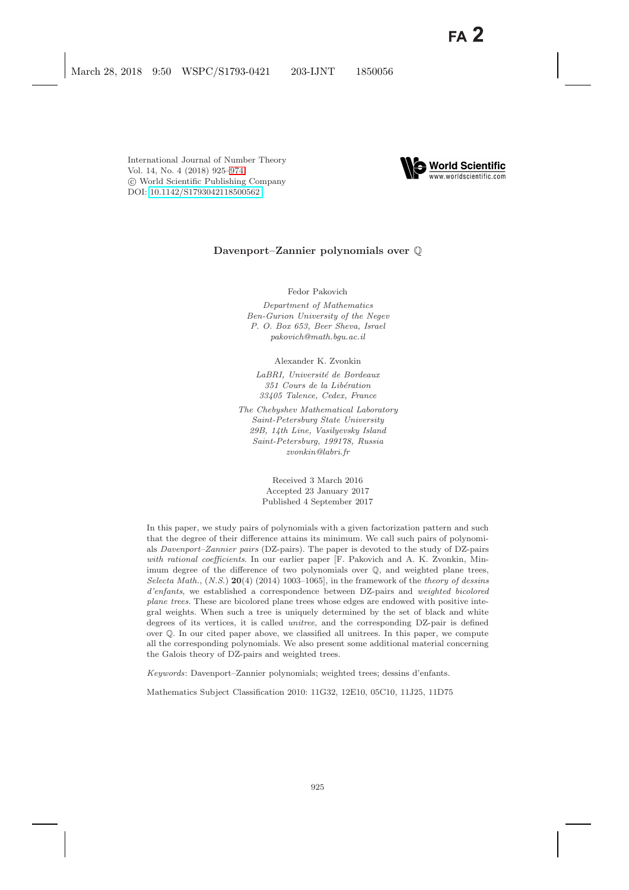# Davenport–Zannier polynomials over $\mathbb{Q}$

Fedor Pakovich

*Department of Mathematics*
*Ben-Gurion University of the Negev*
*P. O. Box 653, Beer Sheva, Israel*
*pakovich@math.bgu.ac.il*

Alexander K. Zvonkin

*LaBRI, Université de Bordeaux*
*351 Cours de la Libération*
*33405 Talence, Cedex, France*

*The Chebyshev Mathematical Laboratory*
*Saint-Petersburg State University*
*29B, 14th Line, Vasilyevsky Island*
*Saint-Petersburg, 199178, Russia*
*zvonkin@labri.fr*

Received 3 March 2016
Accepted 23 January 2017
Published 4 September 2017

In this paper, we study pairs of polynomials with a given factorization pattern and such that the degree of their difference attains its minimum. We call such pairs of polynomials *Davenport–Zannier pairs* (DZ-pairs). The paper is devoted to the study of DZ-pairs *with rational coefficients*. In our earlier paper [F. Pakovich and A. K. Zvonkin, Minimum degree of the difference of two polynomials over $\mathbb{Q}$, and weighted plane trees, *Selecta Math.*, (*N.S.*) **20**(4) (2014) 1003–1065], in the framework of the *theory of dessins d'enfants*, we established a correspondence between DZ-pairs and *weighted bicolored plane trees*. These are bicolored plane trees whose edges are endowed with positive integral weights. When such a tree is uniquely determined by the set of black and white degrees of its vertices, it is called *unitree*, and the corresponding DZ-pair is defined over $\mathbb{Q}$. In our cited paper above, we classified all unitrees. In this paper, we compute all the corresponding polynomials. We also present some additional material concerning the Galois theory of DZ-pairs and weighted trees.

*Keywords*: Davenport–Zannier polynomials; weighted trees; dessins d'enfants.

Mathematics Subject Classification 2010: 11G32, 12E10, 05C10, 11J25, 11D75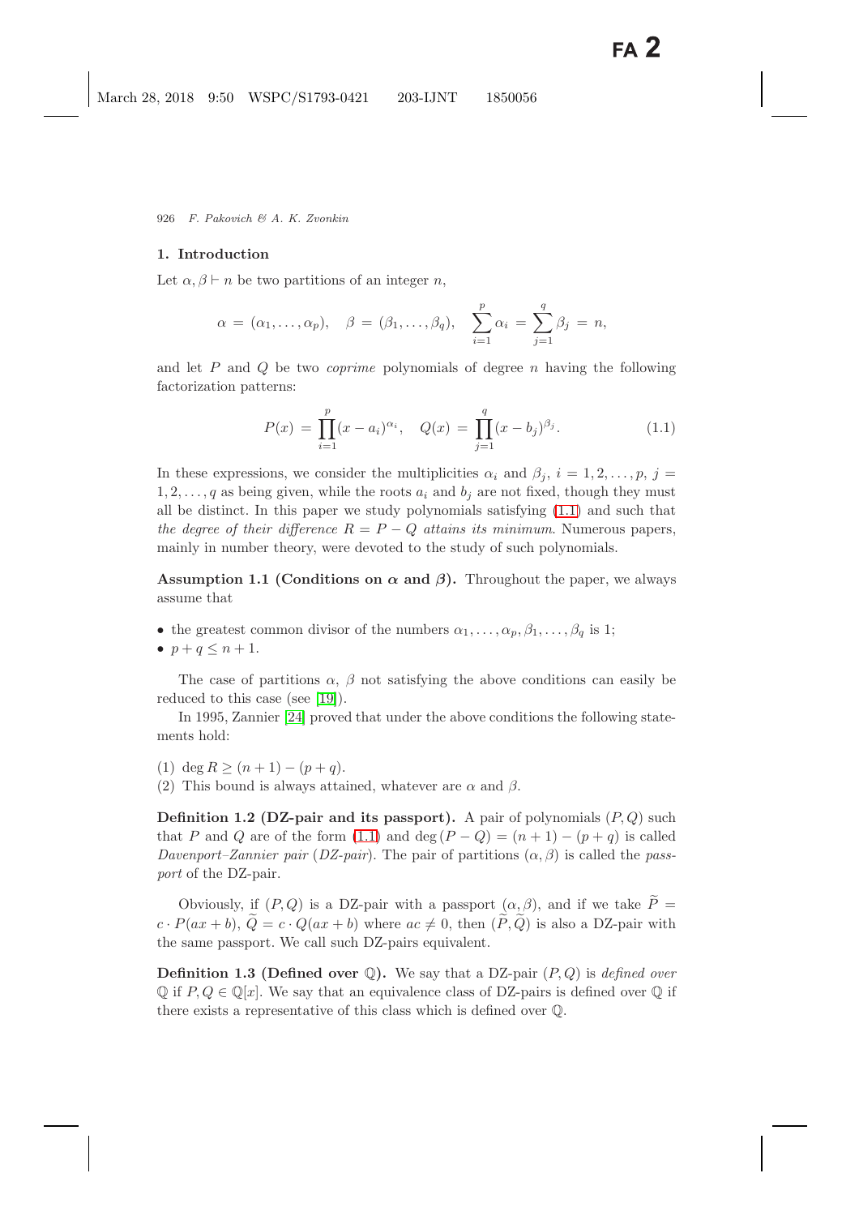## 1. Introduction

Let $\alpha, \beta \vdash n$ be two partitions of an integer $n$,

$$\alpha = (\alpha_1, \ldots, \alpha_p), \quad \beta = (\beta_1, \ldots, \beta_q), \quad \sum_{i=1}^{p} \alpha_i = \sum_{j=1}^{q} \beta_j = n,$$

and let $P$ and $Q$ be two *coprime* polynomials of degree $n$ having the following factorization patterns:

$$P(x) = \prod_{i=1}^{p} (x - a_i)^{\alpha_i}, \quad Q(x) = \prod_{j=1}^{q} (x - b_j)^{\beta_j}. \tag{1.1}$$

In these expressions, we consider the multiplicities $\alpha_i$ and $\beta_j$, $i = 1, 2, \ldots, p$, $j = 1, 2, \ldots, q$ as being given, while the roots $a_i$ and $b_j$ are not fixed, though they must all be distinct. In this paper we study polynomials satisfying (1.1) and such that *the degree of their difference* $R = P - Q$ *attains its minimum*. Numerous papers, mainly in number theory, were devoted to the study of such polynomials.

**Assumption 1.1 (Conditions on $\alpha$ and $\beta$).** Throughout the paper, we always assume that

- the greatest common divisor of the numbers $\alpha_1, \ldots, \alpha_p, \beta_1, \ldots, \beta_q$ is 1;
- $p + q \leq n + 1$.

The case of partitions $\alpha$, $\beta$ not satisfying the above conditions can easily be reduced to this case (see [19]).

In 1995, Zannier [24] proved that under the above conditions the following statements hold:

(1) $\deg R \geq (n + 1) - (p + q)$.
(2) This bound is always attained, whatever are $\alpha$ and $\beta$.

**Definition 1.2 (DZ-pair and its passport).** A pair of polynomials $(P, Q)$ such that $P$ and $Q$ are of the form (1.1) and $\deg(P - Q) = (n + 1) - (p + q)$ is called *Davenport–Zannier pair* (*DZ-pair*). The pair of partitions $(\alpha, \beta)$ is called the *passport* of the DZ-pair.

Obviously, if $(P, Q)$ is a DZ-pair with a passport $(\alpha, \beta)$, and if we take $\widetilde{P} = c \cdot P(ax + b)$, $\widetilde{Q} = c \cdot Q(ax + b)$ where $ac \neq 0$, then $(\widetilde{P}, \widetilde{Q})$ is also a DZ-pair with the same passport. We call such DZ-pairs equivalent.

**Definition 1.3 (Defined over $\mathbb{Q}$).** We say that a DZ-pair $(P, Q)$ is *defined over* $\mathbb{Q}$ if $P, Q \in \mathbb{Q}[x]$. We say that an equivalence class of DZ-pairs is defined over $\mathbb{Q}$ if there exists a representative of this class which is defined over $\mathbb{Q}$.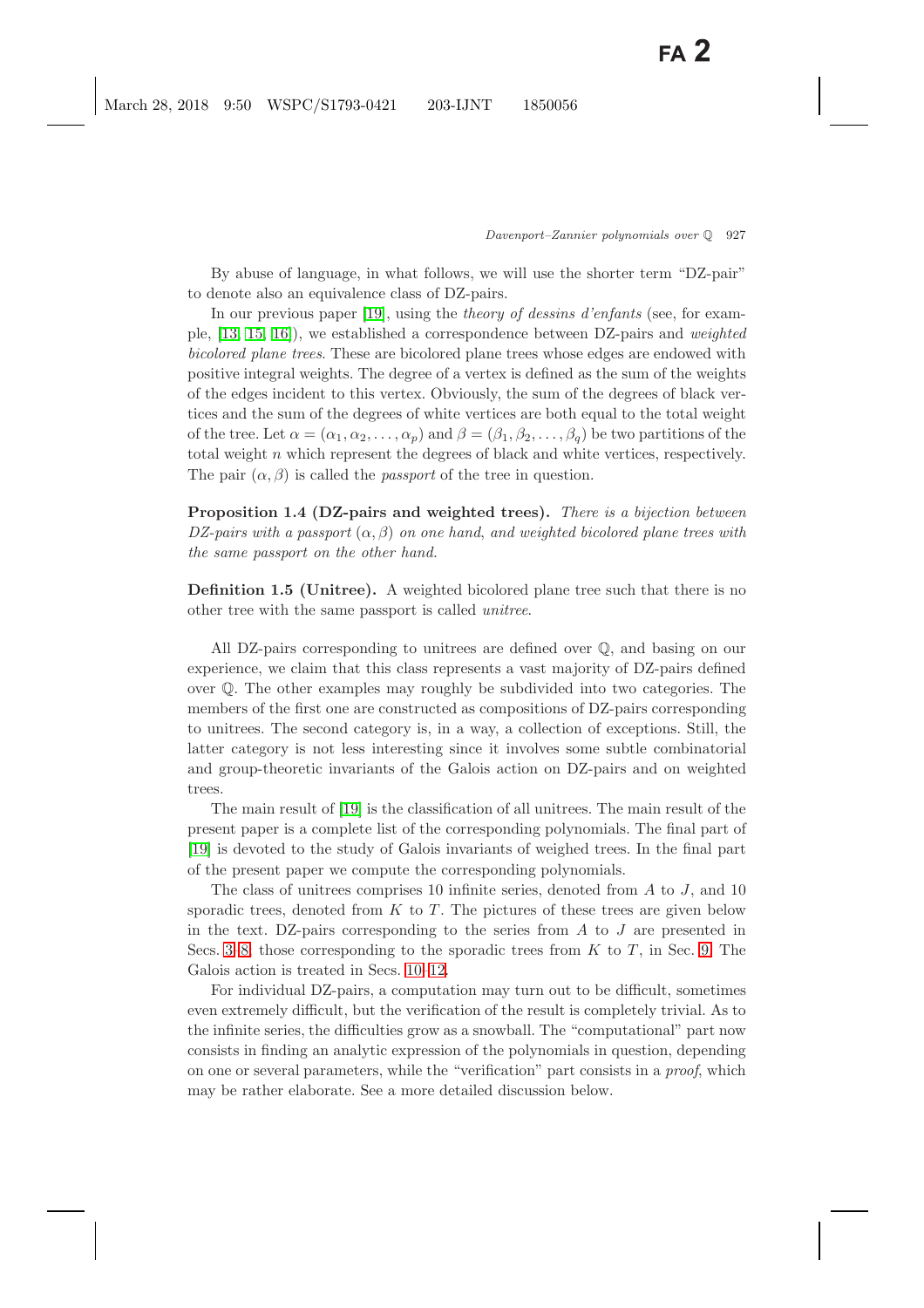By abuse of language, in what follows, we will use the shorter term "DZ-pair" to denote also an equivalence class of DZ-pairs.

In our previous paper [19], using the *theory of dessins d'enfants* (see, for example, [13, 15, 16]), we established a correspondence between DZ-pairs and *weighted bicolored plane trees*. These are bicolored plane trees whose edges are endowed with positive integral weights. The degree of a vertex is defined as the sum of the weights of the edges incident to this vertex. Obviously, the sum of the degrees of black vertices and the sum of the degrees of white vertices are both equal to the total weight of the tree. Let $\alpha = (\alpha_1, \alpha_2, \ldots, \alpha_p)$ and $\beta = (\beta_1, \beta_2, \ldots, \beta_q)$ be two partitions of the total weight $n$ which represent the degrees of black and white vertices, respectively. The pair $(\alpha, \beta)$ is called the *passport* of the tree in question.

**Proposition 1.4 (DZ-pairs and weighted trees).** *There is a bijection between DZ-pairs with a passport* $(\alpha, \beta)$ *on one hand, and weighted bicolored plane trees with the same passport on the other hand.*

**Definition 1.5 (Unitree).** A weighted bicolored plane tree such that there is no other tree with the same passport is called *unitree*.

All DZ-pairs corresponding to unitrees are defined over $\mathbb{Q}$, and basing on our experience, we claim that this class represents a vast majority of DZ-pairs defined over $\mathbb{Q}$. The other examples may roughly be subdivided into two categories. The members of the first one are constructed as compositions of DZ-pairs corresponding to unitrees. The second category is, in a way, a collection of exceptions. Still, the latter category is not less interesting since it involves some subtle combinatorial and group-theoretic invariants of the Galois action on DZ-pairs and on weighted trees.

The main result of [19] is the classification of all unitrees. The main result of the present paper is a complete list of the corresponding polynomials. The final part of [19] is devoted to the study of Galois invariants of weighed trees. In the final part of the present paper we compute the corresponding polynomials.

The class of unitrees comprises 10 infinite series, denoted from $A$ to $J$, and 10 sporadic trees, denoted from $K$ to $T$. The pictures of these trees are given below in the text. DZ-pairs corresponding to the series from $A$ to $J$ are presented in Secs. 3–8, those corresponding to the sporadic trees from $K$ to $T$, in Sec. 9. The Galois action is treated in Secs. 10–12.

For individual DZ-pairs, a computation may turn out to be difficult, sometimes even extremely difficult, but the verification of the result is completely trivial. As to the infinite series, the difficulties grow as a snowball. The "computational" part now consists in finding an analytic expression of the polynomials in question, depending on one or several parameters, while the "verification" part consists in a *proof*, which may be rather elaborate. See a more detailed discussion below.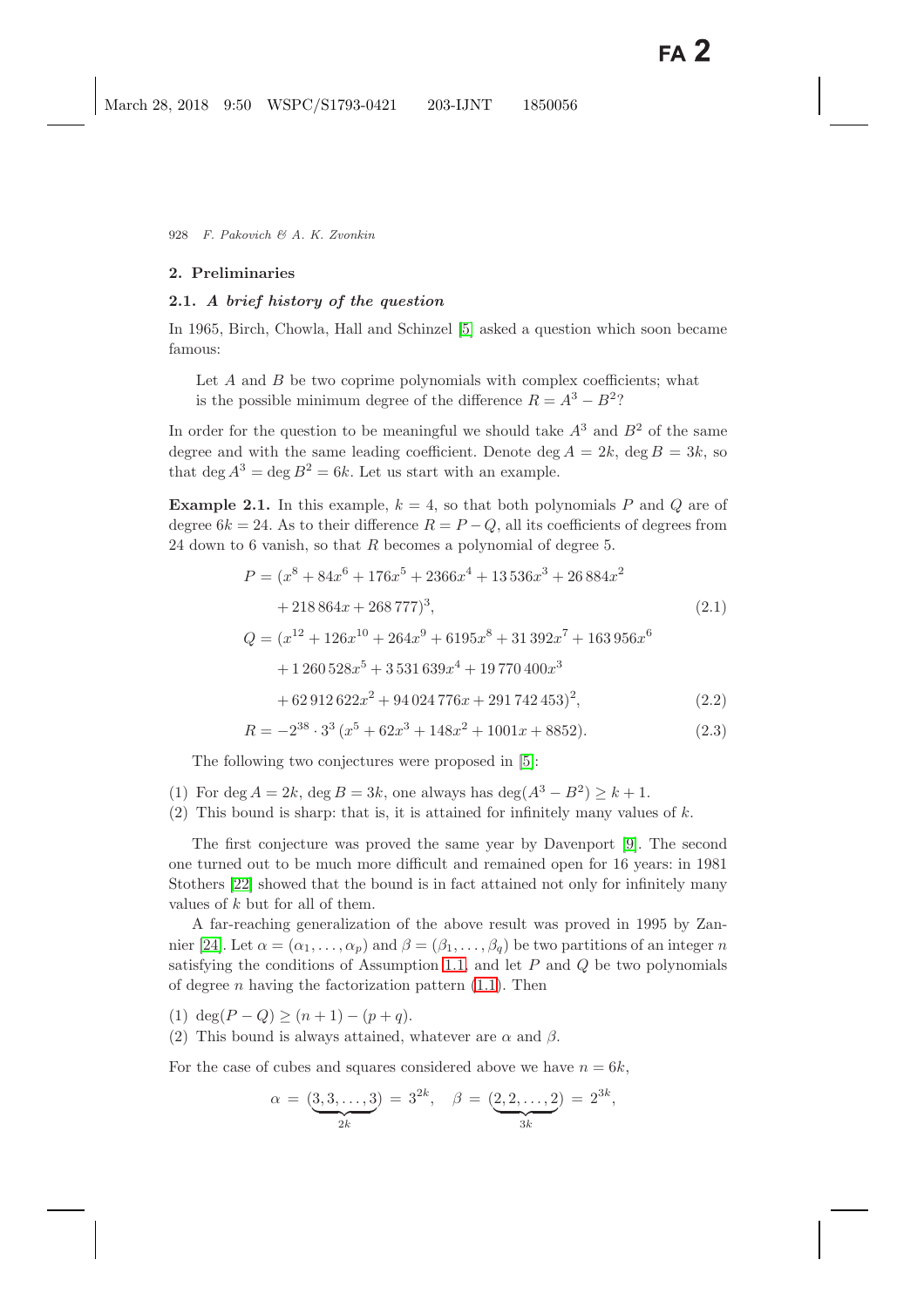## 2. Preliminaries

### 2.1. *A brief history of the question*

In 1965, Birch, Chowla, Hall and Schinzel [5] asked a question which soon became famous:

> Let $A$ and $B$ be two coprime polynomials with complex coefficients; what is the possible minimum degree of the difference $R = A^3 - B^2$?

In order for the question to be meaningful we should take $A^3$ and $B^2$ of the same degree and with the same leading coefficient. Denote $\deg A = 2k$, $\deg B = 3k$, so that $\deg A^3 = \deg B^2 = 6k$. Let us start with an example.

**Example 2.1.** In this example, $k = 4$, so that both polynomials $P$ and $Q$ are of degree $6k = 24$. As to their difference $R = P - Q$, all its coefficients of degrees from 24 down to 6 vanish, so that $R$ becomes a polynomial of degree 5.

$$P = (x^8 + 84x^6 + 176x^5 + 2366x^4 + 13\,536x^3 + 26\,884x^2 + 218\,864x + 268\,777)^3, \tag{2.1}$$

$$Q = (x^{12} + 126x^{10} + 264x^9 + 6195x^8 + 31\,392x^7 + 163\,956x^6 + 1\,260\,528x^5 + 3\,531\,639x^4 + 19\,770\,400x^3 + 62\,912\,622x^2 + 94\,024\,776x + 291\,742\,453)^2, \tag{2.2}$$

$$R = -2^{38} \cdot 3^3\,(x^5 + 62x^3 + 148x^2 + 1001x + 8852). \tag{2.3}$$

The following two conjectures were proposed in [5]:

(1) For $\deg A = 2k$, $\deg B = 3k$, one always has $\deg(A^3 - B^2) \geq k + 1$.
(2) This bound is sharp: that is, it is attained for infinitely many values of $k$.

The first conjecture was proved the same year by Davenport [9]. The second one turned out to be much more difficult and remained open for 16 years: in 1981 Stothers [22] showed that the bound is in fact attained not only for infinitely many values of $k$ but for all of them.

A far-reaching generalization of the above result was proved in 1995 by Zannier [24]. Let $\alpha = (\alpha_1, \ldots, \alpha_p)$ and $\beta = (\beta_1, \ldots, \beta_q)$ be two partitions of an integer $n$ satisfying the conditions of Assumption 1.1, and let $P$ and $Q$ be two polynomials of degree $n$ having the factorization pattern (1.1). Then

(1) $\deg(P - Q) \geq (n + 1) - (p + q)$.
(2) This bound is always attained, whatever are $\alpha$ and $\beta$.

For the case of cubes and squares considered above we have $n = 6k$,

$$\alpha = (\underbrace{3, 3, \ldots, 3}_{2k}) = 3^{2k}, \quad \beta = (\underbrace{2, 2, \ldots, 2}_{3k}) = 2^{3k},$$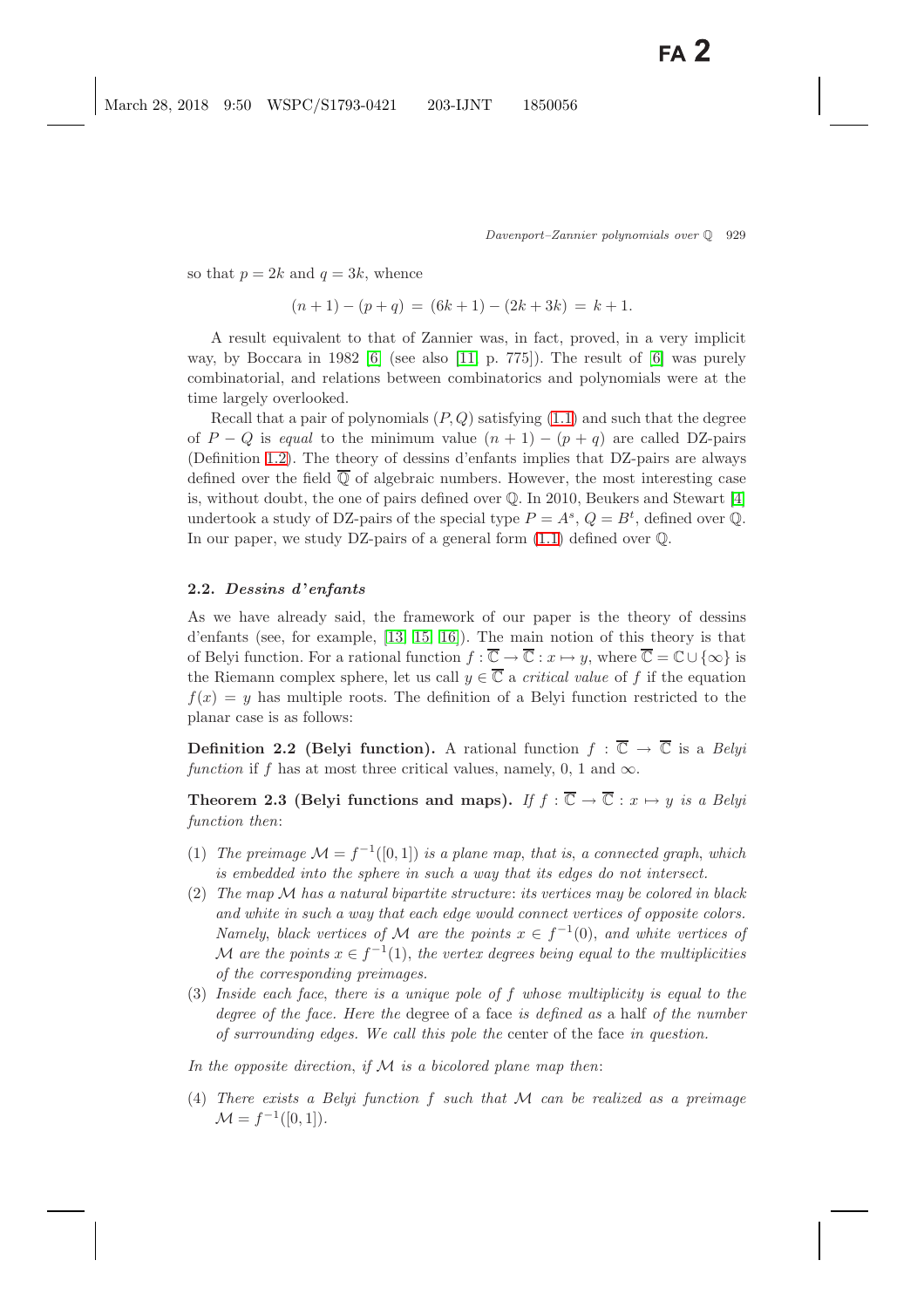so that $p = 2k$ and $q = 3k$, whence

$$(n+1) - (p+q) = (6k+1) - (2k+3k) = k+1.$$

A result equivalent to that of Zannier was, in fact, proved, in a very implicit way, by Boccara in 1982 [6] (see also [11, p. 775]). The result of [6] was purely combinatorial, and relations between combinatorics and polynomials were at the time largely overlooked.

Recall that a pair of polynomials $(P, Q)$ satisfying (1.1) and such that the degree of $P - Q$ is *equal* to the minimum value $(n+1) - (p+q)$ are called DZ-pairs (Definition 1.2). The theory of dessins d'enfants implies that DZ-pairs are always defined over the field $\overline{\mathbb{Q}}$ of algebraic numbers. However, the most interesting case is, without doubt, the one of pairs defined over $\mathbb{Q}$. In 2010, Beukers and Stewart [4] undertook a study of DZ-pairs of the special type $P = A^s$, $Q = B^t$, defined over $\mathbb{Q}$. In our paper, we study DZ-pairs of a general form (1.1) defined over $\mathbb{Q}$.

### 2.2. *Dessins d'enfants*

As we have already said, the framework of our paper is the theory of dessins d'enfants (see, for example, [13, 15, 16]). The main notion of this theory is that of Belyi function. For a rational function $f : \overline{\mathbb{C}} \to \overline{\mathbb{C}} : x \mapsto y$, where $\overline{\mathbb{C}} = \mathbb{C} \cup \{\infty\}$ is the Riemann complex sphere, let us call $y \in \overline{\mathbb{C}}$ a *critical value* of $f$ if the equation $f(x) = y$ has multiple roots. The definition of a Belyi function restricted to the planar case is as follows:

**Definition 2.2 (Belyi function).** A rational function $f : \overline{\mathbb{C}} \to \overline{\mathbb{C}}$ is a *Belyi function* if $f$ has at most three critical values, namely, 0, 1 and $\infty$.

**Theorem 2.3 (Belyi functions and maps).** *If $f : \overline{\mathbb{C}} \to \overline{\mathbb{C}} : x \mapsto y$ is a Belyi function then*:

1. *The preimage $\mathcal{M} = f^{-1}([0,1])$ is a plane map, that is, a connected graph, which is embedded into the sphere in such a way that its edges do not intersect.*
2. *The map $\mathcal{M}$ has a natural bipartite structure*: *its vertices may be colored in black and white in such a way that each edge would connect vertices of opposite colors. Namely, black vertices of $\mathcal{M}$ are the points $x \in f^{-1}(0)$, and white vertices of $\mathcal{M}$ are the points $x \in f^{-1}(1)$, the vertex degrees being equal to the multiplicities of the corresponding preimages.*
3. *Inside each face, there is a unique pole of $f$ whose multiplicity is equal to the degree of the face. Here the* degree *of a face is defined as* a half *of the number of surrounding edges. We call this pole the* center *of the face in question.*

*In the opposite direction, if $\mathcal{M}$ is a bicolored plane map then*:

4. *There exists a Belyi function $f$ such that $\mathcal{M}$ can be realized as a preimage $\mathcal{M} = f^{-1}([0,1])$.*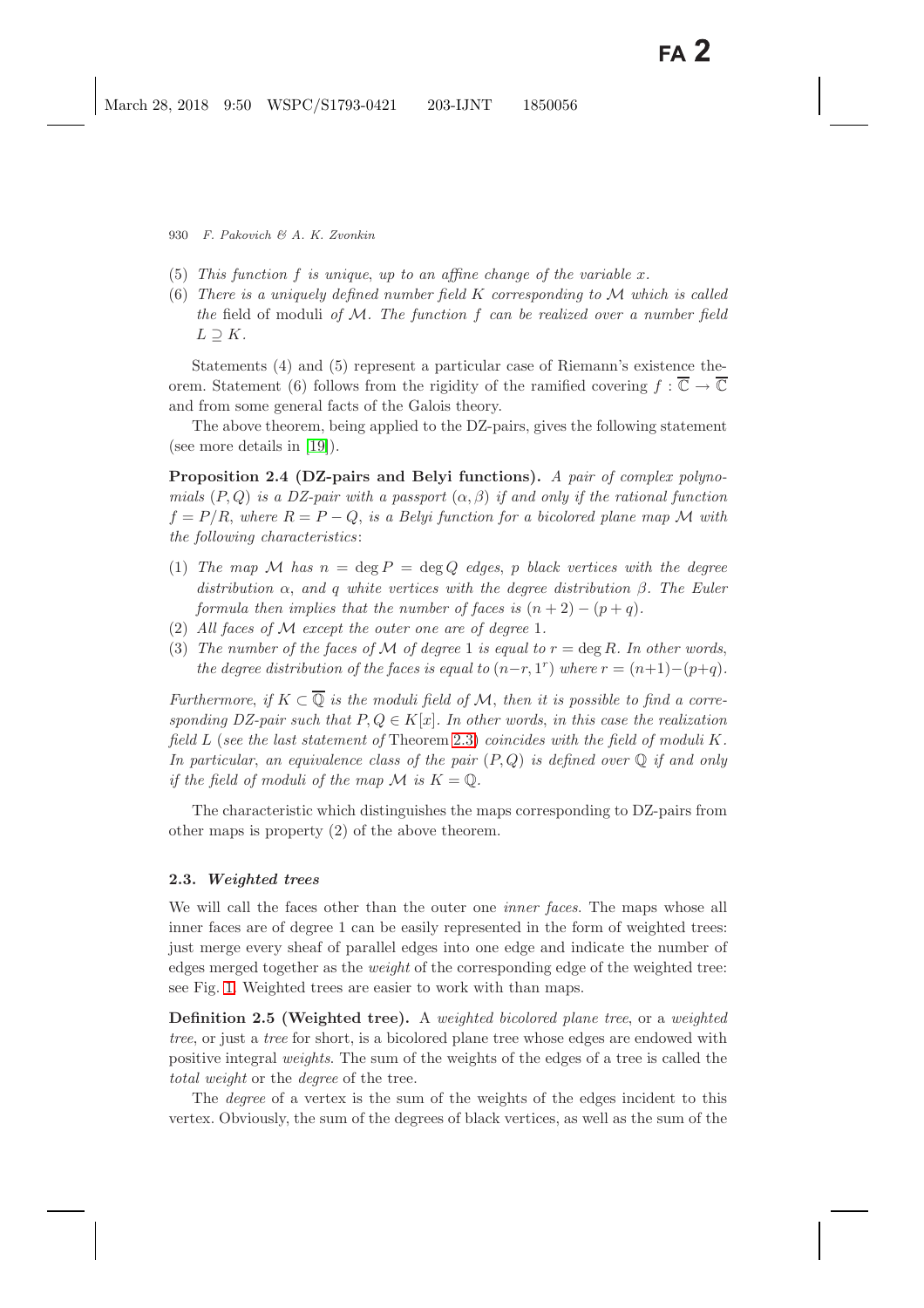(5) *This function $f$ is unique, up to an affine change of the variable $x$.*

(6) *There is a uniquely defined number field $K$ corresponding to $\mathcal{M}$ which is called the* field of moduli *of $\mathcal{M}$. The function $f$ can be realized over a number field $L \supseteq K$.*

Statements (4) and (5) represent a particular case of Riemann's existence theorem. Statement (6) follows from the rigidity of the ramified covering $f : \overline{\mathbb{C}} \to \overline{\mathbb{C}}$ and from some general facts of the Galois theory.

The above theorem, being applied to the DZ-pairs, gives the following statement (see more details in [19]).

**Proposition 2.4 (DZ-pairs and Belyi functions).** *A pair of complex polynomials $(P, Q)$ is a DZ-pair with a passport $(\alpha, \beta)$ if and only if the rational function $f = P/R$, where $R = P - Q$, is a Belyi function for a bicolored plane map $\mathcal{M}$ with the following characteristics*:

(1) *The map $\mathcal{M}$ has $n = \deg P = \deg Q$ edges, $p$ black vertices with the degree distribution $\alpha$, and $q$ white vertices with the degree distribution $\beta$. The Euler formula then implies that the number of faces is $(n + 2) - (p + q)$.*

(2) *All faces of $\mathcal{M}$ except the outer one are of degree 1.*

(3) *The number of the faces of $\mathcal{M}$ of degree 1 is equal to $r = \deg R$. In other words, the degree distribution of the faces is equal to $(n-r, 1^r)$ where $r = (n+1)-(p+q)$.*

*Furthermore, if $K \subset \overline{\mathbb{Q}}$ is the moduli field of $\mathcal{M}$, then it is possible to find a corresponding DZ-pair such that $P, Q \in K[x]$. In other words, in this case the realization field $L$ (see the last statement of* Theorem 2.3*) coincides with the field of moduli $K$. In particular, an equivalence class of the pair $(P, Q)$ is defined over $\mathbb{Q}$ if and only if the field of moduli of the map $\mathcal{M}$ is $K = \mathbb{Q}$.*

The characteristic which distinguishes the maps corresponding to DZ-pairs from other maps is property (2) of the above theorem.

### 2.3. *Weighted trees*

We will call the faces other than the outer one *inner faces*. The maps whose all inner faces are of degree 1 can be easily represented in the form of weighted trees: just merge every sheaf of parallel edges into one edge and indicate the number of edges merged together as the *weight* of the corresponding edge of the weighted tree: see Fig. 1. Weighted trees are easier to work with than maps.

**Definition 2.5 (Weighted tree).** A *weighted bicolored plane tree*, or a *weighted tree*, or just a *tree* for short, is a bicolored plane tree whose edges are endowed with positive integral *weights*. The sum of the weights of the edges of a tree is called the *total weight* or the *degree* of the tree.

The *degree* of a vertex is the sum of the weights of the edges incident to this vertex. Obviously, the sum of the degrees of black vertices, as well as the sum of the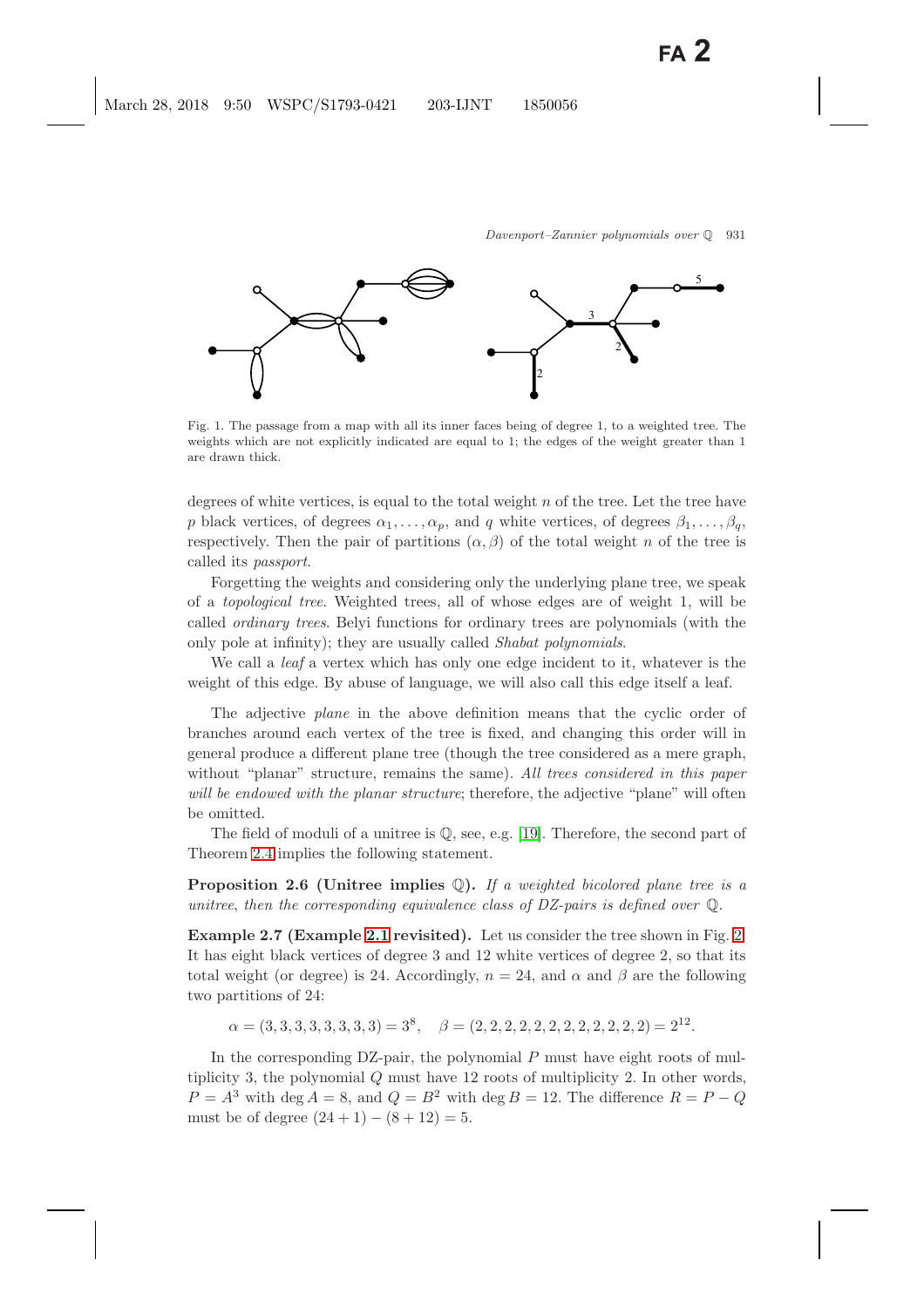Fig. 1. The passage from a map with all its inner faces being of degree 1, to a weighted tree. The weights which are not explicitly indicated are equal to 1; the edges of the weight greater than 1 are drawn thick.

degrees of white vertices, is equal to the total weight $n$ of the tree. Let the tree have $p$ black vertices, of degrees $\alpha_1, \ldots, \alpha_p$, and $q$ white vertices, of degrees $\beta_1, \ldots, \beta_q$, respectively. Then the pair of partitions $(\alpha, \beta)$ of the total weight $n$ of the tree is called its *passport*.

Forgetting the weights and considering only the underlying plane tree, we speak of a *topological tree*. Weighted trees, all of whose edges are of weight 1, will be called *ordinary trees*. Belyi functions for ordinary trees are polynomials (with the only pole at infinity); they are usually called *Shabat polynomials*.

We call a *leaf* a vertex which has only one edge incident to it, whatever is the weight of this edge. By abuse of language, we will also call this edge itself a leaf.

The adjective *plane* in the above definition means that the cyclic order of branches around each vertex of the tree is fixed, and changing this order will in general produce a different plane tree (though the tree considered as a mere graph, without "planar" structure, remains the same). *All trees considered in this paper will be endowed with the planar structure*; therefore, the adjective "plane" will often be omitted.

The field of moduli of a unitree is $\mathbb{Q}$, see, e.g. [19]. Therefore, the second part of Theorem 2.4 implies the following statement.

**Proposition 2.6 (Unitree implies $\mathbb{Q}$).** *If a weighted bicolored plane tree is a unitree, then the corresponding equivalence class of DZ-pairs is defined over $\mathbb{Q}$.*

**Example 2.7 (Example 2.1 revisited).** Let us consider the tree shown in Fig. 2. It has eight black vertices of degree 3 and 12 white vertices of degree 2, so that its total weight (or degree) is 24. Accordingly, $n = 24$, and $\alpha$ and $\beta$ are the following two partitions of 24:

$$\alpha = (3, 3, 3, 3, 3, 3, 3, 3) = 3^8, \quad \beta = (2, 2, 2, 2, 2, 2, 2, 2, 2, 2, 2, 2) = 2^{12}.$$

In the corresponding DZ-pair, the polynomial $P$ must have eight roots of multiplicity 3, the polynomial $Q$ must have 12 roots of multiplicity 2. In other words, $P = A^3$ with $\deg A = 8$, and $Q = B^2$ with $\deg B = 12$. The difference $R = P - Q$ must be of degree $(24 + 1) - (8 + 12) = 5$.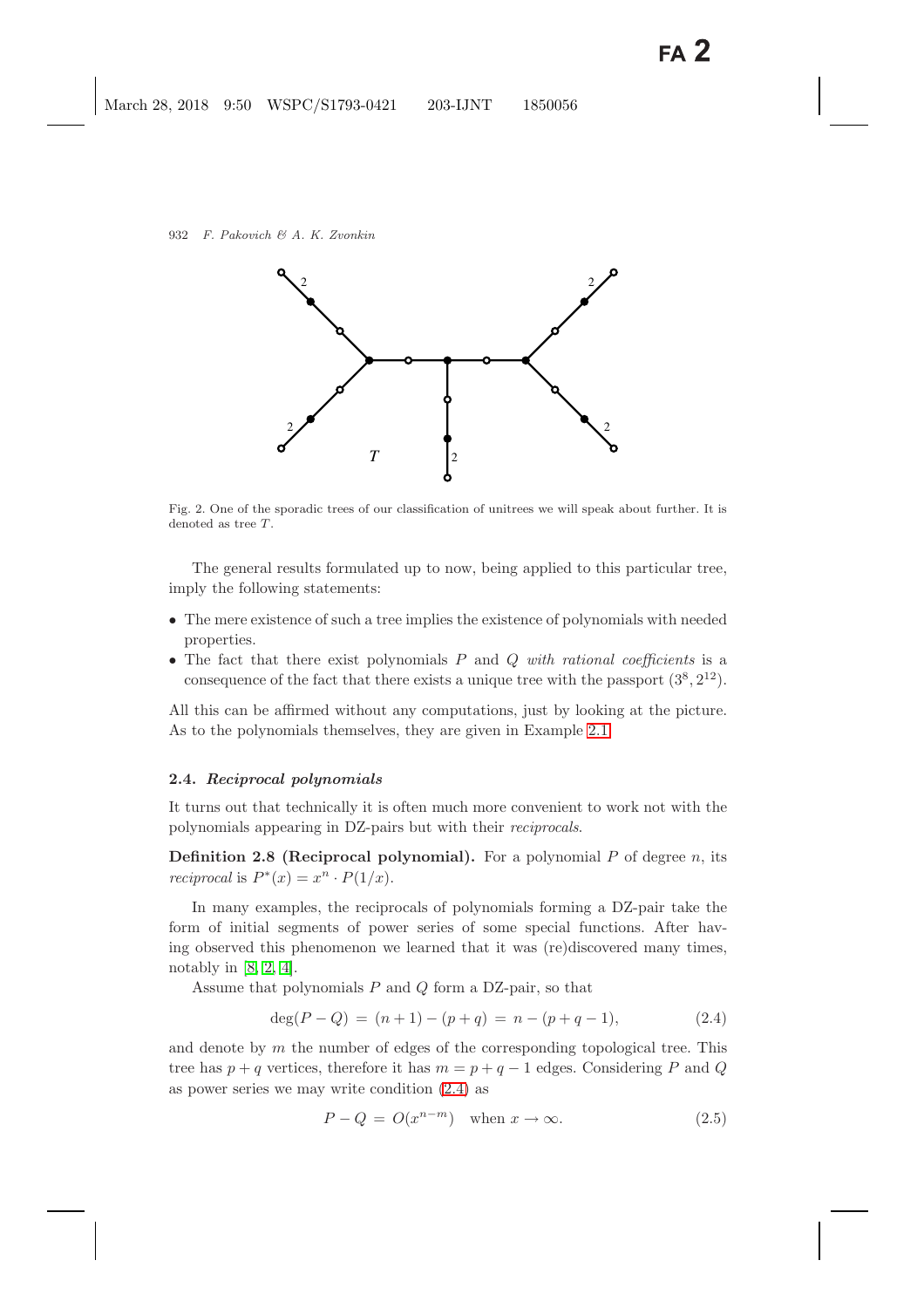Fig. 2. One of the sporadic trees of our classification of unitrees we will speak about further. It is denoted as tree $T$.

The general results formulated up to now, being applied to this particular tree, imply the following statements:

- The mere existence of such a tree implies the existence of polynomials with needed properties.
- The fact that there exist polynomials $P$ and $Q$ *with rational coefficients* is a consequence of the fact that there exists a unique tree with the passport $(3^8, 2^{12})$.

All this can be affirmed without any computations, just by looking at the picture. As to the polynomials themselves, they are given in Example 2.1.

### 2.4. *Reciprocal polynomials*

It turns out that technically it is often much more convenient to work not with the polynomials appearing in DZ-pairs but with their *reciprocals*.

**Definition 2.8 (Reciprocal polynomial).** For a polynomial $P$ of degree $n$, its *reciprocal* is $P^*(x) = x^n \cdot P(1/x)$.

In many examples, the reciprocals of polynomials forming a DZ-pair take the form of initial segments of power series of some special functions. After having observed this phenomenon we learned that it was (re)discovered many times, notably in [8, 2, 4].

Assume that polynomials $P$ and $Q$ form a DZ-pair, so that

$$\deg(P - Q) = (n + 1) - (p + q) = n - (p + q - 1), \tag{2.4}$$

and denote by $m$ the number of edges of the corresponding topological tree. This tree has $p + q$ vertices, therefore it has $m = p + q - 1$ edges. Considering $P$ and $Q$ as power series we may write condition (2.4) as

$$P - Q = O(x^{n-m}) \quad \text{when } x \to \infty. \tag{2.5}$$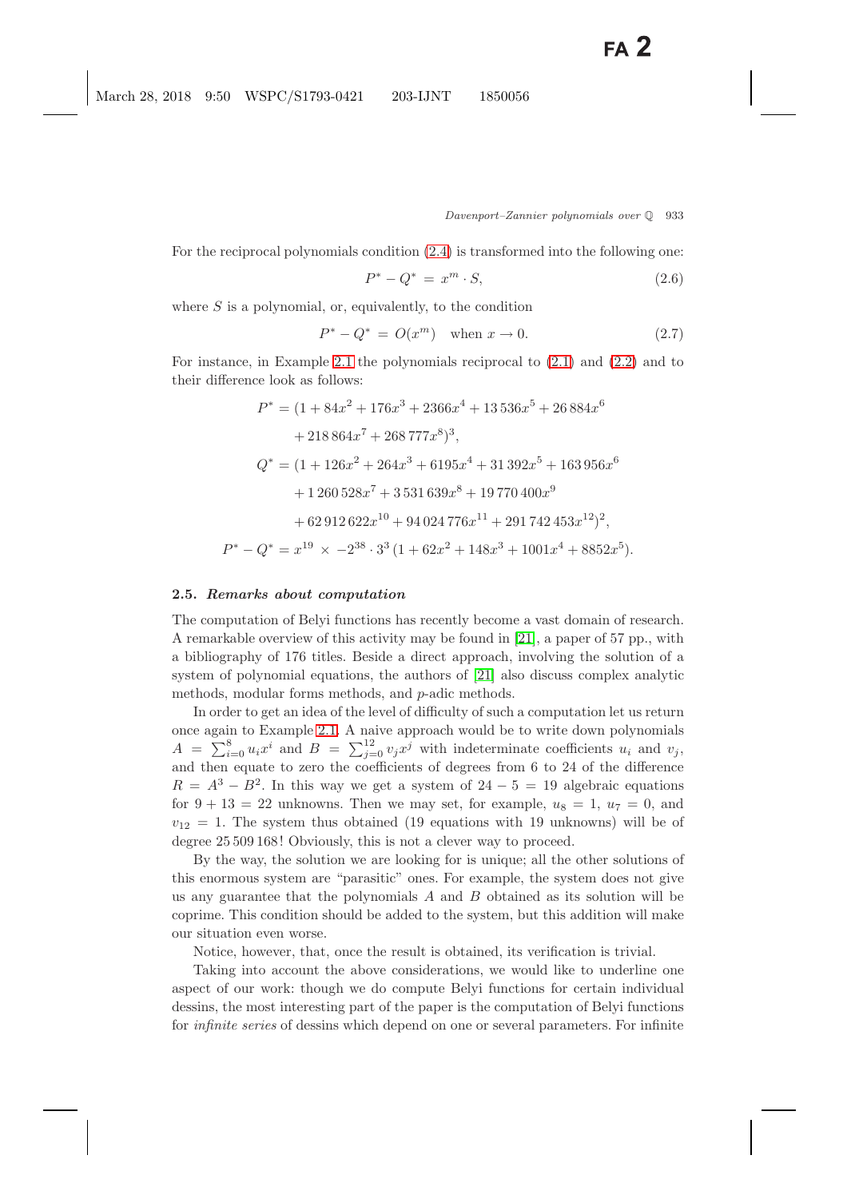For the reciprocal polynomials condition (2.4) is transformed into the following one:

$$P^* - Q^* = x^m \cdot S, \tag{2.6}$$

where $S$ is a polynomial, or, equivalently, to the condition

$$P^* - Q^* = O(x^m) \quad \text{when } x \to 0. \tag{2.7}$$

For instance, in Example 2.1 the polynomials reciprocal to (2.1) and (2.2) and to their difference look as follows:

$$\begin{aligned}
P^* &= (1 + 84x^2 + 176x^3 + 2366x^4 + 13\,536x^5 + 26\,884x^6 \\
&\quad + 218\,864x^7 + 268\,777x^8)^3, \\
Q^* &= (1 + 126x^2 + 264x^3 + 6195x^4 + 31\,392x^5 + 163\,956x^6 \\
&\quad + 1\,260\,528x^7 + 3\,531\,639x^8 + 19\,770\,400x^9 \\
&\quad + 62\,912\,622x^{10} + 94\,024\,776x^{11} + 291\,742\,453x^{12})^2, \\
P^* - Q^* &= x^{19} \times -2^{38} \cdot 3^3\,(1 + 62x^2 + 148x^3 + 1001x^4 + 8852x^5).
\end{aligned}$$

### 2.5. *Remarks about computation*

The computation of Belyi functions has recently become a vast domain of research. A remarkable overview of this activity may be found in [21], a paper of 57 pp., with a bibliography of 176 titles. Beside a direct approach, involving the solution of a system of polynomial equations, the authors of [21] also discuss complex analytic methods, modular forms methods, and $p$-adic methods.

In order to get an idea of the level of difficulty of such a computation let us return once again to Example 2.1. A naive approach would be to write down polynomials $A = \sum_{i=0}^{8} u_i x^i$ and $B = \sum_{j=0}^{12} v_j x^j$ with indeterminate coefficients $u_i$ and $v_j$, and then equate to zero the coefficients of degrees from 6 to 24 of the difference $R = A^3 - B^2$. In this way we get a system of $24 - 5 = 19$ algebraic equations for $9 + 13 = 22$ unknowns. Then we may set, for example, $u_8 = 1$, $u_7 = 0$, and $v_{12} = 1$. The system thus obtained (19 equations with 19 unknowns) will be of degree 25 509 168! Obviously, this is not a clever way to proceed.

By the way, the solution we are looking for is unique; all the other solutions of this enormous system are "parasitic" ones. For example, the system does not give us any guarantee that the polynomials $A$ and $B$ obtained as its solution will be coprime. This condition should be added to the system, but this addition will make our situation even worse.

Notice, however, that, once the result is obtained, its verification is trivial.

Taking into account the above considerations, we would like to underline one aspect of our work: though we do compute Belyi functions for certain individual dessins, the most interesting part of the paper is the computation of Belyi functions for *infinite series* of dessins which depend on one or several parameters. For infinite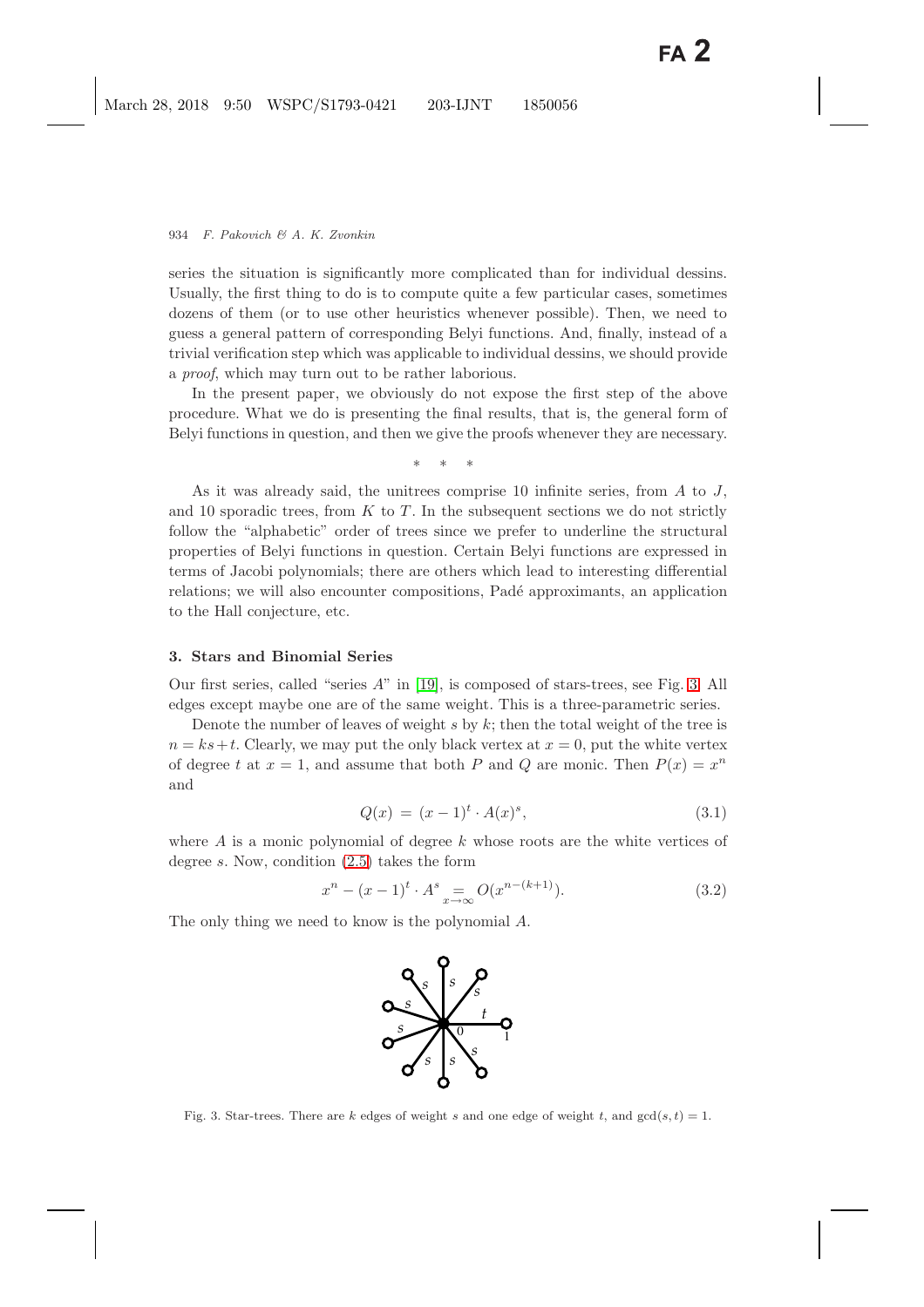series the situation is significantly more complicated than for individual dessins. Usually, the first thing to do is to compute quite a few particular cases, sometimes dozens of them (or to use other heuristics whenever possible). Then, we need to guess a general pattern of corresponding Belyi functions. And, finally, instead of a trivial verification step which was applicable to individual dessins, we should provide a *proof*, which may turn out to be rather laborious.

In the present paper, we obviously do not expose the first step of the above procedure. What we do is presenting the final results, that is, the general form of Belyi functions in question, and then we give the proofs whenever they are necessary.

\* \* \*

As it was already said, the unitrees comprise 10 infinite series, from $A$ to $J$, and 10 sporadic trees, from $K$ to $T$. In the subsequent sections we do not strictly follow the "alphabetic" order of trees since we prefer to underline the structural properties of Belyi functions in question. Certain Belyi functions are expressed in terms of Jacobi polynomials; there are others which lead to interesting differential relations; we will also encounter compositions, Padé approximants, an application to the Hall conjecture, etc.

### 3. Stars and Binomial Series

Our first series, called "series $A$" in [19], is composed of stars-trees, see Fig. 3. All edges except maybe one are of the same weight. This is a three-parametric series.

Denote the number of leaves of weight $s$ by $k$; then the total weight of the tree is $n = ks + t$. Clearly, we may put the only black vertex at $x = 0$, put the white vertex of degree $t$ at $x = 1$, and assume that both $P$ and $Q$ are monic. Then $P(x) = x^n$ and

$$Q(x) = (x-1)^t \cdot A(x)^s, \tag{3.1}$$

where $A$ is a monic polynomial of degree $k$ whose roots are the white vertices of degree $s$. Now, condition (2.5) takes the form

$$x^n - (x-1)^t \cdot A^s \underset{x \to \infty}{=} O(x^{n-(k+1)}). \tag{3.2}$$

The only thing we need to know is the polynomial $A$.

Fig. 3. Star-trees. There are $k$ edges of weight $s$ and one edge of weight $t$, and $\gcd(s,t) = 1$.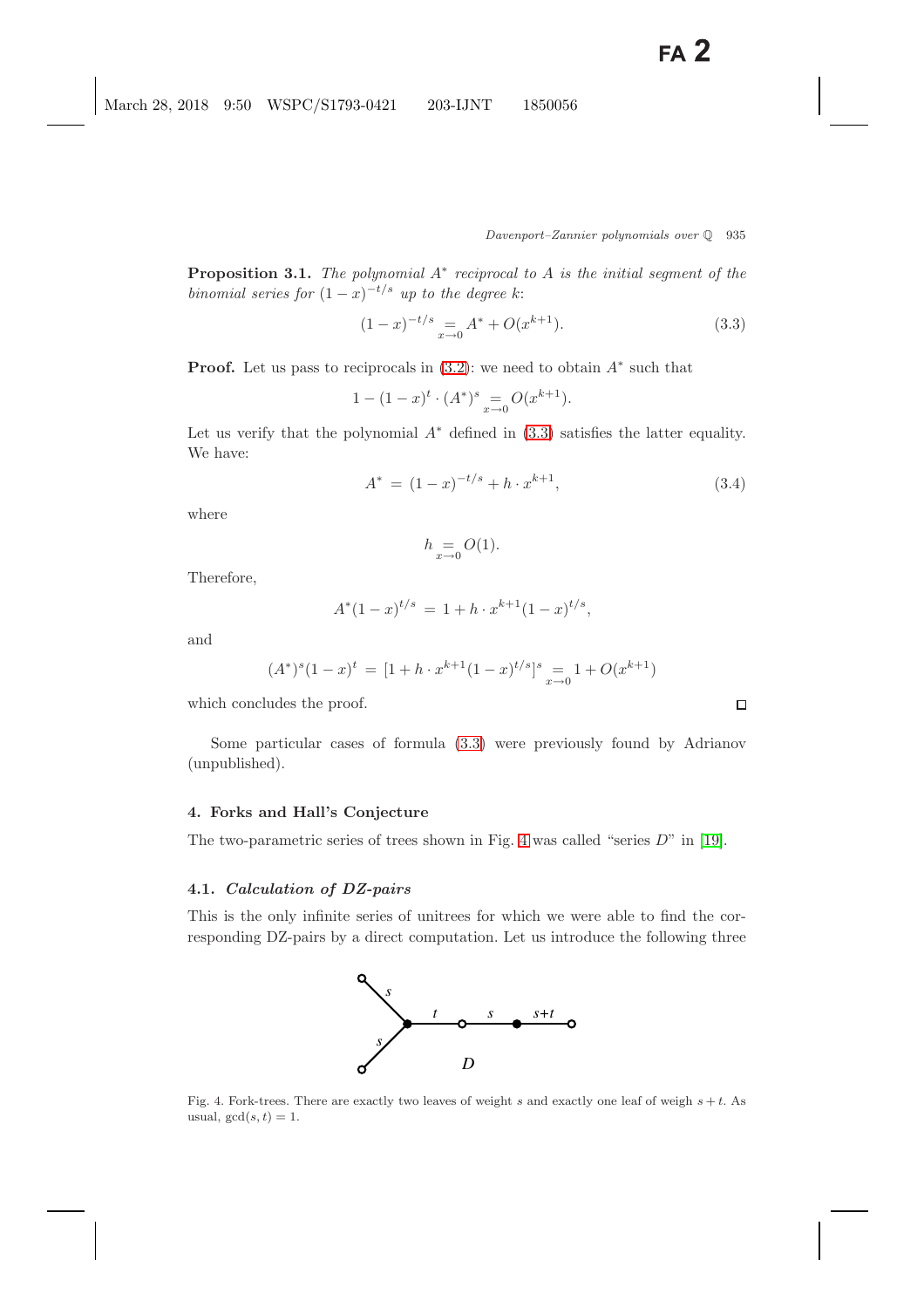**Proposition 3.1.** *The polynomial $A^*$ reciprocal to $A$ is the initial segment of the binomial series for $(1-x)^{-t/s}$ up to the degree $k$*:

$$(1-x)^{-t/s} \underset{x\to 0}{=} A^* + O(x^{k+1}). \tag{3.3}$$

**Proof.** Let us pass to reciprocals in (3.2): we need to obtain $A^*$ such that

$$1 - (1-x)^t \cdot (A^*)^s \underset{x\to 0}{=} O(x^{k+1}).$$

Let us verify that the polynomial $A^*$ defined in (3.3) satisfies the latter equality. We have:

$$A^* = (1-x)^{-t/s} + h \cdot x^{k+1}, \tag{3.4}$$

where

$$h \underset{x\to 0}{=} O(1).$$

Therefore,

$$A^*(1-x)^{t/s} = 1 + h \cdot x^{k+1}(1-x)^{t/s},$$

and

$$(A^*)^s(1-x)^t = [1 + h \cdot x^{k+1}(1-x)^{t/s}]^s \underset{x\to 0}{=} 1 + O(x^{k+1})$$

which concludes the proof. □

Some particular cases of formula (3.3) were previously found by Adrianov (unpublished).

## 4. Forks and Hall's Conjecture

The two-parametric series of trees shown in Fig. 4 was called "series $D$" in [19].

### 4.1. *Calculation of DZ-pairs*

This is the only infinite series of unitrees for which we were able to find the corresponding DZ-pairs by a direct computation. Let us introduce the following three

Fig. 4. Fork-trees. There are exactly two leaves of weight $s$ and exactly one leaf of weigh $s+t$. As usual, $\gcd(s,t) = 1$.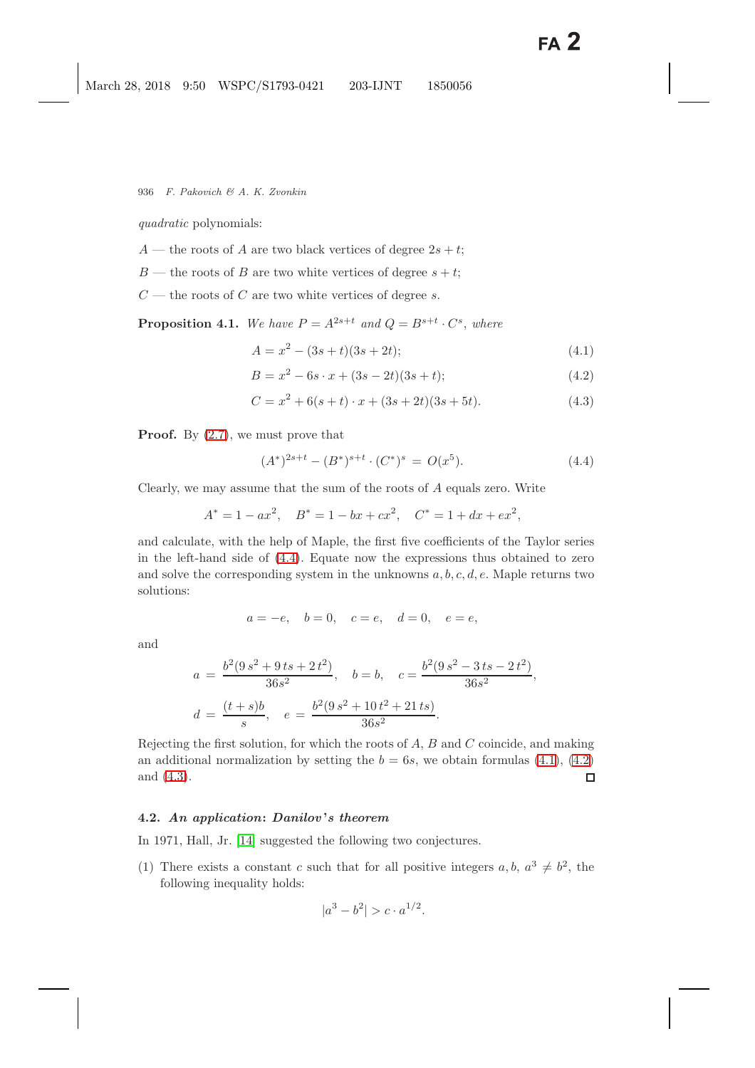*quadratic* polynomials:

$A$ — the roots of $A$ are two black vertices of degree $2s + t$;

$B$ — the roots of $B$ are two white vertices of degree $s + t$;

$C$ — the roots of $C$ are two white vertices of degree $s$.

**Proposition 4.1.** *We have* $P = A^{2s+t}$ *and* $Q = B^{s+t} \cdot C^s$, *where*

$$A = x^2 - (3s+t)(3s+2t); \tag{4.1}$$

$$B = x^2 - 6s \cdot x + (3s-2t)(3s+t); \tag{4.2}$$

$$C = x^2 + 6(s+t) \cdot x + (3s+2t)(3s+5t). \tag{4.3}$$

**Proof.** By (2.7), we must prove that

$$(A^*)^{2s+t} - (B^*)^{s+t} \cdot (C^*)^s \, = \, O(x^5). \tag{4.4}$$

Clearly, we may assume that the sum of the roots of $A$ equals zero. Write

$$A^* = 1 - ax^2, \quad B^* = 1 - bx + cx^2, \quad C^* = 1 + dx + ex^2,$$

and calculate, with the help of Maple, the first five coefficients of the Taylor series in the left-hand side of (4.4). Equate now the expressions thus obtained to zero and solve the corresponding system in the unknowns $a, b, c, d, e$. Maple returns two solutions:

$$a = -e, \quad b = 0, \quad c = e, \quad d = 0, \quad e = e,$$

and

$$a \, = \, \frac{b^2(9\,s^2 + 9\,ts + 2\,t^2)}{36s^2}, \quad b = b, \quad c = \frac{b^2(9\,s^2 - 3\,ts - 2\,t^2)}{36s^2},$$

$$d \, = \, \frac{(t+s)b}{s}, \quad e \, = \, \frac{b^2(9\,s^2 + 10\,t^2 + 21\,ts)}{36s^2}.$$

Rejecting the first solution, for which the roots of $A$, $B$ and $C$ coincide, and making an additional normalization by setting the $b = 6s$, we obtain formulas (4.1), (4.2) and (4.3). $\square$

### 4.2. *An application*: *Danilov's theorem*

In 1971, Hall, Jr. [14] suggested the following two conjectures.

(1) There exists a constant $c$ such that for all positive integers $a, b$, $a^3 \neq b^2$, the following inequality holds:

$$|a^3 - b^2| > c \cdot a^{1/2}.$$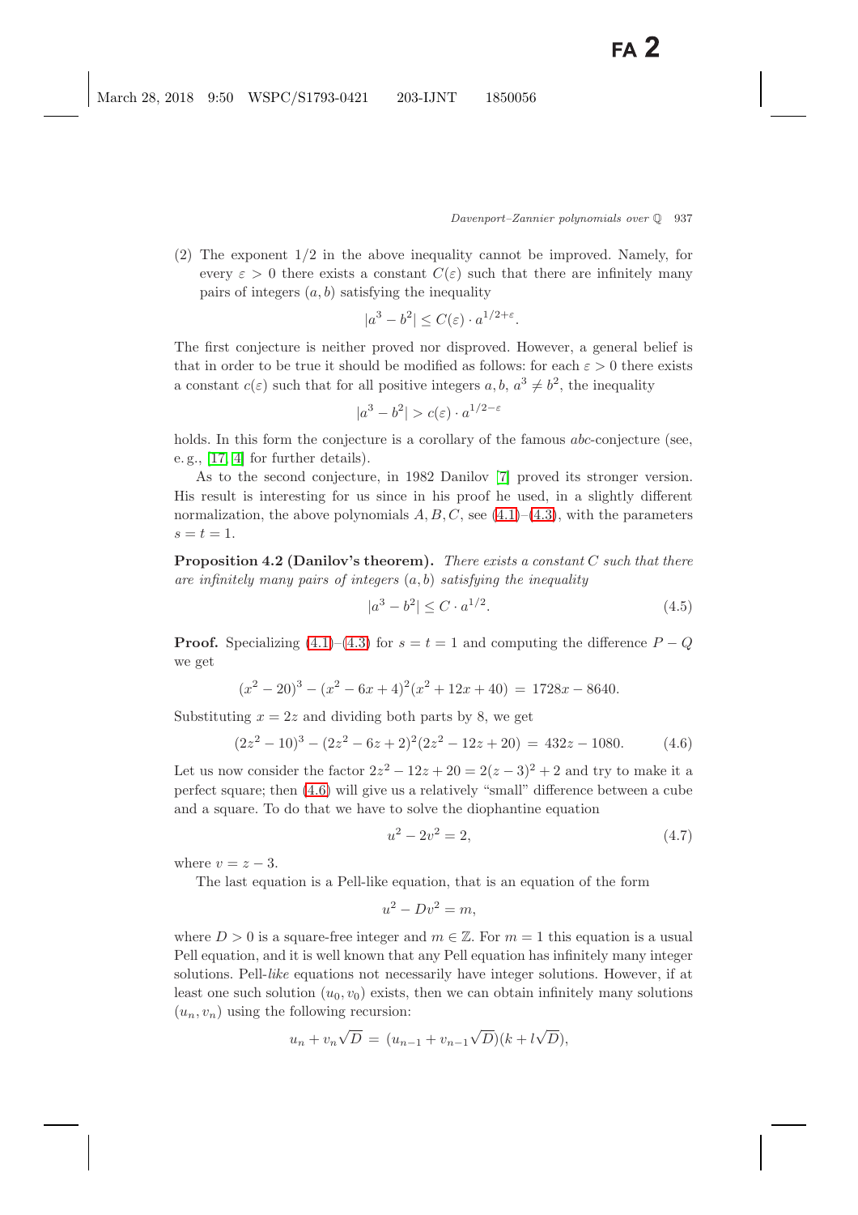(2) The exponent 1/2 in the above inequality cannot be improved. Namely, for every $\varepsilon > 0$ there exists a constant $C(\varepsilon)$ such that there are infinitely many pairs of integers $(a, b)$ satisfying the inequality

$$|a^3 - b^2| \le C(\varepsilon) \cdot a^{1/2+\varepsilon}.$$

The first conjecture is neither proved nor disproved. However, a general belief is that in order to be true it should be modified as follows: for each $\varepsilon > 0$ there exists a constant $c(\varepsilon)$ such that for all positive integers $a, b$, $a^3 \ne b^2$, the inequality

$$|a^3 - b^2| > c(\varepsilon) \cdot a^{1/2-\varepsilon}$$

holds. In this form the conjecture is a corollary of the famous *abc*-conjecture (see, e.g., [17, 4] for further details).

As to the second conjecture, in 1982 Danilov [7] proved its stronger version. His result is interesting for us since in his proof he used, in a slightly different normalization, the above polynomials $A, B, C$, see (4.1)–(4.3), with the parameters $s = t = 1$.

**Proposition 4.2 (Danilov's theorem).** *There exists a constant $C$ such that there are infinitely many pairs of integers $(a, b)$ satisfying the inequality*

$$|a^3 - b^2| \le C \cdot a^{1/2}. \tag{4.5}$$

**Proof.** Specializing (4.1)–(4.3) for $s = t = 1$ and computing the difference $P - Q$ we get

$$(x^2 - 20)^3 - (x^2 - 6x + 4)^2(x^2 + 12x + 40) = 1728x - 8640.$$

Substituting $x = 2z$ and dividing both parts by 8, we get

$$(2z^2 - 10)^3 - (2z^2 - 6z + 2)^2(2z^2 - 12z + 20) = 432z - 1080. \tag{4.6}$$

Let us now consider the factor $2z^2 - 12z + 20 = 2(z - 3)^2 + 2$ and try to make it a perfect square; then (4.6) will give us a relatively "small" difference between a cube and a square. To do that we have to solve the diophantine equation

$$u^2 - 2v^2 = 2, \tag{4.7}$$

where $v = z - 3$.

The last equation is a Pell-like equation, that is an equation of the form

$$u^2 - Dv^2 = m,$$

where $D > 0$ is a square-free integer and $m \in \mathbb{Z}$. For $m = 1$ this equation is a usual Pell equation, and it is well known that any Pell equation has infinitely many integer solutions. Pell-*like* equations not necessarily have integer solutions. However, if at least one such solution $(u_0, v_0)$ exists, then we can obtain infinitely many solutions $(u_n, v_n)$ using the following recursion:

$$u_n + v_n\sqrt{D} = (u_{n-1} + v_{n-1}\sqrt{D})(k + l\sqrt{D}),$$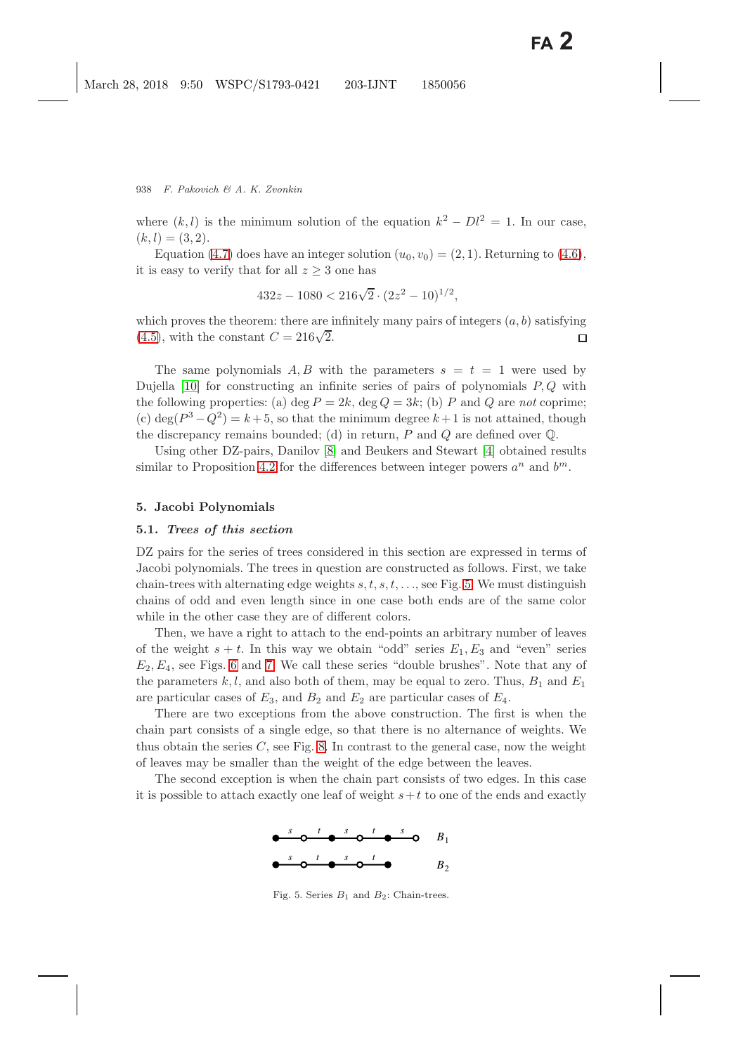where $(k, l)$ is the minimum solution of the equation $k^2 - Dl^2 = 1$. In our case, $(k, l) = (3, 2)$.

Equation (4.7) does have an integer solution $(u_0, v_0) = (2, 1)$. Returning to (4.6), it is easy to verify that for all $z \geq 3$ one has

$$432z - 1080 < 216\sqrt{2} \cdot (2z^2 - 10)^{1/2},$$

which proves the theorem: there are infinitely many pairs of integers $(a, b)$ satisfying (4.5), with the constant $C = 216\sqrt{2}$. □

The same polynomials $A, B$ with the parameters $s = t = 1$ were used by Dujella [10] for constructing an infinite series of pairs of polynomials $P, Q$ with the following properties: (a) $\deg P = 2k$, $\deg Q = 3k$; (b) $P$ and $Q$ are *not* coprime; (c) $\deg(P^3 - Q^2) = k + 5$, so that the minimum degree $k + 1$ is not attained, though the discrepancy remains bounded; (d) in return, $P$ and $Q$ are defined over $\mathbb{Q}$.

Using other DZ-pairs, Danilov [8] and Beukers and Stewart [4] obtained results similar to Proposition 4.2 for the differences between integer powers $a^n$ and $b^m$.

## 5. Jacobi Polynomials

### 5.1. *Trees of this section*

DZ pairs for the series of trees considered in this section are expressed in terms of Jacobi polynomials. The trees in question are constructed as follows. First, we take chain-trees with alternating edge weights $s, t, s, t, \ldots$, see Fig. 5. We must distinguish chains of odd and even length since in one case both ends are of the same color while in the other case they are of different colors.

Then, we have a right to attach to the end-points an arbitrary number of leaves of the weight $s + t$. In this way we obtain "odd" series $E_1, E_3$ and "even" series $E_2, E_4$, see Figs. 6 and 7. We call these series "double brushes". Note that any of the parameters $k, l$, and also both of them, may be equal to zero. Thus, $B_1$ and $E_1$ are particular cases of $E_3$, and $B_2$ and $E_2$ are particular cases of $E_4$.

There are two exceptions from the above construction. The first is when the chain part consists of a single edge, so that there is no alternance of weights. We thus obtain the series $C$, see Fig. 8. In contrast to the general case, now the weight of leaves may be smaller than the weight of the edge between the leaves.

The second exception is when the chain part consists of two edges. In this case it is possible to attach exactly one leaf of weight $s+t$ to one of the ends and exactly

Fig. 5. Series $B_1$ and $B_2$: Chain-trees.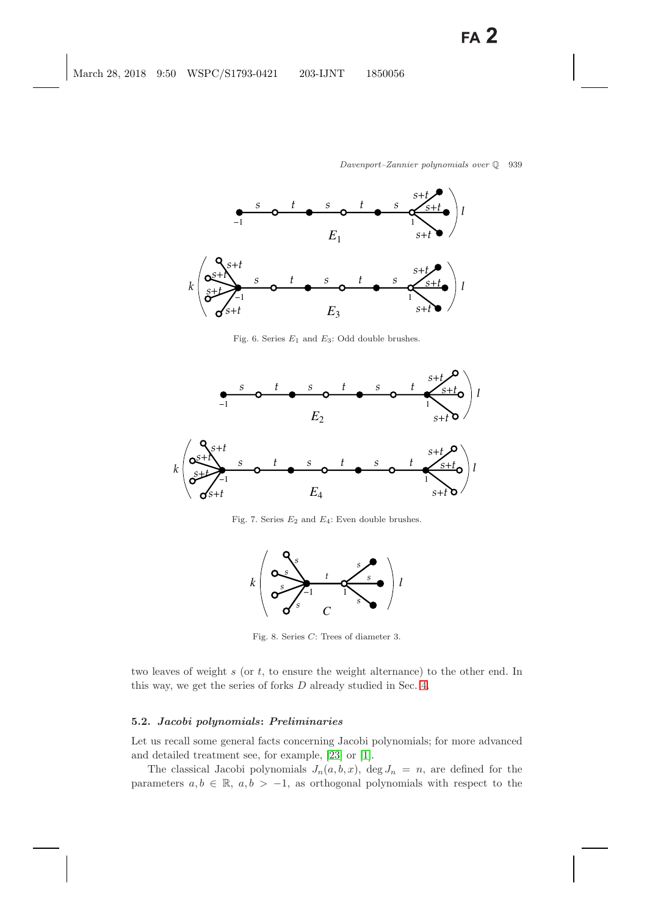Fig. 6. Series $E_1$ and $E_3$: Odd double brushes.

Fig. 7. Series $E_2$ and $E_4$: Even double brushes.

Fig. 8. Series $C$: Trees of diameter 3.

two leaves of weight $s$ (or $t$, to ensure the weight alternance) to the other end. In this way, we get the series of forks $D$ already studied in Sec. 4.

### 5.2. *Jacobi polynomials: Preliminaries*

Let us recall some general facts concerning Jacobi polynomials; for more advanced and detailed treatment see, for example, [23] or [1].

The classical Jacobi polynomials $J_n(a, b, x)$, $\deg J_n = n$, are defined for the parameters $a, b \in \mathbb{R}$, $a, b > -1$, as orthogonal polynomials with respect to the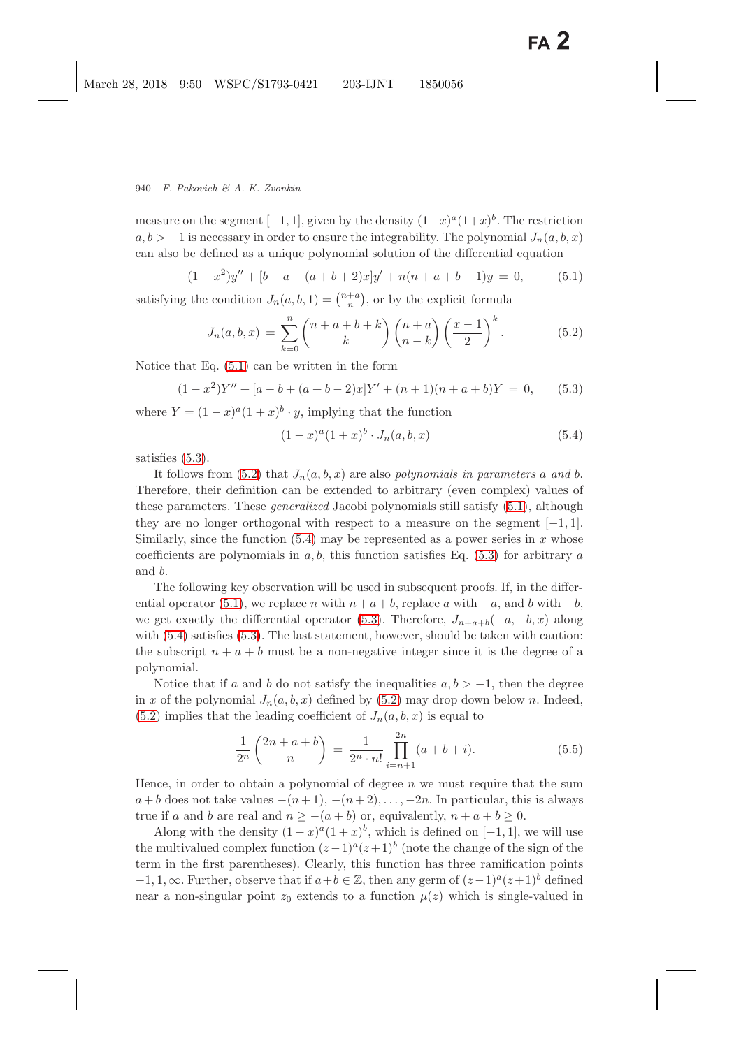measure on the segment $[-1,1]$, given by the density $(1-x)^a(1+x)^b$. The restriction $a,b>-1$ is necessary in order to ensure the integrability. The polynomial $J_n(a,b,x)$ can also be defined as a unique polynomial solution of the differential equation

$$(1-x^2)y'' + [b-a-(a+b+2)x]y' + n(n+a+b+1)y = 0, \tag{5.1}$$

satisfying the condition $J_n(a,b,1) = \binom{n+a}{n}$, or by the explicit formula

$$J_n(a,b,x) = \sum_{k=0}^{n} \binom{n+a+b+k}{k}\binom{n+a}{n-k}\left(\frac{x-1}{2}\right)^k. \tag{5.2}$$

Notice that Eq. (5.1) can be written in the form

$$(1-x^2)Y'' + [a-b+(a+b-2)x]Y' + (n+1)(n+a+b)Y = 0, \tag{5.3}$$

where $Y = (1-x)^a(1+x)^b \cdot y$, implying that the function

$$(1-x)^a(1+x)^b \cdot J_n(a,b,x) \tag{5.4}$$

satisfies (5.3).

It follows from (5.2) that $J_n(a,b,x)$ are also *polynomials in parameters a and b*. Therefore, their definition can be extended to arbitrary (even complex) values of these parameters. These *generalized* Jacobi polynomials still satisfy (5.1), although they are no longer orthogonal with respect to a measure on the segment $[-1,1]$. Similarly, since the function (5.4) may be represented as a power series in $x$ whose coefficients are polynomials in $a,b$, this function satisfies Eq. (5.3) for arbitrary $a$ and $b$.

The following key observation will be used in subsequent proofs. If, in the differential operator (5.1), we replace $n$ with $n+a+b$, replace $a$ with $-a$, and $b$ with $-b$, we get exactly the differential operator (5.3). Therefore, $J_{n+a+b}(-a,-b,x)$ along with (5.4) satisfies (5.3). The last statement, however, should be taken with caution: the subscript $n+a+b$ must be a non-negative integer since it is the degree of a polynomial.

Notice that if $a$ and $b$ do not satisfy the inequalities $a,b>-1$, then the degree in $x$ of the polynomial $J_n(a,b,x)$ defined by (5.2) may drop down below $n$. Indeed, (5.2) implies that the leading coefficient of $J_n(a,b,x)$ is equal to

$$\frac{1}{2^n}\binom{2n+a+b}{n} = \frac{1}{2^n \cdot n!}\prod_{i=n+1}^{2n}(a+b+i). \tag{5.5}$$

Hence, in order to obtain a polynomial of degree $n$ we must require that the sum $a+b$ does not take values $-(n+1), -(n+2), \ldots, -2n$. In particular, this is always true if $a$ and $b$ are real and $n \geq -(a+b)$ or, equivalently, $n+a+b \geq 0$.

Along with the density $(1-x)^a(1+x)^b$, which is defined on $[-1,1]$, we will use the multivalued complex function $(z-1)^a(z+1)^b$ (note the change of the sign of the term in the first parentheses). Clearly, this function has three ramification points $-1, 1, \infty$. Further, observe that if $a+b \in \mathbb{Z}$, then any germ of $(z-1)^a(z+1)^b$ defined near a non-singular point $z_0$ extends to a function $\mu(z)$ which is single-valued in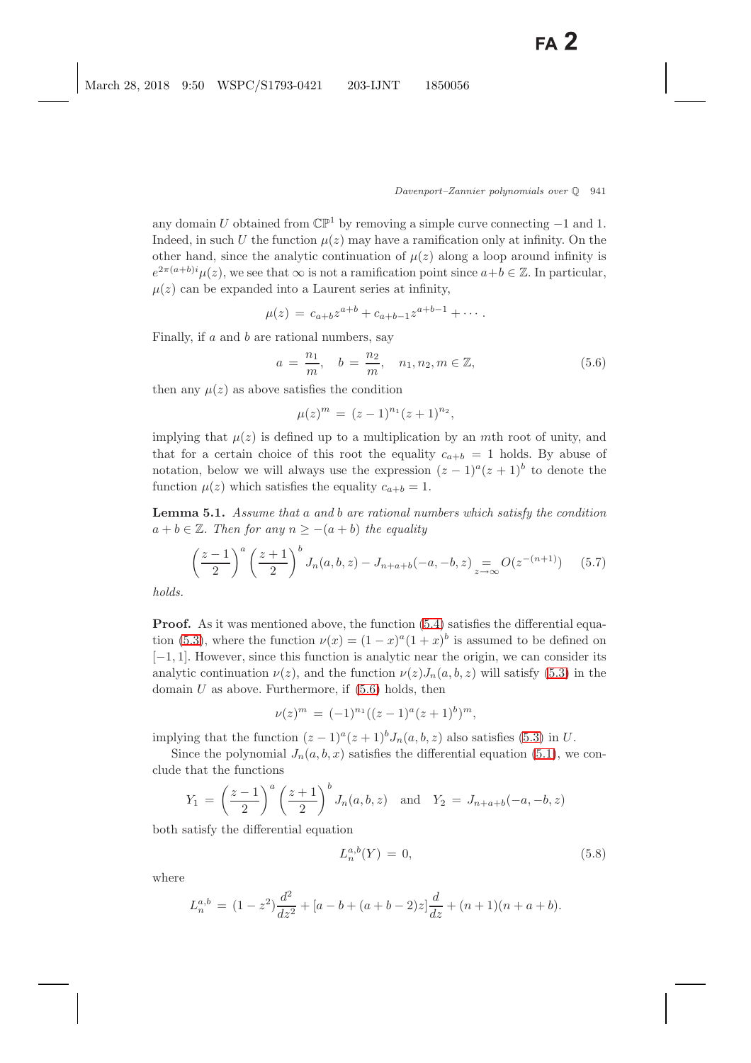any domain $U$ obtained from $\mathbb{CP}^1$ by removing a simple curve connecting $-1$ and 1. Indeed, in such $U$ the function $\mu(z)$ may have a ramification only at infinity. On the other hand, since the analytic continuation of $\mu(z)$ along a loop around infinity is $e^{2\pi(a+b)i}\mu(z)$, we see that $\infty$ is not a ramification point since $a+b \in \mathbb{Z}$. In particular, $\mu(z)$ can be expanded into a Laurent series at infinity,

$$\mu(z) = c_{a+b}z^{a+b} + c_{a+b-1}z^{a+b-1} + \cdots .$$

Finally, if $a$ and $b$ are rational numbers, say

$$a = \frac{n_1}{m}, \quad b = \frac{n_2}{m}, \quad n_1, n_2, m \in \mathbb{Z}, \tag{5.6}$$

then any $\mu(z)$ as above satisfies the condition

$$\mu(z)^m = (z-1)^{n_1}(z+1)^{n_2},$$

implying that $\mu(z)$ is defined up to a multiplication by an $m$th root of unity, and that for a certain choice of this root the equality $c_{a+b} = 1$ holds. By abuse of notation, below we will always use the expression $(z-1)^a(z+1)^b$ to denote the function $\mu(z)$ which satisfies the equality $c_{a+b} = 1$.

**Lemma 5.1.** *Assume that $a$ and $b$ are rational numbers which satisfy the condition $a+b \in \mathbb{Z}$. Then for any $n \geq -(a+b)$ the equality*

$$\left(\frac{z-1}{2}\right)^a \left(\frac{z+1}{2}\right)^b J_n(a,b,z) - J_{n+a+b}(-a,-b,z) \underset{z\to\infty}{=} O(z^{-(n+1)}) \tag{5.7}$$

*holds.*

**Proof.** As it was mentioned above, the function (5.4) satisfies the differential equation (5.3), where the function $\nu(x) = (1-x)^a(1+x)^b$ is assumed to be defined on $[-1,1]$. However, since this function is analytic near the origin, we can consider its analytic continuation $\nu(z)$, and the function $\nu(z)J_n(a,b,z)$ will satisfy (5.3) in the domain $U$ as above. Furthermore, if (5.6) holds, then

$$\nu(z)^m = (-1)^{n_1}((z-1)^a(z+1)^b)^m,$$

implying that the function $(z-1)^a(z+1)^b J_n(a,b,z)$ also satisfies (5.3) in $U$.

Since the polynomial $J_n(a,b,x)$ satisfies the differential equation (5.1), we conclude that the functions

$$Y_1 = \left(\frac{z-1}{2}\right)^a \left(\frac{z+1}{2}\right)^b J_n(a,b,z) \quad \text{and} \quad Y_2 = J_{n+a+b}(-a,-b,z)$$

both satisfy the differential equation

$$L_n^{a,b}(Y) = 0, \tag{5.8}$$

where

$$L_n^{a,b} = (1-z^2)\frac{d^2}{dz^2} + [a-b+(a+b-2)z]\frac{d}{dz} + (n+1)(n+a+b).$$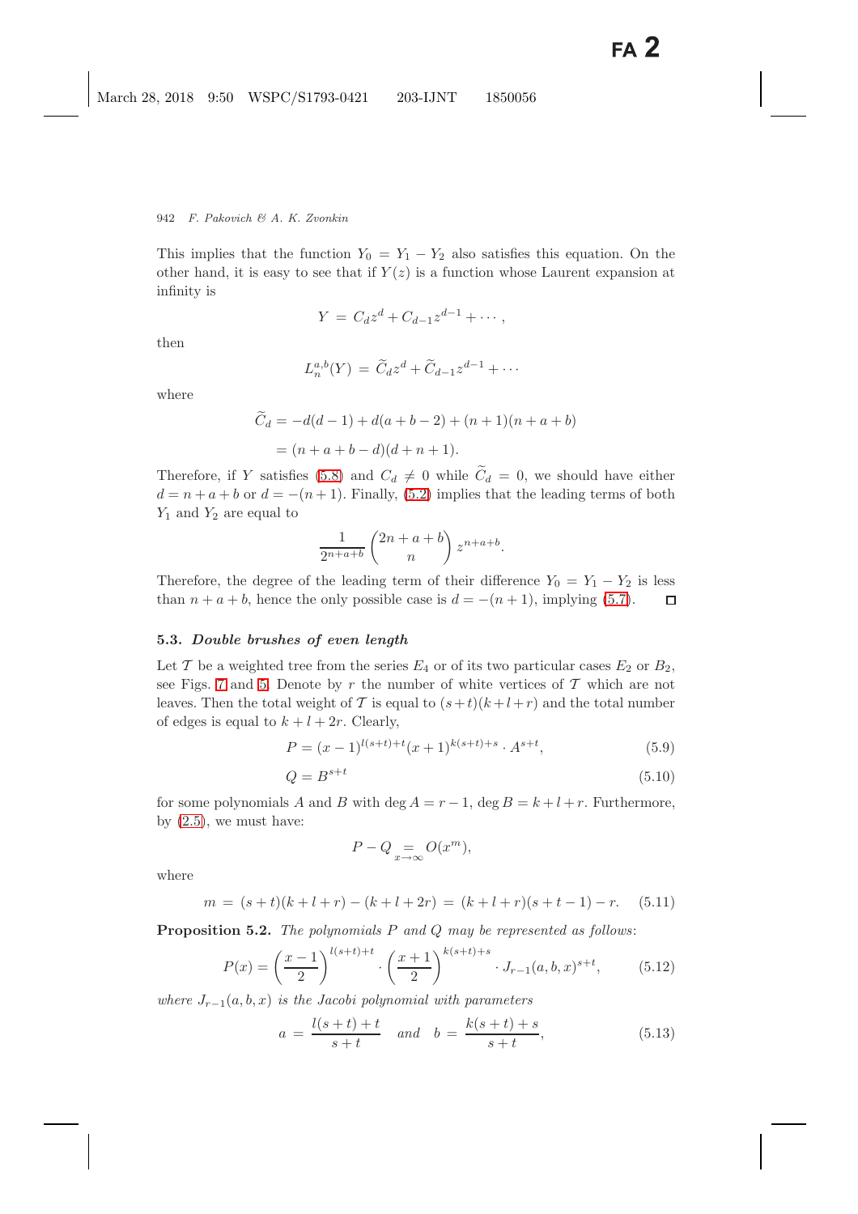This implies that the function $Y_0 = Y_1 - Y_2$ also satisfies this equation. On the other hand, it is easy to see that if $Y(z)$ is a function whose Laurent expansion at infinity is

$$Y = C_d z^d + C_{d-1} z^{d-1} + \cdots,$$

then

$$L_n^{a,b}(Y) = \widetilde{C}_d z^d + \widetilde{C}_{d-1} z^{d-1} + \cdots$$

where

$$\begin{aligned}\widetilde{C}_d &= -d(d-1) + d(a+b-2) + (n+1)(n+a+b) \\ &= (n+a+b-d)(d+n+1).\end{aligned}$$

Therefore, if $Y$ satisfies (5.8) and $C_d \neq 0$ while $\widetilde{C}_d = 0$, we should have either $d = n+a+b$ or $d = -(n+1)$. Finally, (5.2) implies that the leading terms of both $Y_1$ and $Y_2$ are equal to

$$\frac{1}{2^{n+a+b}} \binom{2n+a+b}{n} z^{n+a+b}.$$

Therefore, the degree of the leading term of their difference $Y_0 = Y_1 - Y_2$ is less than $n+a+b$, hence the only possible case is $d = -(n+1)$, implying (5.7). □

### 5.3. *Double brushes of even length*

Let $\mathcal{T}$ be a weighted tree from the series $E_4$ or of its two particular cases $E_2$ or $B_2$, see Figs. 7 and 5. Denote by $r$ the number of white vertices of $\mathcal{T}$ which are not leaves. Then the total weight of $\mathcal{T}$ is equal to $(s+t)(k+l+r)$ and the total number of edges is equal to $k+l+2r$. Clearly,

$$P = (x-1)^{l(s+t)+t}(x+1)^{k(s+t)+s} \cdot A^{s+t}, \tag{5.9}$$

$$Q = B^{s+t} \tag{5.10}$$

for some polynomials $A$ and $B$ with $\deg A = r-1$, $\deg B = k+l+r$. Furthermore, by (2.5), we must have:

$$P - Q \underset{x\to\infty}{=} O(x^m),$$

where

$$m = (s+t)(k+l+r) - (k+l+2r) = (k+l+r)(s+t-1) - r. \tag{5.11}$$

**Proposition 5.2.** *The polynomials $P$ and $Q$ may be represented as follows:*

$$P(x) = \left(\frac{x-1}{2}\right)^{l(s+t)+t} \cdot \left(\frac{x+1}{2}\right)^{k(s+t)+s} \cdot J_{r-1}(a,b,x)^{s+t}, \tag{5.12}$$

*where $J_{r-1}(a,b,x)$ is the Jacobi polynomial with parameters*

$$a = \frac{l(s+t)+t}{s+t} \quad \textit{and} \quad b = \frac{k(s+t)+s}{s+t}, \tag{5.13}$$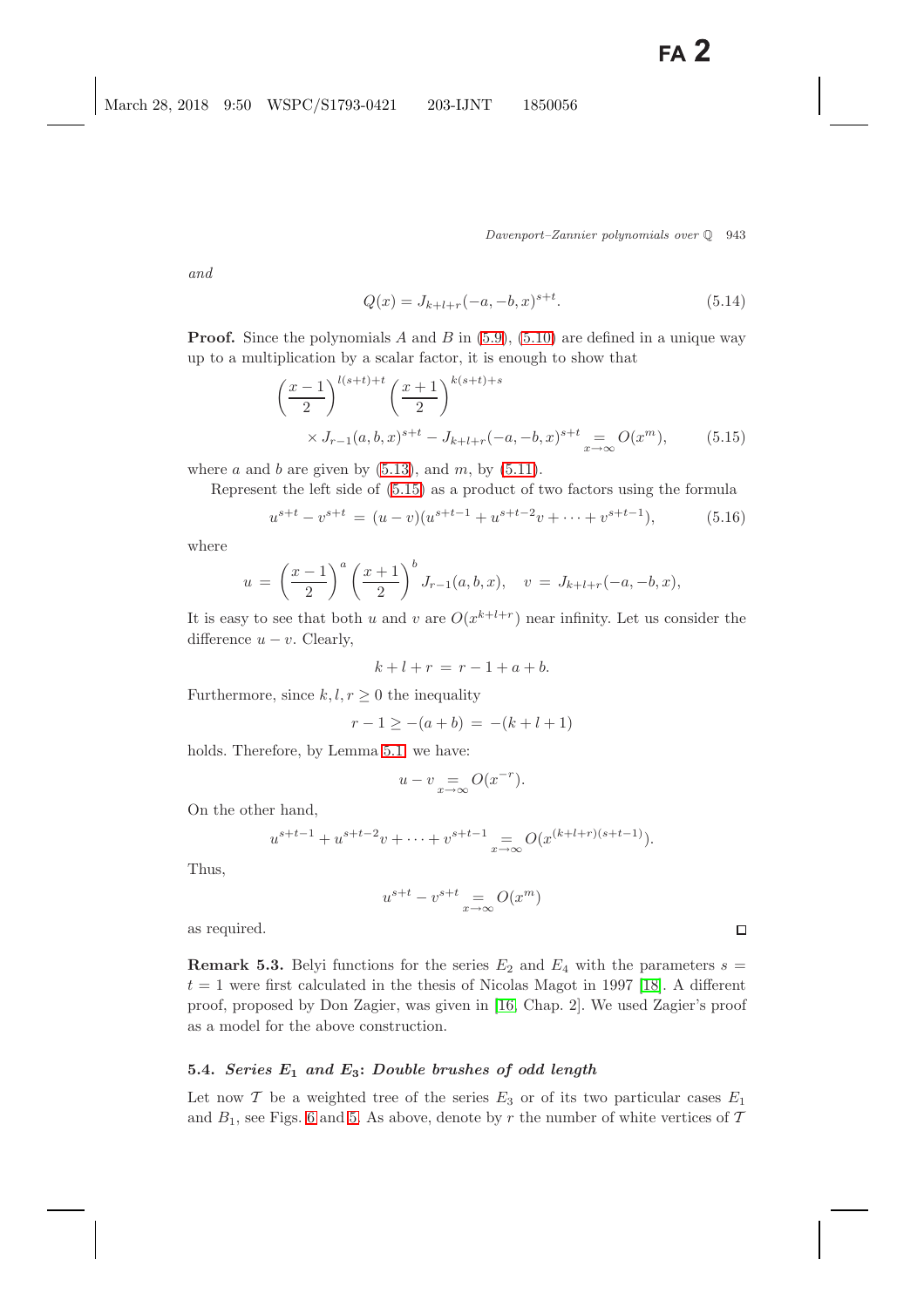*and*

$$Q(x) = J_{k+l+r}(-a, -b, x)^{s+t}. \tag{5.14}$$

**Proof.** Since the polynomials $A$ and $B$ in (5.9), (5.10) are defined in a unique way up to a multiplication by a scalar factor, it is enough to show that

$$\left(\frac{x-1}{2}\right)^{l(s+t)+t} \left(\frac{x+1}{2}\right)^{k(s+t)+s} \times J_{r-1}(a, b, x)^{s+t} - J_{k+l+r}(-a, -b, x)^{s+t} \underset{x\to\infty}{=} O(x^m), \tag{5.15}$$

where $a$ and $b$ are given by (5.13), and $m$, by (5.11).

Represent the left side of (5.15) as a product of two factors using the formula

$$u^{s+t} - v^{s+t} = (u - v)(u^{s+t-1} + u^{s+t-2}v + \cdots + v^{s+t-1}), \tag{5.16}$$

where

$$u = \left(\frac{x-1}{2}\right)^a \left(\frac{x+1}{2}\right)^b J_{r-1}(a, b, x), \quad v = J_{k+l+r}(-a, -b, x),$$

It is easy to see that both $u$ and $v$ are $O(x^{k+l+r})$ near infinity. Let us consider the difference $u - v$. Clearly,

$$k + l + r = r - 1 + a + b.$$

Furthermore, since $k, l, r \geq 0$ the inequality

$$r - 1 \geq -(a + b) = -(k + l + 1)$$

holds. Therefore, by Lemma 5.1 we have:

$$u - v \underset{x\to\infty}{=} O(x^{-r}).$$

On the other hand,

$$u^{s+t-1} + u^{s+t-2}v + \cdots + v^{s+t-1} \underset{x\to\infty}{=} O(x^{(k+l+r)(s+t-1)}).$$

Thus,

$$u^{s+t} - v^{s+t} \underset{x\to\infty}{=} O(x^m)$$

as required. ◻

**Remark 5.3.** Belyi functions for the series $E_2$ and $E_4$ with the parameters $s = t = 1$ were first calculated in the thesis of Nicolas Magot in 1997 [18]. A different proof, proposed by Don Zagier, was given in [16, Chap. 2]. We used Zagier's proof as a model for the above construction.

### 5.4. *Series $E_1$ and $E_3$: Double brushes of odd length*

Let now $\mathcal{T}$ be a weighted tree of the series $E_3$ or of its two particular cases $E_1$ and $B_1$, see Figs. 6 and 5. As above, denote by $r$ the number of white vertices of $\mathcal{T}$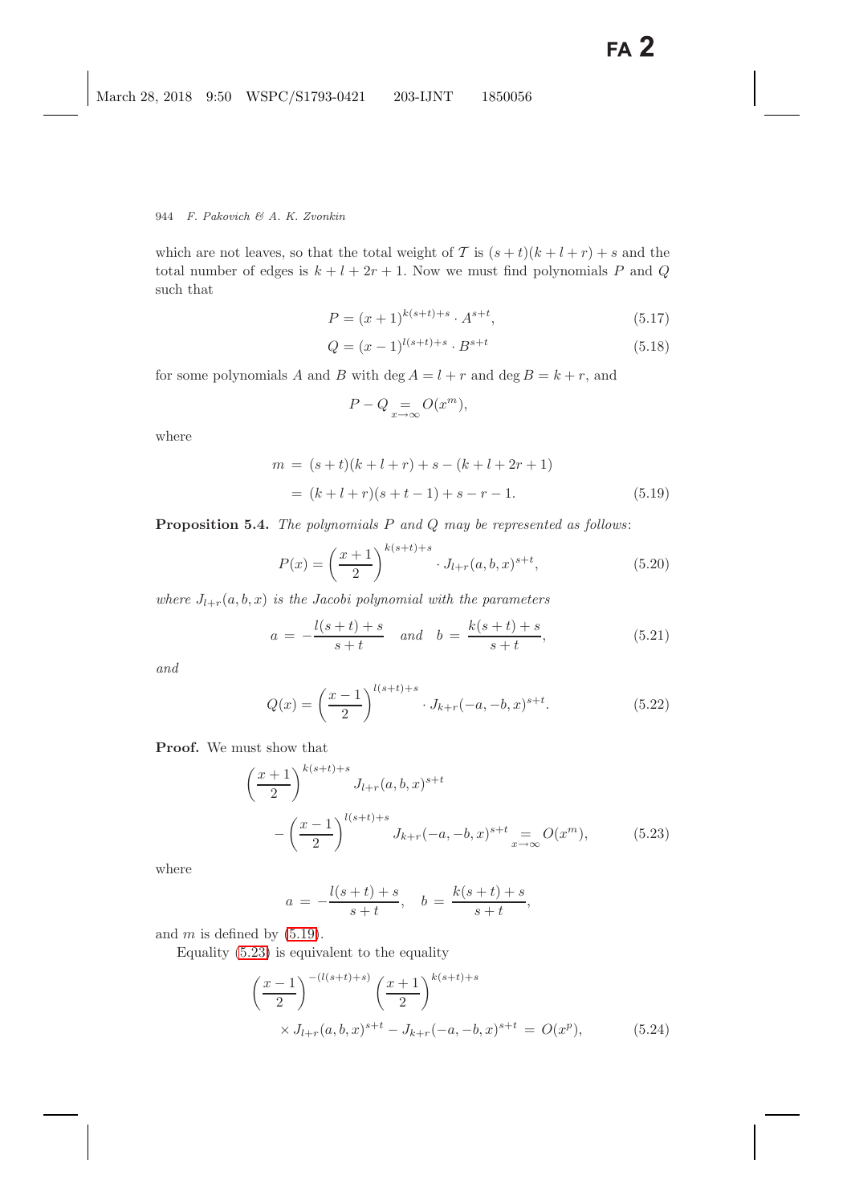which are not leaves, so that the total weight of $\mathcal{T}$ is $(s+t)(k+l+r)+s$ and the total number of edges is $k+l+2r+1$. Now we must find polynomials $P$ and $Q$ such that

$$P = (x+1)^{k(s+t)+s} \cdot A^{s+t}, \tag{5.17}$$

$$Q = (x-1)^{l(s+t)+s} \cdot B^{s+t} \tag{5.18}$$

for some polynomials $A$ and $B$ with $\deg A = l+r$ and $\deg B = k+r$, and

$$P - Q \underset{x\to\infty}{=} O(x^m),$$

where

$$\begin{aligned} m &= (s+t)(k+l+r)+s-(k+l+2r+1) \\ &= (k+l+r)(s+t-1)+s-r-1. \end{aligned} \tag{5.19}$$

**Proposition 5.4.** *The polynomials $P$ and $Q$ may be represented as follows*:

$$P(x) = \left(\frac{x+1}{2}\right)^{k(s+t)+s} \cdot J_{l+r}(a,b,x)^{s+t}, \tag{5.20}$$

*where $J_{l+r}(a,b,x)$ is the Jacobi polynomial with the parameters*

$$a = -\frac{l(s+t)+s}{s+t} \quad \textit{and} \quad b = \frac{k(s+t)+s}{s+t}, \tag{5.21}$$

*and*

$$Q(x) = \left(\frac{x-1}{2}\right)^{l(s+t)+s} \cdot J_{k+r}(-a,-b,x)^{s+t}. \tag{5.22}$$

**Proof.** We must show that

$$\begin{aligned} &\left(\frac{x+1}{2}\right)^{k(s+t)+s} J_{l+r}(a,b,x)^{s+t} \\ &\quad - \left(\frac{x-1}{2}\right)^{l(s+t)+s} J_{k+r}(-a,-b,x)^{s+t} \underset{x\to\infty}{=} O(x^m), \end{aligned} \tag{5.23}$$

where

$$a = -\frac{l(s+t)+s}{s+t}, \quad b = \frac{k(s+t)+s}{s+t},$$

and $m$ is defined by (5.19).

Equality (5.23) is equivalent to the equality

$$\begin{aligned} &\left(\frac{x-1}{2}\right)^{-(l(s+t)+s)} \left(\frac{x+1}{2}\right)^{k(s+t)+s} \\ &\quad \times J_{l+r}(a,b,x)^{s+t} - J_{k+r}(-a,-b,x)^{s+t} = O(x^p), \end{aligned} \tag{5.24}$$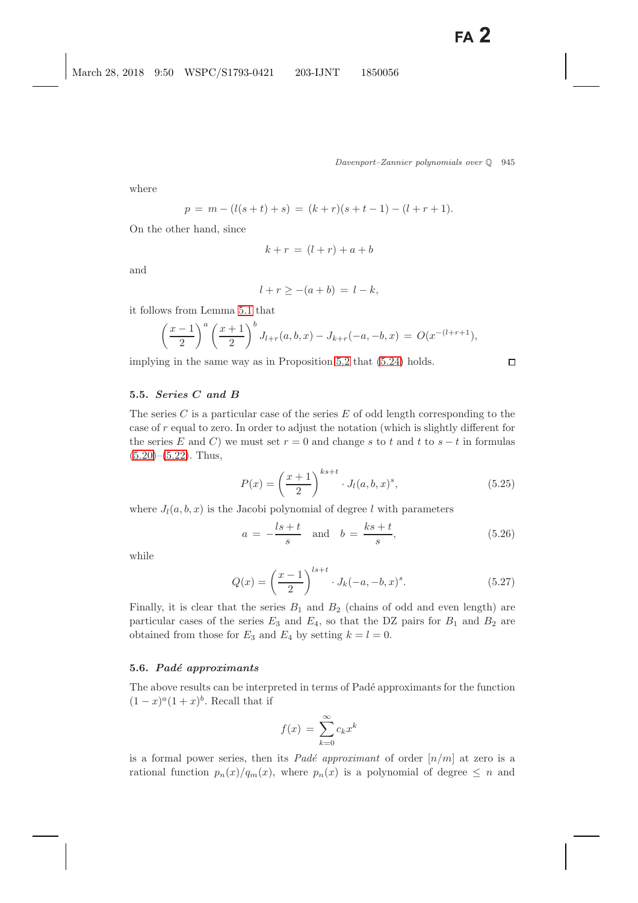where

$$p = m - (l(s+t) + s) = (k+r)(s+t-1) - (l+r+1).$$

On the other hand, since

$$k + r = (l + r) + a + b$$

and

$$l + r \geq -(a+b) = l - k,$$

it follows from Lemma 5.1 that

$$\left(\frac{x-1}{2}\right)^a \left(\frac{x+1}{2}\right)^b J_{l+r}(a,b,x) - J_{k+r}(-a,-b,x) = O(x^{-(l+r+1)}),$$

implying in the same way as in Proposition 5.2 that (5.24) holds. $\square$

### 5.5. *Series C and B*

The series $C$ is a particular case of the series $E$ of odd length corresponding to the case of $r$ equal to zero. In order to adjust the notation (which is slightly different for the series $E$ and $C$) we must set $r = 0$ and change $s$ to $t$ and $t$ to $s - t$ in formulas (5.20)–(5.22). Thus,

$$P(x) = \left(\frac{x+1}{2}\right)^{ks+t} \cdot J_l(a,b,x)^s, \tag{5.25}$$

where $J_l(a,b,x)$ is the Jacobi polynomial of degree $l$ with parameters

$$a = -\frac{ls+t}{s} \quad \text{and} \quad b = \frac{ks+t}{s}, \tag{5.26}$$

while

$$Q(x) = \left(\frac{x-1}{2}\right)^{ls+t} \cdot J_k(-a,-b,x)^s. \tag{5.27}$$

Finally, it is clear that the series $B_1$ and $B_2$ (chains of odd and even length) are particular cases of the series $E_3$ and $E_4$, so that the DZ pairs for $B_1$ and $B_2$ are obtained from those for $E_3$ and $E_4$ by setting $k = l = 0$.

### 5.6. *Padé approximants*

The above results can be interpreted in terms of Padé approximants for the function $(1-x)^a(1+x)^b$. Recall that if

$$f(x) = \sum_{k=0}^{\infty} c_k x^k$$

is a formal power series, then its *Padé approximant* of order $[n/m]$ at zero is a rational function $p_n(x)/q_m(x)$, where $p_n(x)$ is a polynomial of degree $\leq n$ and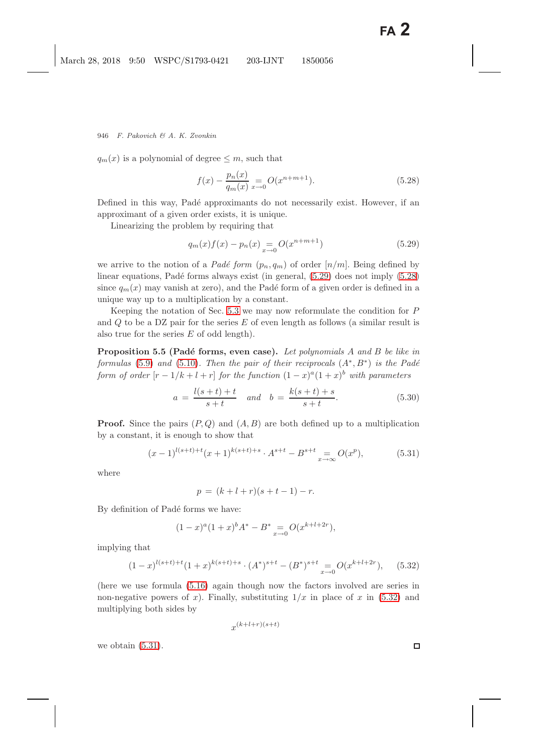$q_m(x)$ is a polynomial of degree $\leq m$, such that

$$f(x) - \frac{p_n(x)}{q_m(x)} \underset{x\to 0}{=} O(x^{n+m+1}). \tag{5.28}$$

Defined in this way, Padé approximants do not necessarily exist. However, if an approximant of a given order exists, it is unique.

Linearizing the problem by requiring that

$$q_m(x)f(x) - p_n(x) \underset{x\to 0}{=} O(x^{n+m+1}) \tag{5.29}$$

we arrive to the notion of a *Padé form* $(p_n, q_m)$ of order $[n/m]$. Being defined by linear equations, Padé forms always exist (in general, (5.29) does not imply (5.28) since $q_m(x)$ may vanish at zero), and the Padé form of a given order is defined in a unique way up to a multiplication by a constant.

Keeping the notation of Sec. 5.3 we may now reformulate the condition for $P$ and $Q$ to be a DZ pair for the series $E$ of even length as follows (a similar result is also true for the series $E$ of odd length).

**Proposition 5.5 (Padé forms, even case).** *Let polynomials $A$ and $B$ be like in formulas (5.9) and (5.10). Then the pair of their reciprocals $(A^*, B^*)$ is the Padé form of order $[r-1/k+l+r]$ for the function $(1-x)^a(1+x)^b$ with parameters*

$$a = \frac{l(s+t)+t}{s+t} \quad \text{and} \quad b = \frac{k(s+t)+s}{s+t}. \tag{5.30}$$

**Proof.** Since the pairs $(P, Q)$ and $(A, B)$ are both defined up to a multiplication by a constant, it is enough to show that

$$(x-1)^{l(s+t)+t}(x+1)^{k(s+t)+s} \cdot A^{s+t} - B^{s+t} \underset{x\to\infty}{=} O(x^p), \tag{5.31}$$

where

$$p = (k+l+r)(s+t-1) - r.$$

By definition of Padé forms we have:

$$(1-x)^a(1+x)^b A^* - B^* \underset{x\to 0}{=} O(x^{k+l+2r}),$$

implying that

$$(1-x)^{l(s+t)+t}(1+x)^{k(s+t)+s} \cdot (A^*)^{s+t} - (B^*)^{s+t} \underset{x\to 0}{=} O(x^{k+l+2r}), \tag{5.32}$$

(here we use formula (5.16) again though now the factors involved are series in non-negative powers of $x$). Finally, substituting $1/x$ in place of $x$ in (5.32) and multiplying both sides by

$$x^{(k+l+r)(s+t)}$$

we obtain (5.31). □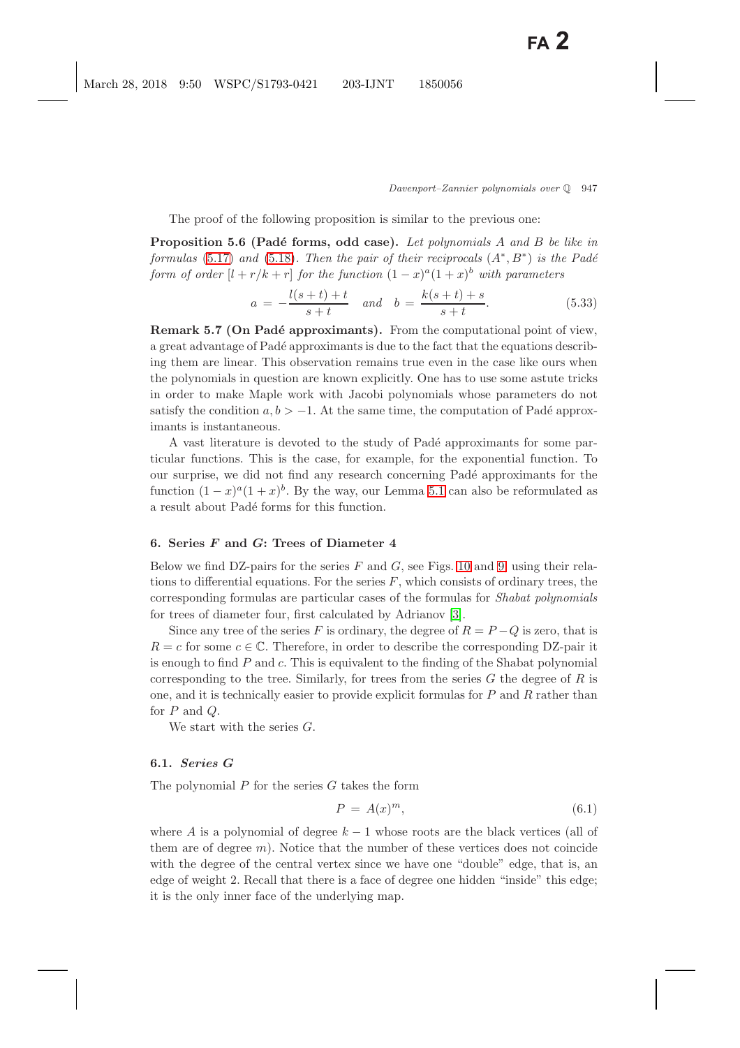The proof of the following proposition is similar to the previous one:

**Proposition 5.6 (Padé forms, odd case).** *Let polynomials $A$ and $B$ be like in formulas (5.17) and (5.18). Then the pair of their reciprocals $(A^*, B^*)$ is the Padé form of order $[l + r/k + r]$ for the function $(1-x)^a(1+x)^b$ with parameters*

$$a = -\frac{l(s+t)+t}{s+t} \quad \textit{and} \quad b = \frac{k(s+t)+s}{s+t}. \tag{5.33}$$

**Remark 5.7 (On Padé approximants).** From the computational point of view, a great advantage of Padé approximants is due to the fact that the equations describing them are linear. This observation remains true even in the case like ours when the polynomials in question are known explicitly. One has to use some astute tricks in order to make Maple work with Jacobi polynomials whose parameters do not satisfy the condition $a, b > -1$. At the same time, the computation of Padé approximants is instantaneous.

A vast literature is devoted to the study of Padé approximants for some particular functions. This is the case, for example, for the exponential function. To our surprise, we did not find any research concerning Padé approximants for the function $(1-x)^a(1+x)^b$. By the way, our Lemma 5.1 can also be reformulated as a result about Padé forms for this function.

## 6. Series $F$ and $G$: Trees of Diameter 4

Below we find DZ-pairs for the series $F$ and $G$, see Figs. 10 and 9, using their relations to differential equations. For the series $F$, which consists of ordinary trees, the corresponding formulas are particular cases of the formulas for *Shabat polynomials* for trees of diameter four, first calculated by Adrianov [3].

Since any tree of the series $F$ is ordinary, the degree of $R = P - Q$ is zero, that is $R = c$ for some $c \in \mathbb{C}$. Therefore, in order to describe the corresponding DZ-pair it is enough to find $P$ and $c$. This is equivalent to the finding of the Shabat polynomial corresponding to the tree. Similarly, for trees from the series $G$ the degree of $R$ is one, and it is technically easier to provide explicit formulas for $P$ and $R$ rather than for $P$ and $Q$.

We start with the series $G$.

### 6.1. *Series G*

The polynomial $P$ for the series $G$ takes the form

$$P = A(x)^m, \tag{6.1}$$

where $A$ is a polynomial of degree $k-1$ whose roots are the black vertices (all of them are of degree $m$). Notice that the number of these vertices does not coincide with the degree of the central vertex since we have one "double" edge, that is, an edge of weight 2. Recall that there is a face of degree one hidden "inside" this edge; it is the only inner face of the underlying map.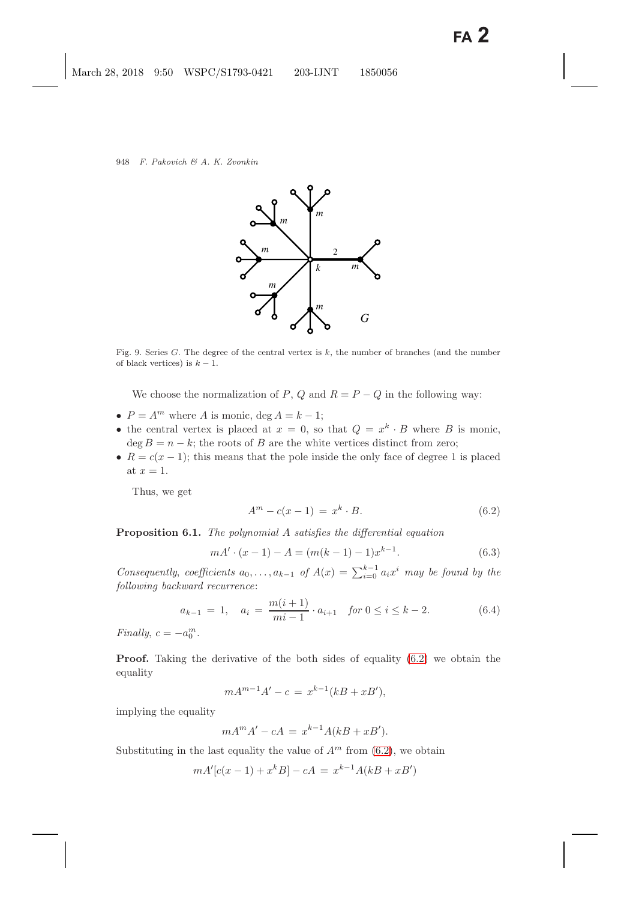Fig. 9. Series $G$. The degree of the central vertex is $k$, the number of branches (and the number of black vertices) is $k-1$.

We choose the normalization of $P$, $Q$ and $R = P - Q$ in the following way:

- $P = A^m$ where $A$ is monic, $\deg A = k-1$;
- the central vertex is placed at $x = 0$, so that $Q = x^k \cdot B$ where $B$ is monic, $\deg B = n-k$; the roots of $B$ are the white vertices distinct from zero;
- $R = c(x-1)$; this means that the pole inside the only face of degree 1 is placed at $x = 1$.

Thus, we get

$$A^m - c(x-1) = x^k \cdot B. \tag{6.2}$$

**Proposition 6.1.** *The polynomial $A$ satisfies the differential equation*

$$mA' \cdot (x-1) - A = (m(k-1)-1)x^{k-1}. \tag{6.3}$$

*Consequently, coefficients $a_0, \ldots, a_{k-1}$ of $A(x) = \sum_{i=0}^{k-1} a_i x^i$ may be found by the following backward recurrence*:

$$a_{k-1} = 1, \quad a_i = \frac{m(i+1)}{mi-1} \cdot a_{i+1} \quad \textit{for } 0 \le i \le k-2. \tag{6.4}$$

*Finally, $c = -a_0^m$.*

**Proof.** Taking the derivative of the both sides of equality (6.2) we obtain the equality

$$mA^{m-1}A' - c = x^{k-1}(kB + xB'),$$

implying the equality

$$mA^m A' - cA = x^{k-1}A(kB + xB').$$

Substituting in the last equality the value of $A^m$ from (6.2), we obtain

$$mA'[c(x-1) + x^k B] - cA = x^{k-1}A(kB + xB')$$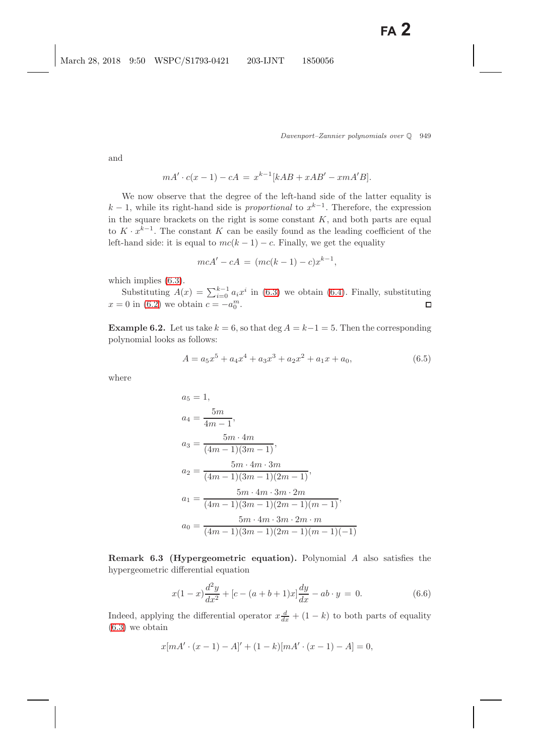and

$$mA' \cdot c(x-1) - cA \,=\, x^{k-1}[kAB + xAB' - xmA'B].$$

We now observe that the degree of the left-hand side of the latter equality is $k-1$, while its right-hand side is *proportional* to $x^{k-1}$. Therefore, the expression in the square brackets on the right is some constant $K$, and both parts are equal to $K \cdot x^{k-1}$. The constant $K$ can be easily found as the leading coefficient of the left-hand side: it is equal to $mc(k-1) - c$. Finally, we get the equality

$$mcA' - cA \,=\, (mc(k-1) - c)x^{k-1},$$

which implies (6.3).

Substituting $A(x) = \sum_{i=0}^{k-1} a_i x^i$ in (6.3) we obtain (6.4). Finally, substituting $x = 0$ in (6.2) we obtain $c = -a_0^m$. □

**Example 6.2.** Let us take $k = 6$, so that $\deg A = k-1 = 5$. Then the corresponding polynomial looks as follows:

$$A = a_5x^5 + a_4x^4 + a_3x^3 + a_2x^2 + a_1x + a_0, \tag{6.5}$$

where

$$\begin{aligned}
a_5 &= 1,\\
a_4 &= \frac{5m}{4m-1},\\
a_3 &= \frac{5m \cdot 4m}{(4m-1)(3m-1)},\\
a_2 &= \frac{5m \cdot 4m \cdot 3m}{(4m-1)(3m-1)(2m-1)},\\
a_1 &= \frac{5m \cdot 4m \cdot 3m \cdot 2m}{(4m-1)(3m-1)(2m-1)(m-1)},\\
a_0 &= \frac{5m \cdot 4m \cdot 3m \cdot 2m \cdot m}{(4m-1)(3m-1)(2m-1)(m-1)(-1)}
\end{aligned}$$

**Remark 6.3 (Hypergeometric equation).** Polynomial $A$ also satisfies the hypergeometric differential equation

$$x(1-x)\frac{d^2y}{dx^2} + [c - (a+b+1)x]\frac{dy}{dx} - ab \cdot y \,=\, 0. \tag{6.6}$$

Indeed, applying the differential operator $x\frac{d}{dx} + (1-k)$ to both parts of equality (6.3) we obtain

$$x[mA' \cdot (x-1) - A]' + (1-k)[mA' \cdot (x-1) - A] = 0,$$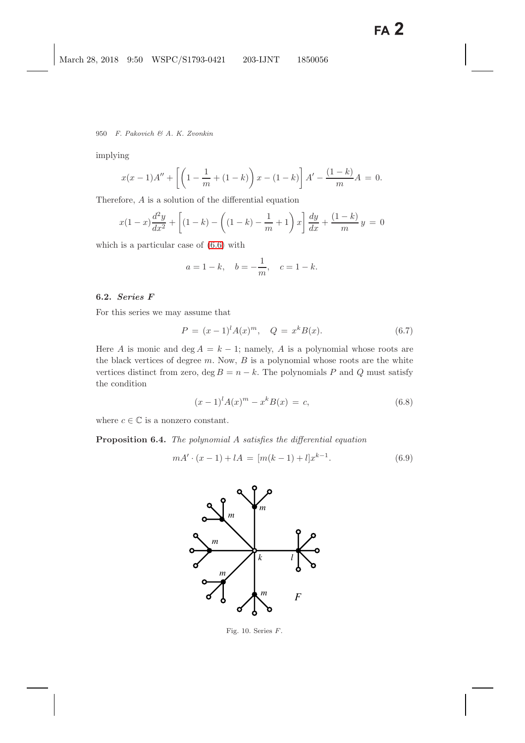implying

$$x(x-1)A'' + \left[\left(1 - \frac{1}{m} + (1-k)\right)x - (1-k)\right]A' - \frac{(1-k)}{m}A = 0.$$

Therefore, $A$ is a solution of the differential equation

$$x(1-x)\frac{d^2y}{dx^2} + \left[(1-k) - \left((1-k) - \frac{1}{m} + 1\right)x\right]\frac{dy}{dx} + \frac{(1-k)}{m}y = 0$$

which is a particular case of (6.6) with

$$a = 1-k, \quad b = -\frac{1}{m}, \quad c = 1-k.$$

### 6.2. *Series F*

For this series we may assume that

$$P = (x-1)^l A(x)^m, \quad Q = x^k B(x). \tag{6.7}$$

Here $A$ is monic and $\deg A = k-1$; namely, $A$ is a polynomial whose roots are the black vertices of degree $m$. Now, $B$ is a polynomial whose roots are the white vertices distinct from zero, $\deg B = n-k$. The polynomials $P$ and $Q$ must satisfy the condition

$$(x-1)^l A(x)^m - x^k B(x) = c, \tag{6.8}$$

where $c \in \mathbb{C}$ is a nonzero constant.

**Proposition 6.4.** *The polynomial $A$ satisfies the differential equation*

$$mA' \cdot (x-1) + lA = [m(k-1)+l]x^{k-1}. \tag{6.9}$$

Fig. 10. Series $F$.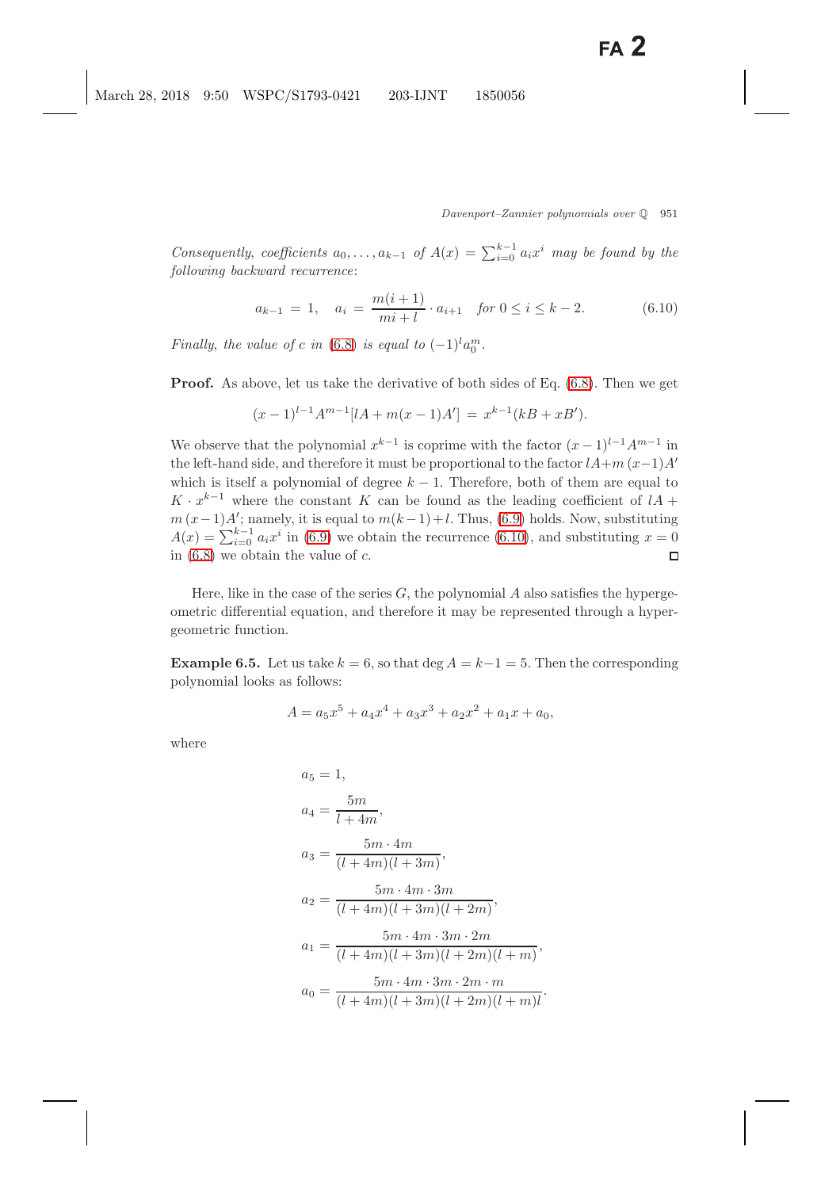*Consequently, coefficients* $a_0, \dots, a_{k-1}$ *of* $A(x) = \sum_{i=0}^{k-1} a_i x^i$ *may be found by the following backward recurrence*:

$$a_{k-1} = 1, \quad a_i = \frac{m(i+1)}{mi+l} \cdot a_{i+1} \quad \text{for } 0 \le i \le k-2. \tag{6.10}$$

*Finally, the value of* $c$ *in* (6.8) *is equal to* $(-1)^l a_0^m$.

**Proof.** As above, let us take the derivative of both sides of Eq. (6.8). Then we get

$$(x-1)^{l-1} A^{m-1} [lA + m(x-1)A'] = x^{k-1}(kB + xB').$$

We observe that the polynomial $x^{k-1}$ is coprime with the factor $(x-1)^{l-1}A^{m-1}$ in the left-hand side, and therefore it must be proportional to the factor $lA + m\,(x-1)A'$ which is itself a polynomial of degree $k-1$. Therefore, both of them are equal to $K \cdot x^{k-1}$ where the constant $K$ can be found as the leading coefficient of $lA + m\,(x-1)A'$; namely, it is equal to $m(k-1)+l$. Thus, (6.9) holds. Now, substituting $A(x) = \sum_{i=0}^{k-1} a_i x^i$ in (6.9) we obtain the recurrence (6.10), and substituting $x = 0$ in (6.8) we obtain the value of $c$. $\square$

Here, like in the case of the series $G$, the polynomial $A$ also satisfies the hypergeometric differential equation, and therefore it may be represented through a hypergeometric function.

**Example 6.5.** Let us take $k = 6$, so that $\deg A = k-1 = 5$. Then the corresponding polynomial looks as follows:

$$A = a_5 x^5 + a_4 x^4 + a_3 x^3 + a_2 x^2 + a_1 x + a_0,$$

where

$$\begin{aligned}
a_5 &= 1, \\
a_4 &= \frac{5m}{l+4m}, \\
a_3 &= \frac{5m \cdot 4m}{(l+4m)(l+3m)}, \\
a_2 &= \frac{5m \cdot 4m \cdot 3m}{(l+4m)(l+3m)(l+2m)}, \\
a_1 &= \frac{5m \cdot 4m \cdot 3m \cdot 2m}{(l+4m)(l+3m)(l+2m)(l+m)}, \\
a_0 &= \frac{5m \cdot 4m \cdot 3m \cdot 2m \cdot m}{(l+4m)(l+3m)(l+2m)(l+m)l}.
\end{aligned}$$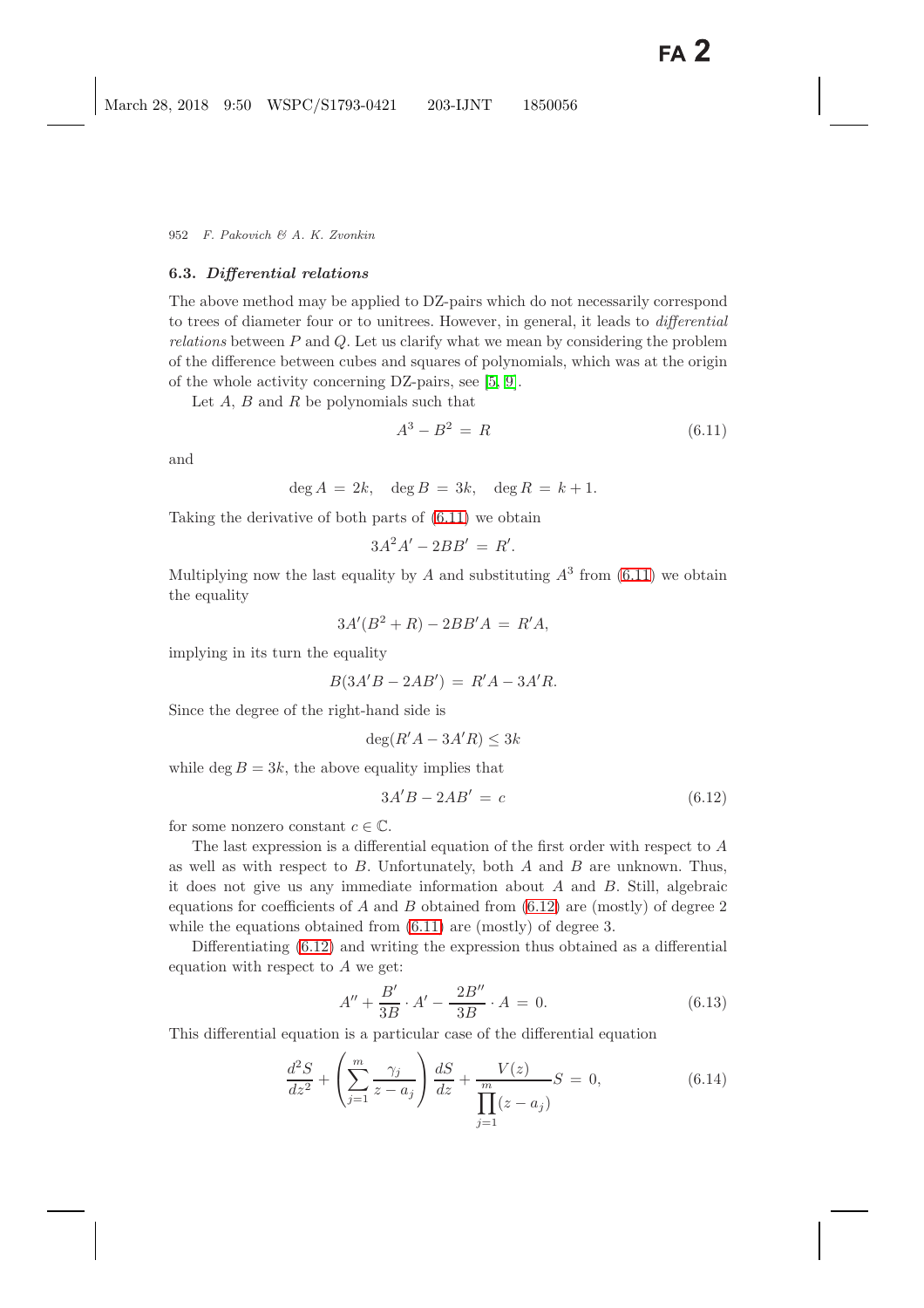### 6.3. *Differential relations*

The above method may be applied to DZ-pairs which do not necessarily correspond to trees of diameter four or to unitrees. However, in general, it leads to *differential relations* between $P$ and $Q$. Let us clarify what we mean by considering the problem of the difference between cubes and squares of polynomials, which was at the origin of the whole activity concerning DZ-pairs, see [5, 9].

Let $A$, $B$ and $R$ be polynomials such that

$$A^3 - B^2 = R \tag{6.11}$$

and

$$\deg A = 2k, \quad \deg B = 3k, \quad \deg R = k+1.$$

Taking the derivative of both parts of (6.11) we obtain

$$3A^2A' - 2BB' = R'.$$

Multiplying now the last equality by $A$ and substituting $A^3$ from (6.11) we obtain the equality

$$3A'(B^2 + R) - 2BB'A = R'A,$$

implying in its turn the equality

$$B(3A'B - 2AB') = R'A - 3A'R.$$

Since the degree of the right-hand side is

$$\deg(R'A - 3A'R) \le 3k$$

while $\deg B = 3k$, the above equality implies that

$$3A'B - 2AB' = c \tag{6.12}$$

for some nonzero constant $c \in \mathbb{C}$.

The last expression is a differential equation of the first order with respect to $A$ as well as with respect to $B$. Unfortunately, both $A$ and $B$ are unknown. Thus, it does not give us any immediate information about $A$ and $B$. Still, algebraic equations for coefficients of $A$ and $B$ obtained from (6.12) are (mostly) of degree 2 while the equations obtained from (6.11) are (mostly) of degree 3.

Differentiating (6.12) and writing the expression thus obtained as a differential equation with respect to $A$ we get:

$$A'' + \frac{B'}{3B} \cdot A' - \frac{2B''}{3B} \cdot A = 0. \tag{6.13}$$

This differential equation is a particular case of the differential equation

$$\frac{d^2S}{dz^2} + \left( \sum_{j=1}^{m} \frac{\gamma_j}{z - a_j} \right) \frac{dS}{dz} + \frac{V(z)}{\prod_{j=1}^{m}(z - a_j)} S = 0, \tag{6.14}$$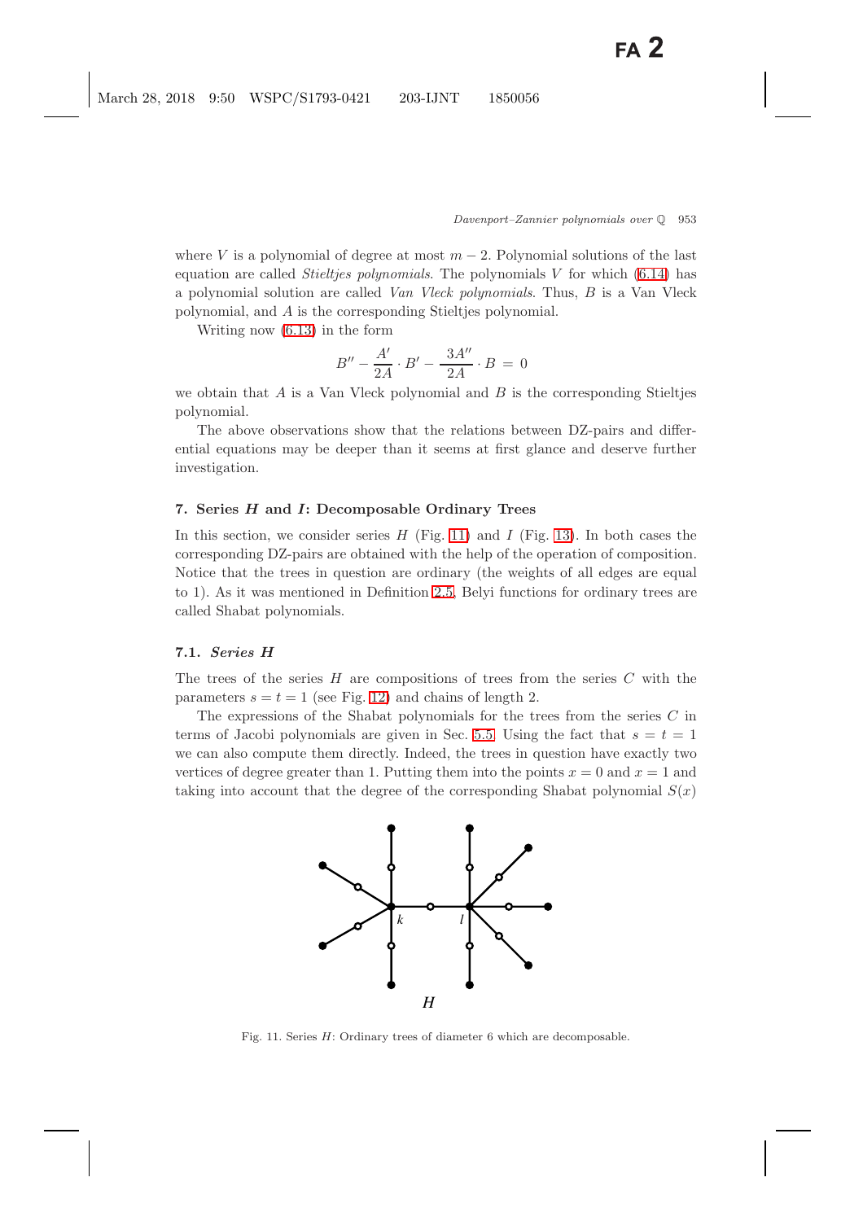where $V$ is a polynomial of degree at most $m-2$. Polynomial solutions of the last equation are called *Stieltjes polynomials*. The polynomials $V$ for which (6.14) has a polynomial solution are called *Van Vleck polynomials*. Thus, $B$ is a Van Vleck polynomial, and $A$ is the corresponding Stieltjes polynomial.

Writing now (6.13) in the form

$$B'' - \frac{A'}{2A} \cdot B' - \frac{3A''}{2A} \cdot B = 0$$

we obtain that $A$ is a Van Vleck polynomial and $B$ is the corresponding Stieltjes polynomial.

The above observations show that the relations between DZ-pairs and differential equations may be deeper than it seems at first glance and deserve further investigation.

## 7. Series *H* and *I*: Decomposable Ordinary Trees

In this section, we consider series $H$ (Fig. 11) and $I$ (Fig. 13). In both cases the corresponding DZ-pairs are obtained with the help of the operation of composition. Notice that the trees in question are ordinary (the weights of all edges are equal to 1). As it was mentioned in Definition 2.5, Belyi functions for ordinary trees are called Shabat polynomials.

### 7.1. *Series H*

The trees of the series $H$ are compositions of trees from the series $C$ with the parameters $s = t = 1$ (see Fig. 12) and chains of length 2.

The expressions of the Shabat polynomials for the trees from the series $C$ in terms of Jacobi polynomials are given in Sec. 5.5. Using the fact that $s = t = 1$ we can also compute them directly. Indeed, the trees in question have exactly two vertices of degree greater than 1. Putting them into the points $x = 0$ and $x = 1$ and taking into account that the degree of the corresponding Shabat polynomial $S(x)$

Fig. 11. Series $H$: Ordinary trees of diameter 6 which are decomposable.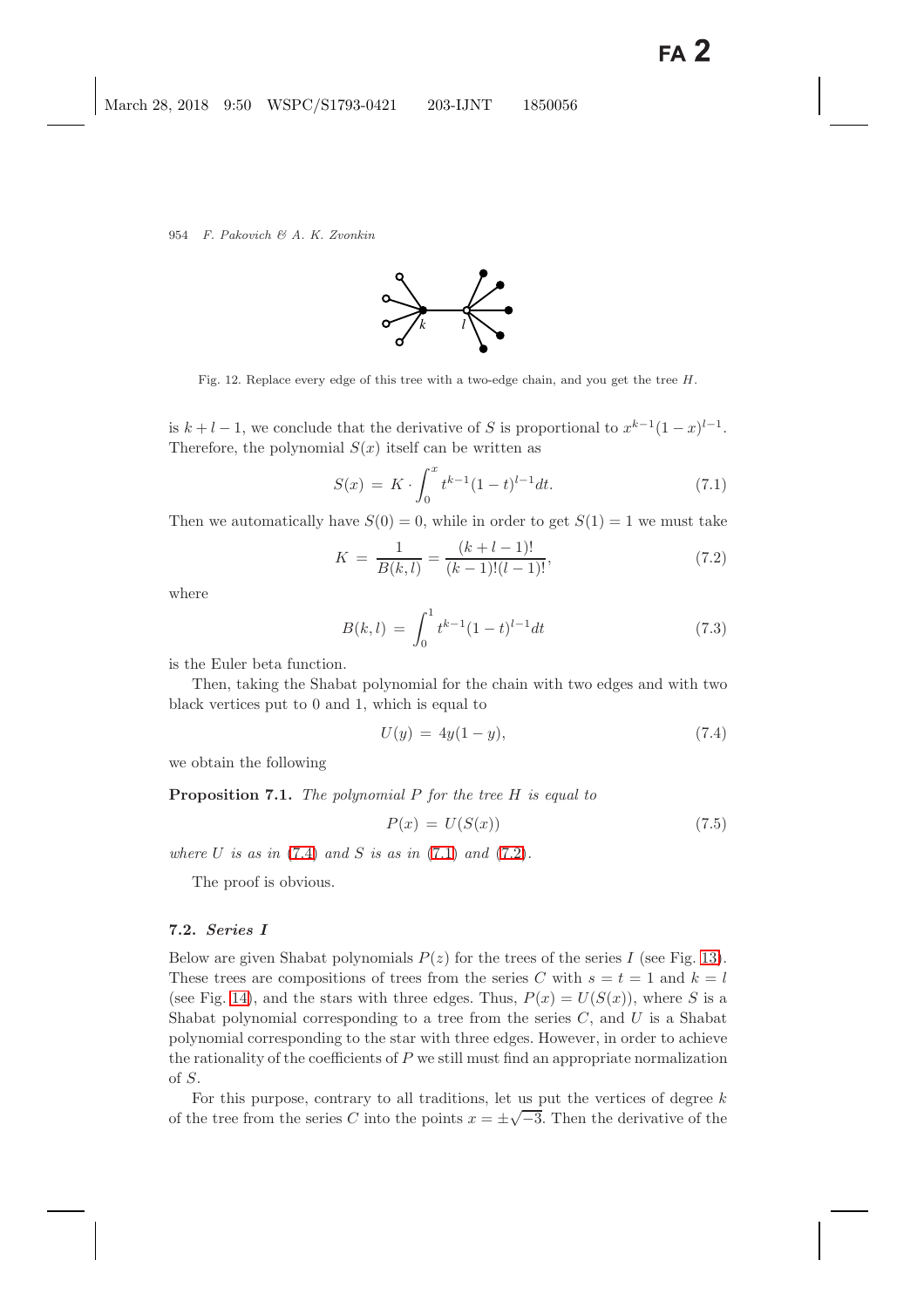Fig. 12. Replace every edge of this tree with a two-edge chain, and you get the tree $H$.

is $k+l-1$, we conclude that the derivative of $S$ is proportional to $x^{k-1}(1-x)^{l-1}$. Therefore, the polynomial $S(x)$ itself can be written as

$$S(x) = K \cdot \int_0^x t^{k-1}(1-t)^{l-1} dt. \tag{7.1}$$

Then we automatically have $S(0) = 0$, while in order to get $S(1) = 1$ we must take

$$K = \frac{1}{B(k,l)} = \frac{(k+l-1)!}{(k-1)!(l-1)!}, \tag{7.2}$$

where

$$B(k,l) = \int_0^1 t^{k-1}(1-t)^{l-1} dt \tag{7.3}$$

is the Euler beta function.

Then, taking the Shabat polynomial for the chain with two edges and with two black vertices put to 0 and 1, which is equal to

$$U(y) = 4y(1-y), \tag{7.4}$$

we obtain the following

**Proposition 7.1.** *The polynomial $P$ for the tree $H$ is equal to*

$$P(x) = U(S(x)) \tag{7.5}$$

*where $U$ is as in (7.4) and $S$ is as in (7.1) and (7.2).*

The proof is obvious.

### 7.2. *Series I*

Below are given Shabat polynomials $P(z)$ for the trees of the series $I$ (see Fig. 13). These trees are compositions of trees from the series $C$ with $s = t = 1$ and $k = l$ (see Fig. 14), and the stars with three edges. Thus, $P(x) = U(S(x))$, where $S$ is a Shabat polynomial corresponding to a tree from the series $C$, and $U$ is a Shabat polynomial corresponding to the star with three edges. However, in order to achieve the rationality of the coefficients of $P$ we still must find an appropriate normalization of $S$.

For this purpose, contrary to all traditions, let us put the vertices of degree $k$ of the tree from the series $C$ into the points $x = \pm\sqrt{-3}$. Then the derivative of the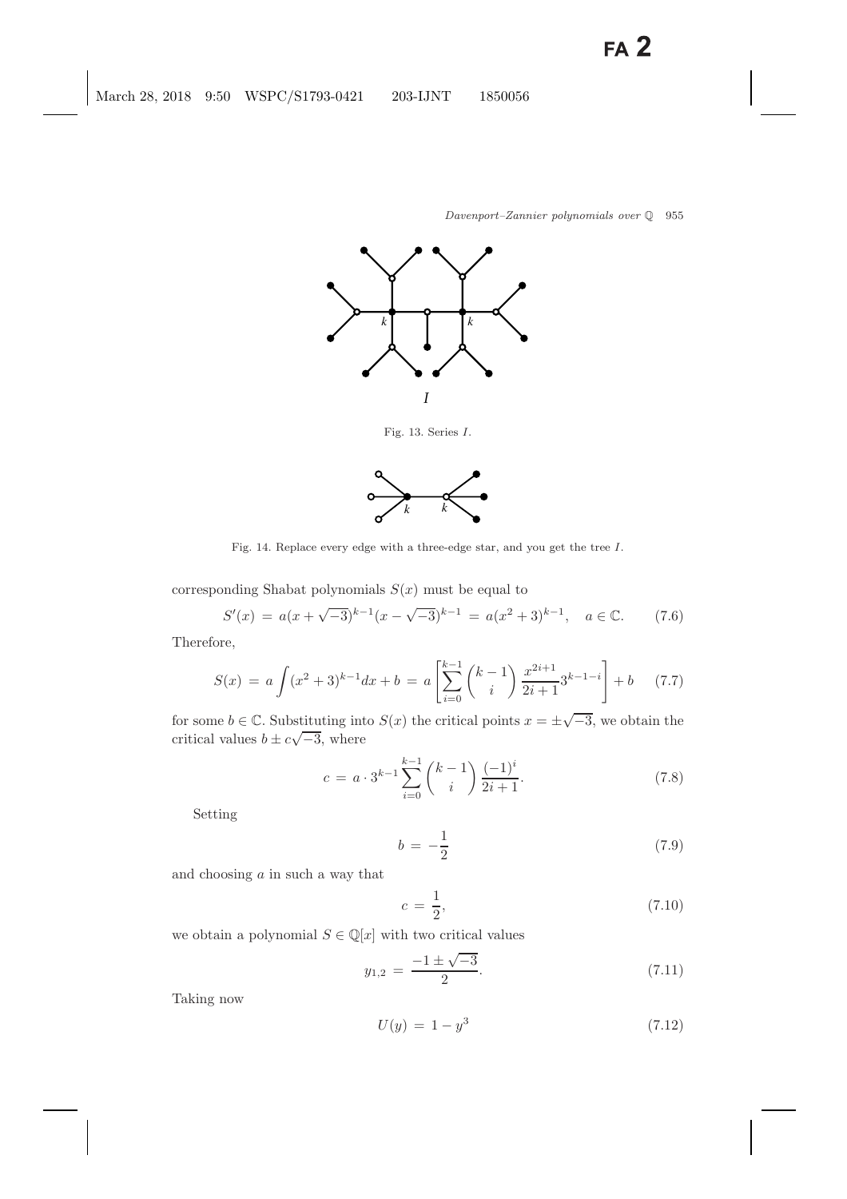Fig. 13. Series $I$.

Fig. 14. Replace every edge with a three-edge star, and you get the tree $I$.

corresponding Shabat polynomials $S(x)$ must be equal to

$$S'(x) = a(x+\sqrt{-3})^{k-1}(x-\sqrt{-3})^{k-1} = a(x^2+3)^{k-1}, \quad a \in \mathbb{C}. \tag{7.6}$$

Therefore,

$$S(x) = a\int (x^2+3)^{k-1}dx + b = a\left[\sum_{i=0}^{k-1}\binom{k-1}{i}\frac{x^{2i+1}}{2i+1}3^{k-1-i}\right] + b \tag{7.7}$$

for some $b \in \mathbb{C}$. Substituting into $S(x)$ the critical points $x = \pm\sqrt{-3}$, we obtain the critical values $b \pm c\sqrt{-3}$, where

$$c = a \cdot 3^{k-1}\sum_{i=0}^{k-1}\binom{k-1}{i}\frac{(-1)^i}{2i+1}. \tag{7.8}$$

Setting

$$b = -\frac{1}{2} \tag{7.9}$$

and choosing $a$ in such a way that

$$c = \frac{1}{2}, \tag{7.10}$$

we obtain a polynomial $S \in \mathbb{Q}[x]$ with two critical values

$$y_{1,2} = \frac{-1 \pm \sqrt{-3}}{2}. \tag{7.11}$$

Taking now

$$U(y) = 1 - y^3 \tag{7.12}$$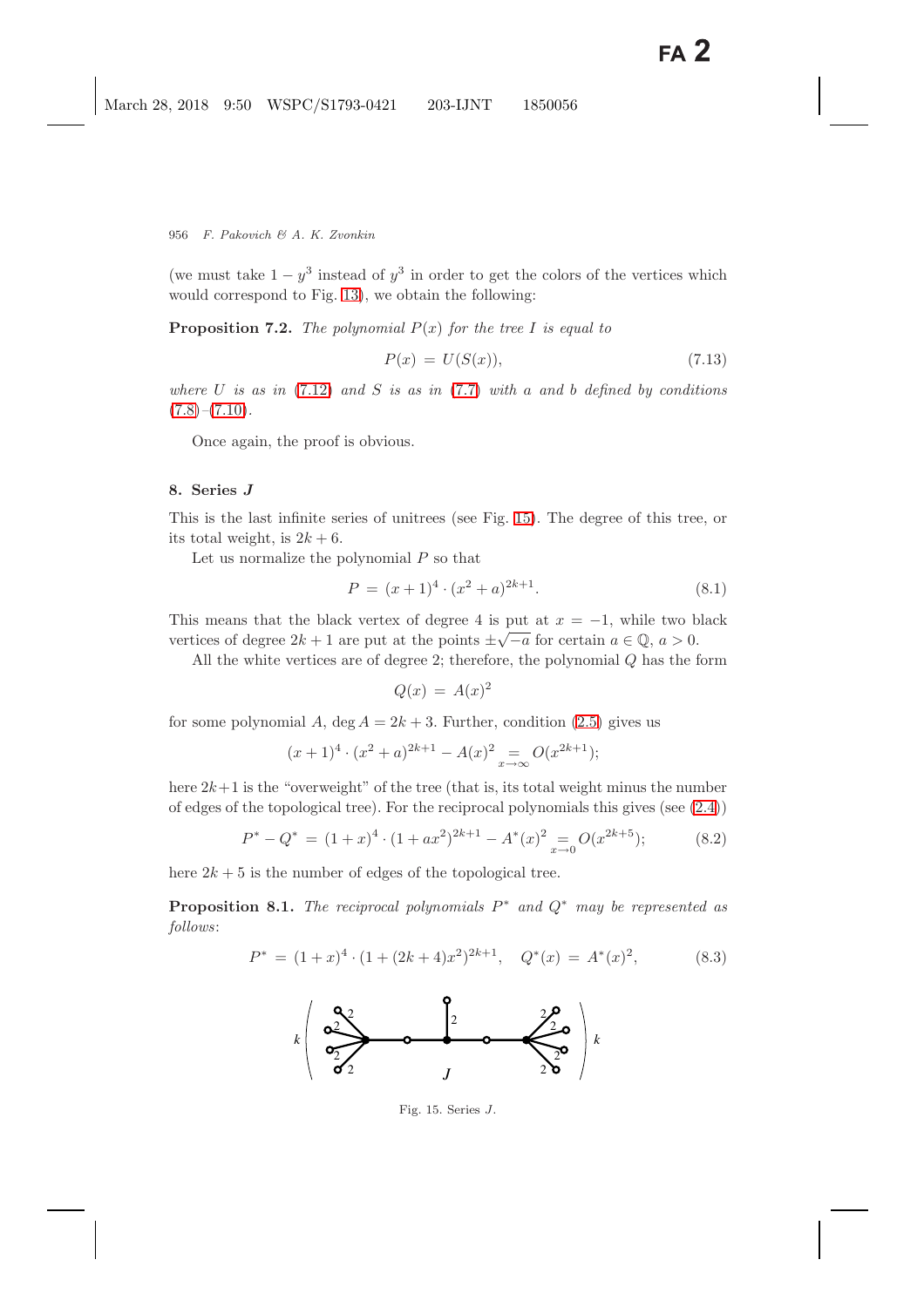(we must take $1 - y^3$ instead of $y^3$ in order to get the colors of the vertices which would correspond to Fig. 13), we obtain the following:

**Proposition 7.2.** *The polynomial $P(x)$ for the tree $I$ is equal to*

$$P(x) = U(S(x)), \tag{7.13}$$

*where $U$ is as in (7.12) and $S$ is as in (7.7) with $a$ and $b$ defined by conditions (7.8)–(7.10).*

Once again, the proof is obvious.

## 8. Series $J$

This is the last infinite series of unitrees (see Fig. 15). The degree of this tree, or its total weight, is $2k + 6$.

Let us normalize the polynomial $P$ so that

$$P = (x+1)^4 \cdot (x^2 + a)^{2k+1}. \tag{8.1}$$

This means that the black vertex of degree 4 is put at $x = -1$, while two black vertices of degree $2k+1$ are put at the points $\pm\sqrt{-a}$ for certain $a \in \mathbb{Q}$, $a > 0$.

All the white vertices are of degree 2; therefore, the polynomial $Q$ has the form

$$Q(x) = A(x)^2$$

for some polynomial $A$, $\deg A = 2k + 3$. Further, condition (2.5) gives us

$$(x+1)^4 \cdot (x^2+a)^{2k+1} - A(x)^2 \underset{x\to\infty}{=} O(x^{2k+1});$$

here $2k+1$ is the "overweight" of the tree (that is, its total weight minus the number of edges of the topological tree). For the reciprocal polynomials this gives (see (2.4))

$$P^* - Q^* = (1+x)^4 \cdot (1+ax^2)^{2k+1} - A^*(x)^2 \underset{x\to 0}{=} O(x^{2k+5}); \tag{8.2}$$

here $2k + 5$ is the number of edges of the topological tree.

**Proposition 8.1.** *The reciprocal polynomials $P^*$ and $Q^*$ may be represented as follows:*

$$P^* = (1+x)^4 \cdot (1+(2k+4)x^2)^{2k+1}, \quad Q^*(x) = A^*(x)^2, \tag{8.3}$$

Fig. 15. Series $J$.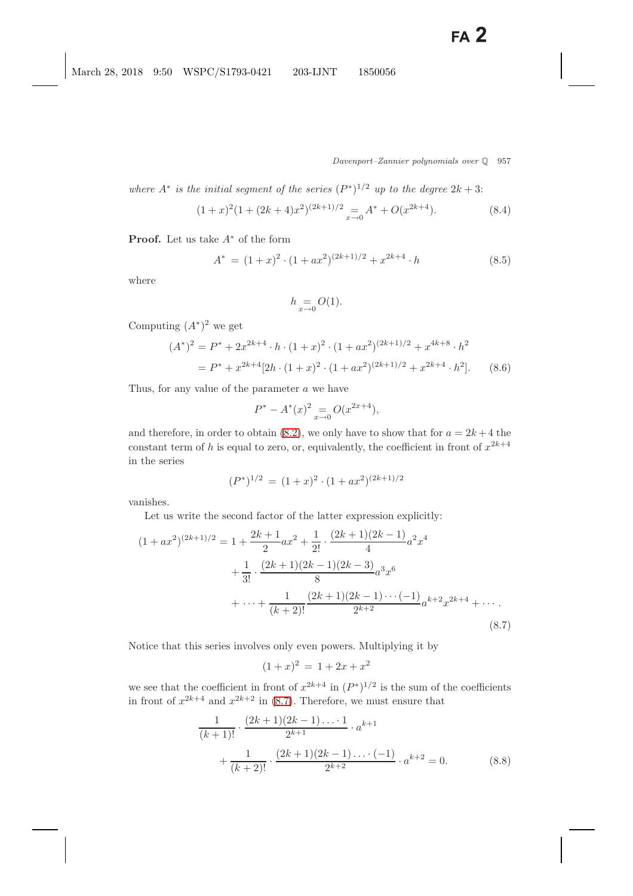*where* $A^*$ *is the initial segment of the series* $(P^*)^{1/2}$ *up to the degree* $2k+3$:

$$(1+x)^2(1+(2k+4)x^2)^{(2k+1)/2} \underset{x\to 0}{=} A^* + O(x^{2k+4}). \tag{8.4}$$

**Proof.** Let us take $A^*$ of the form

$$A^* = (1+x)^2 \cdot (1+ax^2)^{(2k+1)/2} + x^{2k+4} \cdot h \tag{8.5}$$

where

$$h \underset{x\to 0}{=} O(1).$$

Computing $(A^*)^2$ we get

$$\begin{aligned}(A^*)^2 &= P^* + 2x^{2k+4} \cdot h \cdot (1+x)^2 \cdot (1+ax^2)^{(2k+1)/2} + x^{4k+8} \cdot h^2 \\ &= P^* + x^{2k+4}[2h \cdot (1+x)^2 \cdot (1+ax^2)^{(2k+1)/2} + x^{2k+4} \cdot h^2]. \end{aligned} \tag{8.6}$$

Thus, for any value of the parameter $a$ we have

$$P^* - A^*(x)^2 \underset{x\to 0}{=} O(x^{2x+4}),$$

and therefore, in order to obtain (8.2), we only have to show that for $a = 2k+4$ the constant term of $h$ is equal to zero, or, equivalently, the coefficient in front of $x^{2k+4}$ in the series

$$(P^*)^{1/2} = (1+x)^2 \cdot (1+ax^2)^{(2k+1)/2}$$

vanishes.

Let us write the second factor of the latter expression explicitly:

$$\begin{aligned}(1+ax^2)^{(2k+1)/2} = 1 &+ \frac{2k+1}{2}ax^2 + \frac{1}{2!} \cdot \frac{(2k+1)(2k-1)}{4}a^2x^4 \\ &+ \frac{1}{3!} \cdot \frac{(2k+1)(2k-1)(2k-3)}{8}a^3x^6 \\ &+ \cdots + \frac{1}{(k+2)!}\frac{(2k+1)(2k-1)\cdots(-1)}{2^{k+2}}a^{k+2}x^{2k+4} + \cdots. \end{aligned} \tag{8.7}$$

Notice that this series involves only even powers. Multiplying it by

$$(1+x)^2 = 1 + 2x + x^2$$

we see that the coefficient in front of $x^{2k+4}$ in $(P^*)^{1/2}$ is the sum of the coefficients in front of $x^{2k+4}$ and $x^{2k+2}$ in (8.7). Therefore, we must ensure that

$$\begin{aligned}&\frac{1}{(k+1)!} \cdot \frac{(2k+1)(2k-1)\cdot \ldots \cdot 1}{2^{k+1}} \cdot a^{k+1} \\ &\quad + \frac{1}{(k+2)!} \cdot \frac{(2k+1)(2k-1)\cdot \ldots \cdot (-1)}{2^{k+2}} \cdot a^{k+2} = 0. \end{aligned} \tag{8.8}$$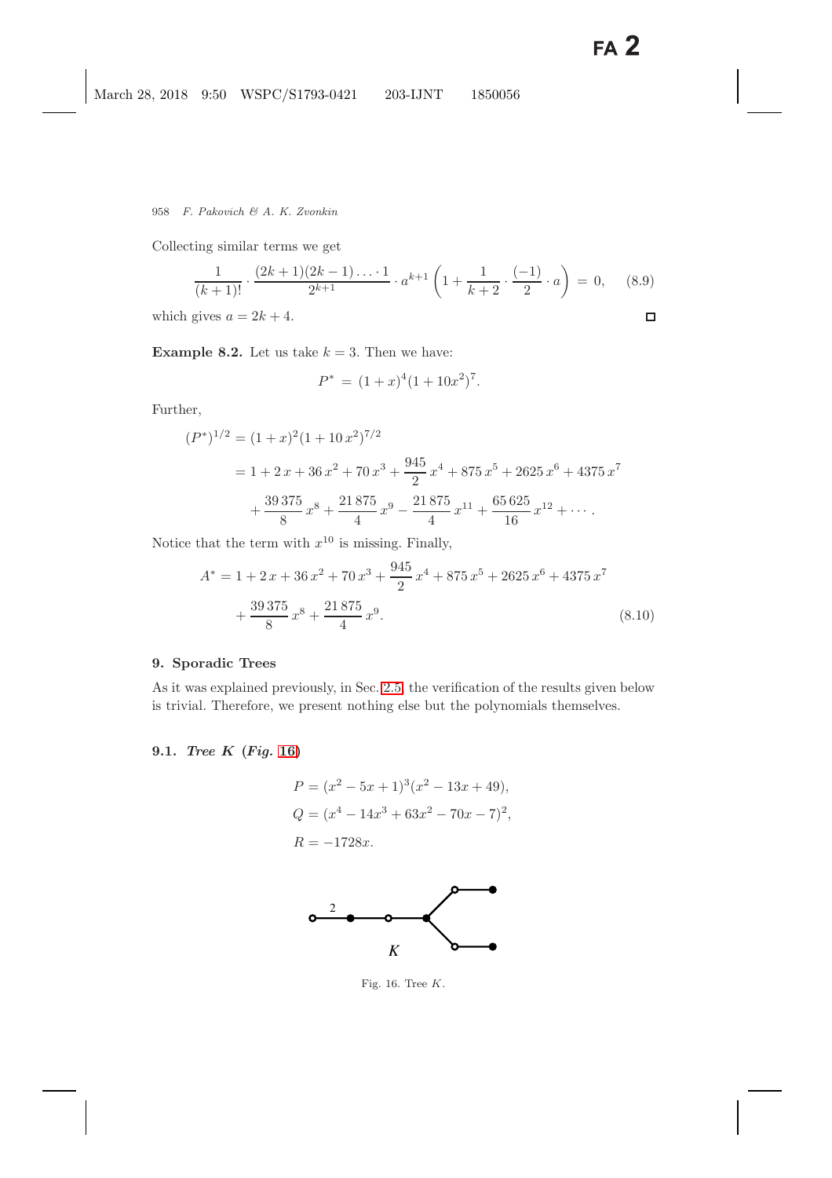Collecting similar terms we get

$$\frac{1}{(k+1)!} \cdot \frac{(2k+1)(2k-1)\ldots \cdot 1}{2^{k+1}} \cdot a^{k+1} \left(1 + \frac{1}{k+2} \cdot \frac{(-1)}{2} \cdot a\right) = 0, \tag{8.9}$$

which gives $a = 2k+4$. □

**Example 8.2.** Let us take $k = 3$. Then we have:

$$P^* = (1+x)^4(1+10x^2)^7.$$

Further,

$$\begin{aligned}(P^*)^{1/2} &= (1+x)^2(1+10\,x^2)^{7/2} \\ &= 1 + 2\,x + 36\,x^2 + 70\,x^3 + \frac{945}{2}\,x^4 + 875\,x^5 + 2625\,x^6 + 4375\,x^7 \\ &\quad + \frac{39\,375}{8}\,x^8 + \frac{21\,875}{4}\,x^9 - \frac{21\,875}{4}\,x^{11} + \frac{65\,625}{16}\,x^{12} + \cdots.\end{aligned}$$

Notice that the term with $x^{10}$ is missing. Finally,

$$\begin{aligned}A^* &= 1 + 2\,x + 36\,x^2 + 70\,x^3 + \frac{945}{2}\,x^4 + 875\,x^5 + 2625\,x^6 + 4375\,x^7 \\ &\quad + \frac{39\,375}{8}\,x^8 + \frac{21\,875}{4}\,x^9.\end{aligned} \tag{8.10}$$

## 9. Sporadic Trees

As it was explained previously, in Sec. 2.5, the verification of the results given below is trivial. Therefore, we present nothing else but the polynomials themselves.

### 9.1. *Tree K (Fig. 16)*

$$P = (x^2 - 5x + 1)^3(x^2 - 13x + 49),$$

$$Q = (x^4 - 14x^3 + 63x^2 - 70x - 7)^2,$$

$$R = -1728x.$$

Fig. 16. Tree $K$.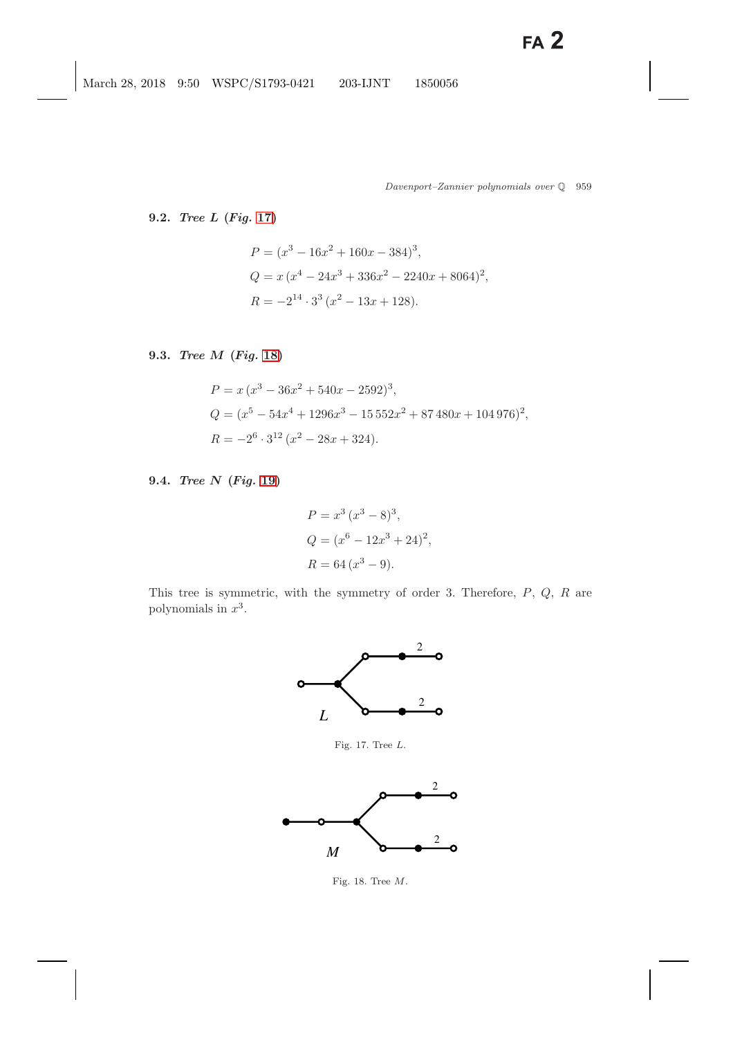### 9.2. *Tree L* (*Fig.* 17)

$$P = (x^3 - 16x^2 + 160x - 384)^3,$$
$$Q = x\,(x^4 - 24x^3 + 336x^2 - 2240x + 8064)^2,$$
$$R = -2^{14} \cdot 3^3\,(x^2 - 13x + 128).$$

### 9.3. *Tree M* (*Fig.* 18)

$$P = x\,(x^3 - 36x^2 + 540x - 2592)^3,$$
$$Q = (x^5 - 54x^4 + 1296x^3 - 15\,552x^2 + 87\,480x + 104\,976)^2,$$
$$R = -2^6 \cdot 3^{12}\,(x^2 - 28x + 324).$$

### 9.4. *Tree N* (*Fig.* 19)

$$P = x^3\,(x^3 - 8)^3,$$
$$Q = (x^6 - 12x^3 + 24)^2,$$
$$R = 64\,(x^3 - 9).$$

This tree is symmetric, with the symmetry of order 3. Therefore, $P$, $Q$, $R$ are polynomials in $x^3$.

Fig. 17. Tree $L$.

Fig. 18. Tree $M$.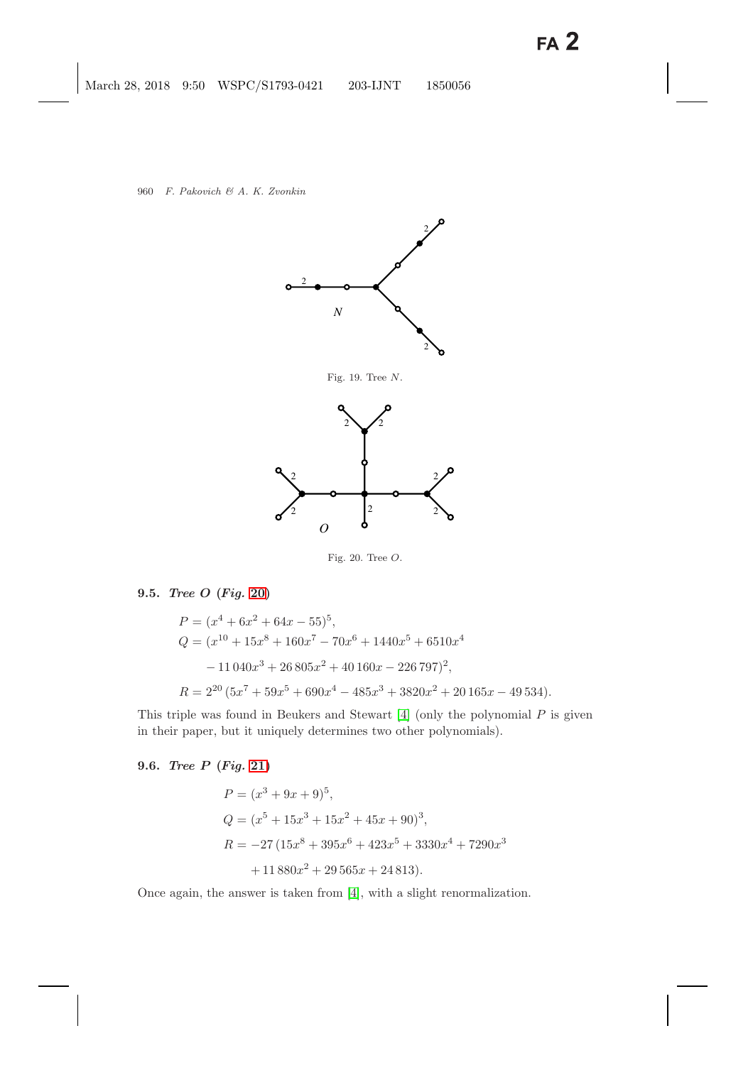Fig. 19. Tree $N$.

Fig. 20. Tree $O$.

### 9.5. *Tree O* (*Fig.* 20)

$$
\begin{aligned}
P &= (x^4 + 6x^2 + 64x - 55)^5, \\
Q &= (x^{10} + 15x^8 + 160x^7 - 70x^6 + 1440x^5 + 6510x^4 \\
&\quad - 11\,040x^3 + 26\,805x^2 + 40\,160x - 226\,797)^2, \\
R &= 2^{20}\,(5x^7 + 59x^5 + 690x^4 - 485x^3 + 3820x^2 + 20\,165x - 49\,534).
\end{aligned}
$$

This triple was found in Beukers and Stewart [4] (only the polynomial $P$ is given in their paper, but it uniquely determines two other polynomials).

### 9.6. *Tree P* (*Fig.* 21)

$$
\begin{aligned}
P &= (x^3 + 9x + 9)^5, \\
Q &= (x^5 + 15x^3 + 15x^2 + 45x + 90)^3, \\
R &= -27\,(15x^8 + 395x^6 + 423x^5 + 3330x^4 + 7290x^3 \\
&\quad + 11\,880x^2 + 29\,565x + 24\,813).
\end{aligned}
$$

Once again, the answer is taken from [4], with a slight renormalization.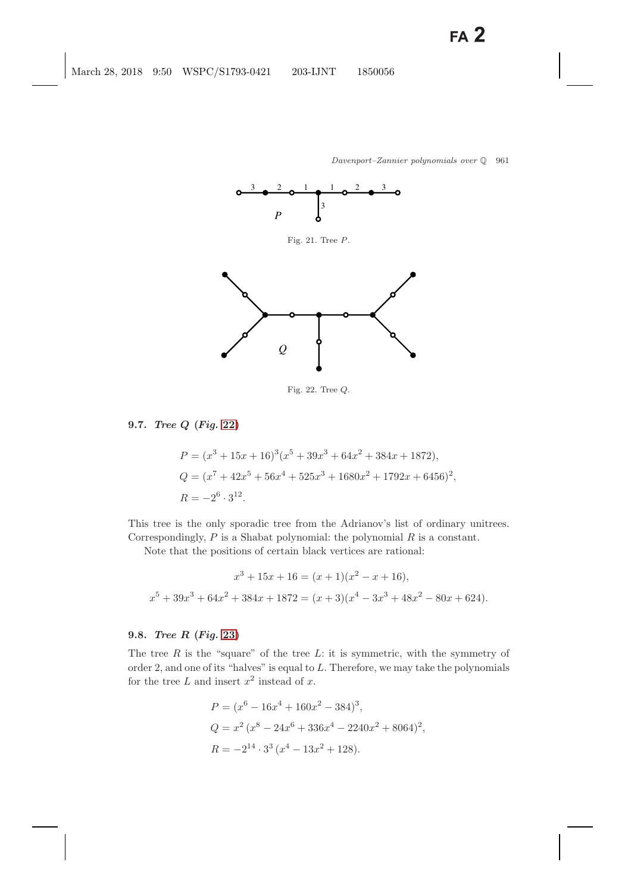Fig. 21. Tree $P$.

Fig. 22. Tree $Q$.

### 9.7. *Tree Q (Fig. 22)*

$$P = (x^3 + 15x + 16)^3(x^5 + 39x^3 + 64x^2 + 384x + 1872),$$

$$Q = (x^7 + 42x^5 + 56x^4 + 525x^3 + 1680x^2 + 1792x + 6456)^2,$$

$$R = -2^6 \cdot 3^{12}.$$

This tree is the only sporadic tree from the Adrianov's list of ordinary unitrees. Correspondingly, $P$ is a Shabat polynomial: the polynomial $R$ is a constant.

Note that the positions of certain black vertices are rational:

$$x^3 + 15x + 16 = (x + 1)(x^2 - x + 16),$$

$$x^5 + 39x^3 + 64x^2 + 384x + 1872 = (x + 3)(x^4 - 3x^3 + 48x^2 - 80x + 624).$$

### 9.8. *Tree R (Fig. 23)*

The tree $R$ is the "square" of the tree $L$: it is symmetric, with the symmetry of order 2, and one of its "halves" is equal to $L$. Therefore, we may take the polynomials for the tree $L$ and insert $x^2$ instead of $x$.

$$P = (x^6 - 16x^4 + 160x^2 - 384)^3,$$

$$Q = x^2\,(x^8 - 24x^6 + 336x^4 - 2240x^2 + 8064)^2,$$

$$R = -2^{14} \cdot 3^3\,(x^4 - 13x^2 + 128).$$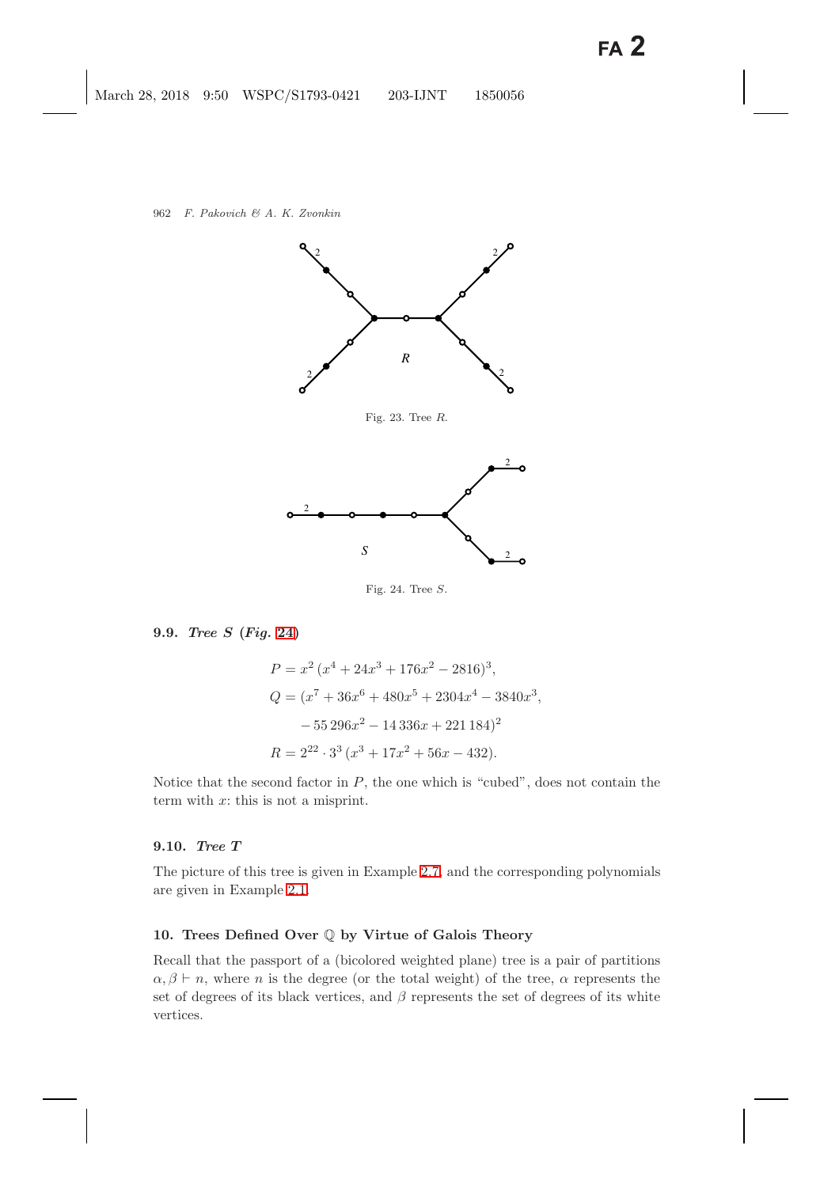Fig. 23. Tree $R$.

Fig. 24. Tree $S$.

### 9.9. *Tree S* (*Fig. 24*)

$$
\begin{aligned}
P &= x^2\,(x^4 + 24x^3 + 176x^2 - 2816)^3,\\
Q &= (x^7 + 36x^6 + 480x^5 + 2304x^4 - 3840x^3,\\
&\quad - 55\,296x^2 - 14\,336x + 221\,184)^2\\
R &= 2^{22}\cdot 3^3\,(x^3 + 17x^2 + 56x - 432).
\end{aligned}
$$

Notice that the second factor in $P$, the one which is "cubed", does not contain the term with $x$: this is not a misprint.

### 9.10. *Tree T*

The picture of this tree is given in Example 2.7, and the corresponding polynomials are given in Example 2.1.

## 10. Trees Defined Over $\mathbb{Q}$ by Virtue of Galois Theory

Recall that the passport of a (bicolored weighted plane) tree is a pair of partitions $\alpha, \beta \vdash n$, where $n$ is the degree (or the total weight) of the tree, $\alpha$ represents the set of degrees of its black vertices, and $\beta$ represents the set of degrees of its white vertices.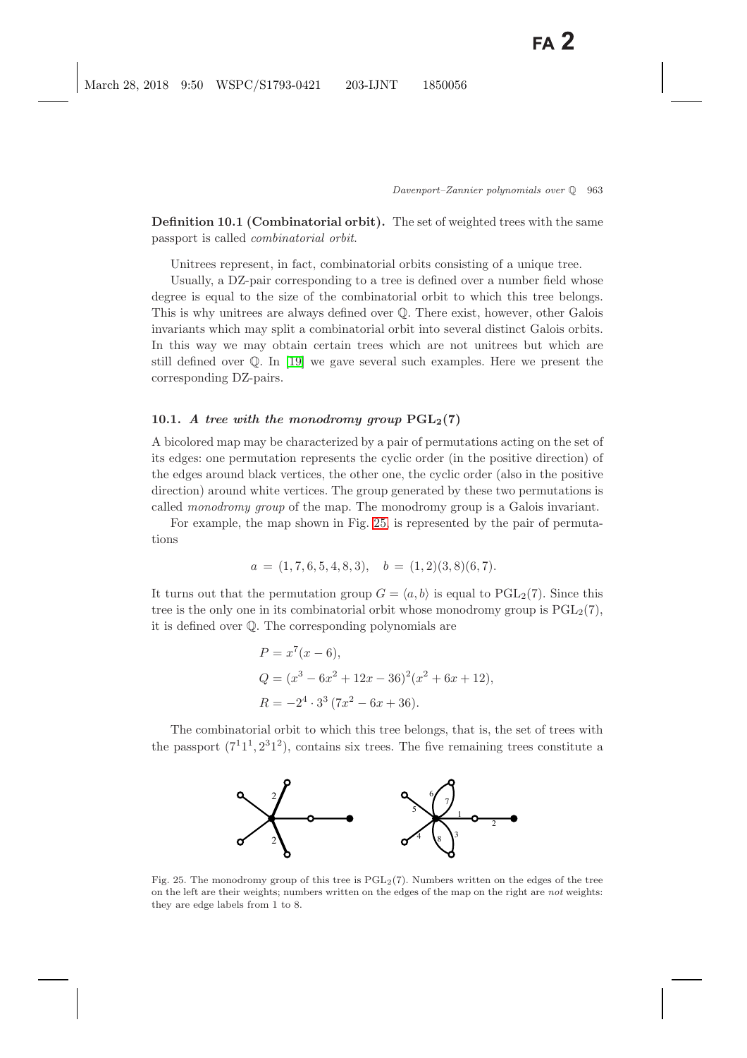**Definition 10.1 (Combinatorial orbit).** The set of weighted trees with the same passport is called *combinatorial orbit*.

Unitrees represent, in fact, combinatorial orbits consisting of a unique tree.

Usually, a DZ-pair corresponding to a tree is defined over a number field whose degree is equal to the size of the combinatorial orbit to which this tree belongs. This is why unitrees are always defined over $\mathbb{Q}$. There exist, however, other Galois invariants which may split a combinatorial orbit into several distinct Galois orbits. In this way we may obtain certain trees which are not unitrees but which are still defined over $\mathbb{Q}$. In [19] we gave several such examples. Here we present the corresponding DZ-pairs.

### 10.1. *A tree with the monodromy group* $\mathrm{PGL}_2(7)$

A bicolored map may be characterized by a pair of permutations acting on the set of its edges: one permutation represents the cyclic order (in the positive direction) of the edges around black vertices, the other one, the cyclic order (also in the positive direction) around white vertices. The group generated by these two permutations is called *monodromy group* of the map. The monodromy group is a Galois invariant.

For example, the map shown in Fig. 25, is represented by the pair of permutations

$$a = (1, 7, 6, 5, 4, 8, 3), \quad b = (1, 2)(3, 8)(6, 7).$$

It turns out that the permutation group $G = \langle a, b\rangle$ is equal to $\mathrm{PGL}_2(7)$. Since this tree is the only one in its combinatorial orbit whose monodromy group is $\mathrm{PGL}_2(7)$, it is defined over $\mathbb{Q}$. The corresponding polynomials are

$$\begin{aligned}
P &= x^7(x-6),\\
Q &= (x^3 - 6x^2 + 12x - 36)^2(x^2 + 6x + 12),\\
R &= -2^4 \cdot 3^3\,(7x^2 - 6x + 36).
\end{aligned}$$

The combinatorial orbit to which this tree belongs, that is, the set of trees with the passport $(7^1 1^1, 2^3 1^2)$, contains six trees. The five remaining trees constitute a

Fig. 25. The monodromy group of this tree is $\mathrm{PGL}_2(7)$. Numbers written on the edges of the tree on the left are their weights; numbers written on the edges of the map on the right are *not* weights: they are edge labels from 1 to 8.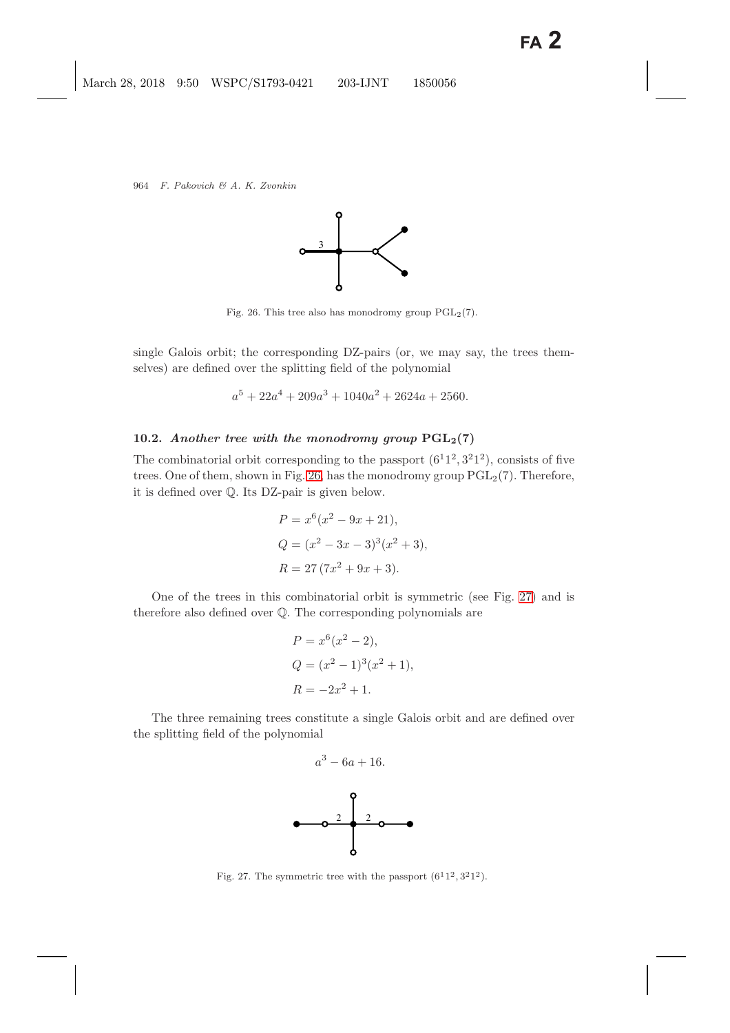Fig. 26. This tree also has monodromy group $\mathrm{PGL}_2(7)$.

single Galois orbit; the corresponding DZ-pairs (or, we may say, the trees themselves) are defined over the splitting field of the polynomial

$$a^5 + 22a^4 + 209a^3 + 1040a^2 + 2624a + 2560.$$

### 10.2. *Another tree with the monodromy group* $\mathbf{PGL_2(7)}$

The combinatorial orbit corresponding to the passport $(6^1 1^2, 3^2 1^2)$, consists of five trees. One of them, shown in Fig. 26, has the monodromy group $\mathrm{PGL}_2(7)$. Therefore, it is defined over $\mathbb{Q}$. Its DZ-pair is given below.

$$P = x^6(x^2 - 9x + 21),$$
$$Q = (x^2 - 3x - 3)^3(x^2 + 3),$$
$$R = 27\,(7x^2 + 9x + 3).$$

One of the trees in this combinatorial orbit is symmetric (see Fig. 27) and is therefore also defined over $\mathbb{Q}$. The corresponding polynomials are

$$P = x^6(x^2 - 2),$$
$$Q = (x^2 - 1)^3(x^2 + 1),$$
$$R = -2x^2 + 1.$$

The three remaining trees constitute a single Galois orbit and are defined over the splitting field of the polynomial

$$a^3 - 6a + 16.$$

Fig. 27. The symmetric tree with the passport $(6^1 1^2, 3^2 1^2)$.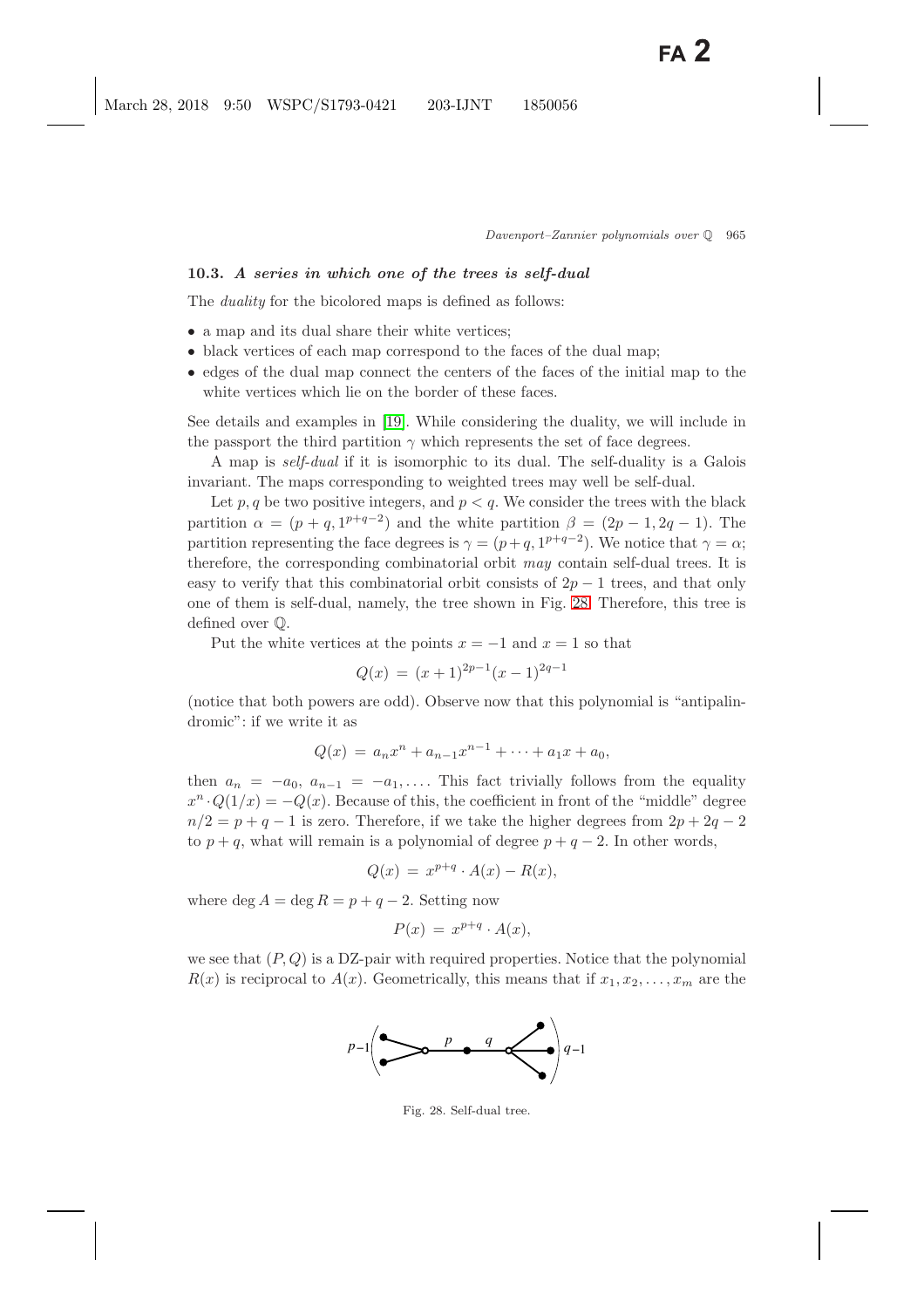### 10.3. *A series in which one of the trees is self-dual*

The *duality* for the bicolored maps is defined as follows:

- a map and its dual share their white vertices;
- black vertices of each map correspond to the faces of the dual map;
- edges of the dual map connect the centers of the faces of the initial map to the white vertices which lie on the border of these faces.

See details and examples in [19]. While considering the duality, we will include in the passport the third partition $\gamma$ which represents the set of face degrees.

A map is *self-dual* if it is isomorphic to its dual. The self-duality is a Galois invariant. The maps corresponding to weighted trees may well be self-dual.

Let $p, q$ be two positive integers, and $p < q$. We consider the trees with the black partition $\alpha = (p+q, 1^{p+q-2})$ and the white partition $\beta = (2p-1, 2q-1)$. The partition representing the face degrees is $\gamma = (p+q, 1^{p+q-2})$. We notice that $\gamma = \alpha$; therefore, the corresponding combinatorial orbit *may* contain self-dual trees. It is easy to verify that this combinatorial orbit consists of $2p-1$ trees, and that only one of them is self-dual, namely, the tree shown in Fig. 28. Therefore, this tree is defined over $\mathbb{Q}$.

Put the white vertices at the points $x = -1$ and $x = 1$ so that

$$Q(x) = (x+1)^{2p-1}(x-1)^{2q-1}$$

(notice that both powers are odd). Observe now that this polynomial is "antipalindromic": if we write it as

$$Q(x) = a_n x^n + a_{n-1}x^{n-1} + \cdots + a_1 x + a_0,$$

then $a_n = -a_0$, $a_{n-1} = -a_1, \ldots$. This fact trivially follows from the equality $x^n \cdot Q(1/x) = -Q(x)$. Because of this, the coefficient in front of the "middle" degree $n/2 = p+q-1$ is zero. Therefore, if we take the higher degrees from $2p+2q-2$ to $p+q$, what will remain is a polynomial of degree $p+q-2$. In other words,

$$Q(x) = x^{p+q} \cdot A(x) - R(x),$$

where $\deg A = \deg R = p+q-2$. Setting now

$$P(x) = x^{p+q} \cdot A(x),$$

we see that $(P, Q)$ is a DZ-pair with required properties. Notice that the polynomial $R(x)$ is reciprocal to $A(x)$. Geometrically, this means that if $x_1, x_2, \ldots, x_m$ are the

Fig. 28. Self-dual tree.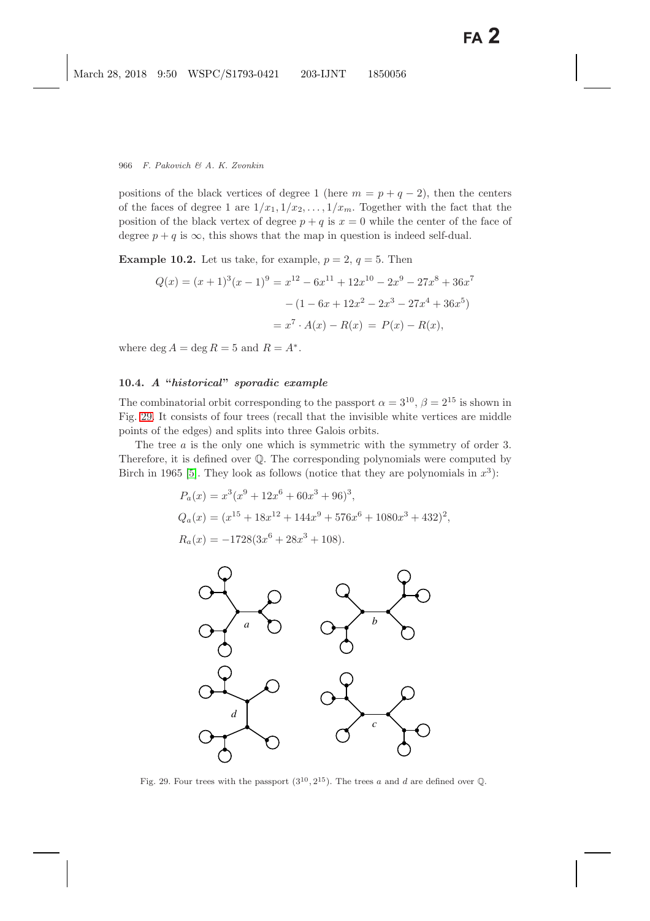positions of the black vertices of degree 1 (here $m = p + q - 2$), then the centers of the faces of degree 1 are $1/x_1, 1/x_2, \ldots, 1/x_m$. Together with the fact that the position of the black vertex of degree $p + q$ is $x = 0$ while the center of the face of degree $p + q$ is $\infty$, this shows that the map in question is indeed self-dual.

**Example 10.2.** Let us take, for example, $p = 2$, $q = 5$. Then

$$
\begin{aligned}
Q(x) = (x+1)^3(x-1)^9 &= x^{12} - 6x^{11} + 12x^{10} - 2x^9 - 27x^8 + 36x^7 \\
&\quad - (1 - 6x + 12x^2 - 2x^3 - 27x^4 + 36x^5) \\
&= x^7 \cdot A(x) - R(x) \;=\; P(x) - R(x),
\end{aligned}
$$

where $\deg A = \deg R = 5$ and $R = A^*$.

### 10.4. *A "historical" sporadic example*

The combinatorial orbit corresponding to the passport $\alpha = 3^{10}$, $\beta = 2^{15}$ is shown in Fig. 29. It consists of four trees (recall that the invisible white vertices are middle points of the edges) and splits into three Galois orbits.

The tree $a$ is the only one which is symmetric with the symmetry of order 3. Therefore, it is defined over $\mathbb{Q}$. The corresponding polynomials were computed by Birch in 1965 [5]. They look as follows (notice that they are polynomials in $x^3$):

$$
\begin{aligned}
P_a(x) &= x^3(x^9 + 12x^6 + 60x^3 + 96)^3, \\
Q_a(x) &= (x^{15} + 18x^{12} + 144x^9 + 576x^6 + 1080x^3 + 432)^2, \\
R_a(x) &= -1728(3x^6 + 28x^3 + 108).
\end{aligned}
$$

Fig. 29. Four trees with the passport $(3^{10}, 2^{15})$. The trees $a$ and $d$ are defined over $\mathbb{Q}$.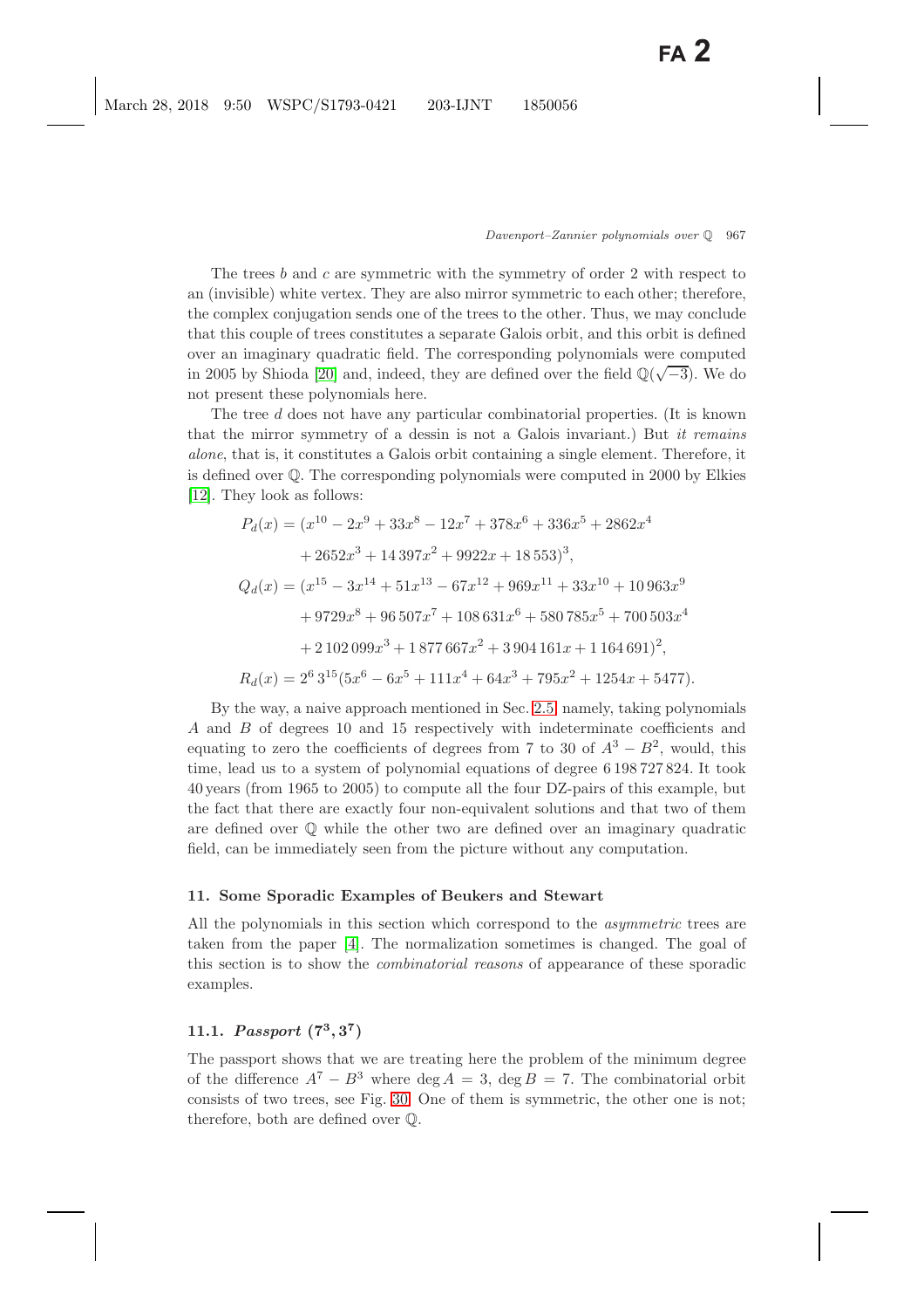The trees $b$ and $c$ are symmetric with the symmetry of order 2 with respect to an (invisible) white vertex. They are also mirror symmetric to each other; therefore, the complex conjugation sends one of the trees to the other. Thus, we may conclude that this couple of trees constitutes a separate Galois orbit, and this orbit is defined over an imaginary quadratic field. The corresponding polynomials were computed in 2005 by Shioda [20] and, indeed, they are defined over the field $\mathbb{Q}(\sqrt{-3})$. We do not present these polynomials here.

The tree $d$ does not have any particular combinatorial properties. (It is known that the mirror symmetry of a dessin is not a Galois invariant.) But *it remains alone*, that is, it constitutes a Galois orbit containing a single element. Therefore, it is defined over $\mathbb{Q}$. The corresponding polynomials were computed in 2000 by Elkies [12]. They look as follows:

$$
\begin{aligned}
P_d(x) &= (x^{10} - 2x^9 + 33x^8 - 12x^7 + 378x^6 + 336x^5 + 2862x^4 \\
&\quad + 2652x^3 + 14\,397x^2 + 9922x + 18\,553)^3, \\
Q_d(x) &= (x^{15} - 3x^{14} + 51x^{13} - 67x^{12} + 969x^{11} + 33x^{10} + 10\,963x^9 \\
&\quad + 9729x^8 + 96\,507x^7 + 108\,631x^6 + 580\,785x^5 + 700\,503x^4 \\
&\quad + 2\,102\,099x^3 + 1\,877\,667x^2 + 3\,904\,161x + 1\,164\,691)^2, \\
R_d(x) &= 2^6\, 3^{15}(5x^6 - 6x^5 + 111x^4 + 64x^3 + 795x^2 + 1254x + 5477).
\end{aligned}
$$

By the way, a naive approach mentioned in Sec. 2.5, namely, taking polynomials $A$ and $B$ of degrees 10 and 15 respectively with indeterminate coefficients and equating to zero the coefficients of degrees from 7 to 30 of $A^3 - B^2$, would, this time, lead us to a system of polynomial equations of degree 6 198 727 824. It took 40 years (from 1965 to 2005) to compute all the four DZ-pairs of this example, but the fact that there are exactly four non-equivalent solutions and that two of them are defined over $\mathbb{Q}$ while the other two are defined over an imaginary quadratic field, can be immediately seen from the picture without any computation.

## 11. Some Sporadic Examples of Beukers and Stewart

All the polynomials in this section which correspond to the *asymmetric* trees are taken from the paper [4]. The normalization sometimes is changed. The goal of this section is to show the *combinatorial reasons* of appearance of these sporadic examples.

### 11.1. *Passport* $(7^3, 3^7)$

The passport shows that we are treating here the problem of the minimum degree of the difference $A^7 - B^3$ where $\deg A = 3$, $\deg B = 7$. The combinatorial orbit consists of two trees, see Fig. 30. One of them is symmetric, the other one is not; therefore, both are defined over $\mathbb{Q}$.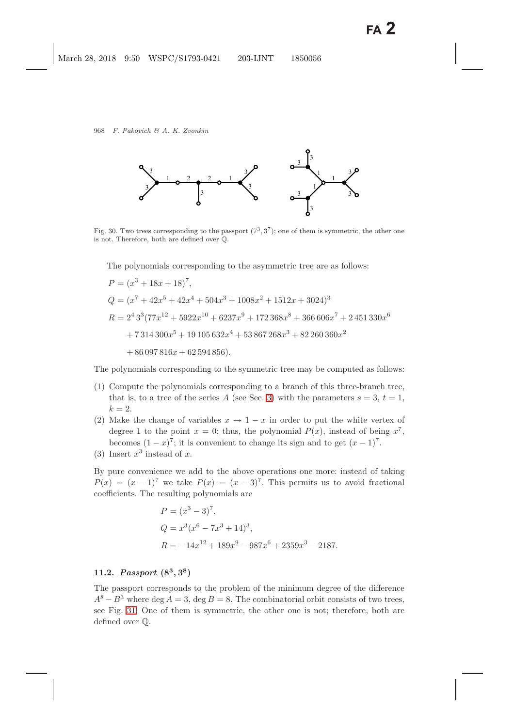Fig. 30. Two trees corresponding to the passport $(7^3, 3^7)$; one of them is symmetric, the other one is not. Therefore, both are defined over $\mathbb{Q}$.

The polynomials corresponding to the asymmetric tree are as follows:

$$
\begin{aligned}
P &= (x^3 + 18x + 18)^7, \\
Q &= (x^7 + 42x^5 + 42x^4 + 504x^3 + 1008x^2 + 1512x + 3024)^3 \\
R &= 2^4\, 3^3 (77x^{12} + 5922x^{10} + 6237x^9 + 172\,368x^8 + 366\,606x^7 + 2\,451\,330x^6 \\
&\quad + 7\,314\,300x^5 + 19\,105\,632x^4 + 53\,867\,268x^3 + 82\,260\,360x^2 \\
&\quad + 86\,097\,816x + 62\,594\,856).
\end{aligned}
$$

The polynomials corresponding to the symmetric tree may be computed as follows:

(1) Compute the polynomials corresponding to a branch of this three-branch tree, that is, to a tree of the series $A$ (see Sec. 3) with the parameters $s = 3$, $t = 1$, $k = 2$.
(2) Make the change of variables $x \to 1 - x$ in order to put the white vertex of degree 1 to the point $x = 0$; thus, the polynomial $P(x)$, instead of being $x^7$, becomes $(1 - x)^7$; it is convenient to change its sign and to get $(x - 1)^7$.
(3) Insert $x^3$ instead of $x$.

By pure convenience we add to the above operations one more: instead of taking $P(x) = (x - 1)^7$ we take $P(x) = (x - 3)^7$. This permits us to avoid fractional coefficients. The resulting polynomials are

$$
\begin{aligned}
P &= (x^3 - 3)^7, \\
Q &= x^3(x^6 - 7x^3 + 14)^3, \\
R &= -14x^{12} + 189x^9 - 987x^6 + 2359x^3 - 2187.
\end{aligned}
$$

### 11.2. *Passport* $(8^3, 3^8)$

The passport corresponds to the problem of the minimum degree of the difference $A^8 - B^3$ where $\deg A = 3$, $\deg B = 8$. The combinatorial orbit consists of two trees, see Fig. 31. One of them is symmetric, the other one is not; therefore, both are defined over $\mathbb{Q}$.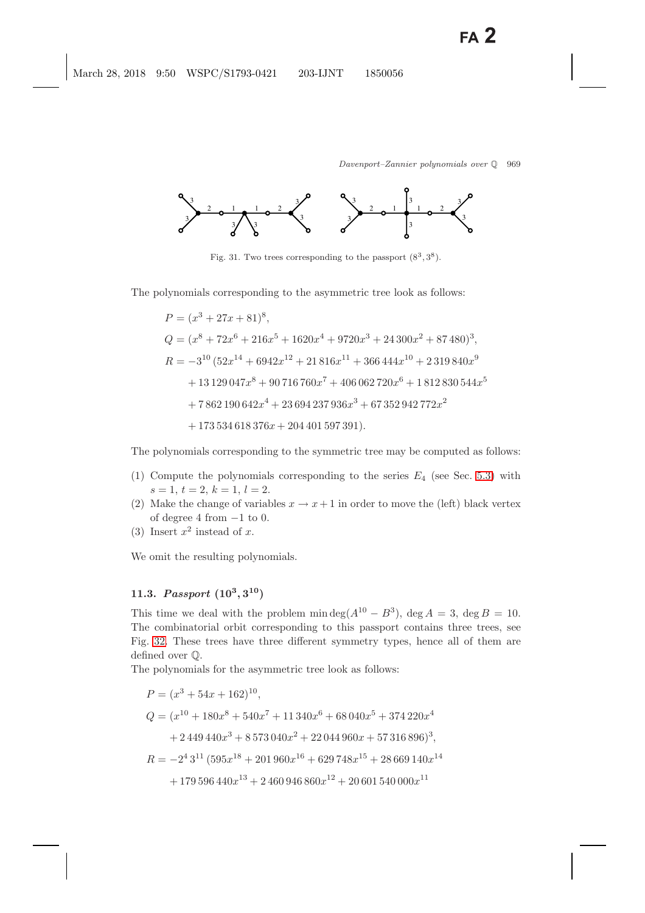Fig. 31. Two trees corresponding to the passport $(8^3, 3^8)$.

The polynomials corresponding to the asymmetric tree look as follows:

$$
\begin{aligned}
P &= (x^3 + 27x + 81)^8, \\
Q &= (x^8 + 72x^6 + 216x^5 + 1620x^4 + 9720x^3 + 24\,300x^2 + 87\,480)^3, \\
R &= -3^{10}\,(52x^{14} + 6942x^{12} + 21\,816x^{11} + 366\,444x^{10} + 2\,319\,840x^9 \\
&\quad + 13\,129\,047x^8 + 90\,716\,760x^7 + 406\,062\,720x^6 + 1\,812\,830\,544x^5 \\
&\quad + 7\,862\,190\,642x^4 + 23\,694\,237\,936x^3 + 67\,352\,942\,772x^2 \\
&\quad + 173\,534\,618\,376x + 204\,401\,597\,391).
\end{aligned}
$$

The polynomials corresponding to the symmetric tree may be computed as follows:

(1) Compute the polynomials corresponding to the series $E_4$ (see Sec. 5.3) with $s = 1$, $t = 2$, $k = 1$, $l = 2$.
(2) Make the change of variables $x \to x + 1$ in order to move the (left) black vertex of degree 4 from $-1$ to 0.
(3) Insert $x^2$ instead of $x$.

We omit the resulting polynomials.

### 11.3. *Passport* $(10^3, 3^{10})$

This time we deal with the problem $\min \deg(A^{10} - B^3)$, $\deg A = 3$, $\deg B = 10$. The combinatorial orbit corresponding to this passport contains three trees, see Fig. 32. These trees have three different symmetry types, hence all of them are defined over $\mathbb{Q}$.

The polynomials for the asymmetric tree look as follows:

$$
\begin{aligned}
P &= (x^3 + 54x + 162)^{10}, \\
Q &= (x^{10} + 180x^8 + 540x^7 + 11\,340x^6 + 68\,040x^5 + 374\,220x^4 \\
&\quad + 2\,449\,440x^3 + 8\,573\,040x^2 + 22\,044\,960x + 57\,316\,896)^3, \\
R &= -2^4\,3^{11}\,(595x^{18} + 201\,960x^{16} + 629\,748x^{15} + 28\,669\,140x^{14} \\
&\quad + 179\,596\,440x^{13} + 2\,460\,946\,860x^{12} + 20\,601\,540\,000x^{11}
\end{aligned}
$$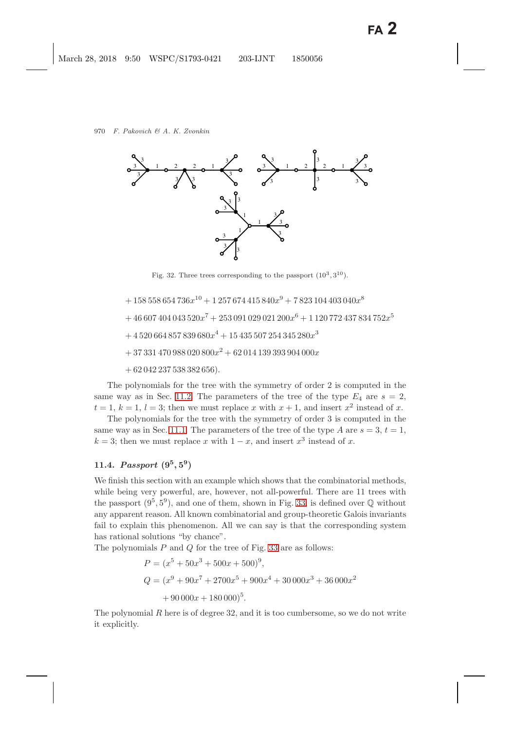Fig. 32. Three trees corresponding to the passport $(10^3, 3^{10})$.

$$+ 158\,558\,654\,736x^{10} + 1\,257\,674\,415\,840x^9 + 7\,823\,104\,403\,040x^8$$
$$+ 46\,607\,404\,043\,520x^7 + 253\,091\,029\,021\,200x^6 + 1\,120\,772\,437\,834\,752x^5$$
$$+ 4\,520\,664\,857\,839\,680x^4 + 15\,435\,507\,254\,345\,280x^3$$
$$+ 37\,331\,470\,988\,020\,800x^2 + 62\,014\,139\,393\,904\,000x$$
$$+ 62\,042\,237\,538\,382\,656).$$

The polynomials for the tree with the symmetry of order 2 is computed in the same way as in Sec. 11.2. The parameters of the tree of the type $E_4$ are $s = 2$, $t = 1$, $k = 1$, $l = 3$; then we must replace $x$ with $x + 1$, and insert $x^2$ instead of $x$.

The polynomials for the tree with the symmetry of order 3 is computed in the same way as in Sec. 11.1. The parameters of the tree of the type $A$ are $s = 3$, $t = 1$, $k = 3$; then we must replace $x$ with $1 - x$, and insert $x^3$ instead of $x$.

### 11.4. *Passport* $(9^5, 5^9)$

We finish this section with an example which shows that the combinatorial methods, while being very powerful, are, however, not all-powerful. There are 11 trees with the passport $(9^5, 5^9)$, and one of them, shown in Fig. 33, is defined over $\mathbb{Q}$ without any apparent reason. All known combinatorial and group-theoretic Galois invariants fail to explain this phenomenon. All we can say is that the corresponding system has rational solutions "by chance".

The polynomials $P$ and $Q$ for the tree of Fig. 33 are as follows:

$$P = (x^5 + 50x^3 + 500x + 500)^9,$$
$$Q = (x^9 + 90x^7 + 2700x^5 + 900x^4 + 30\,000x^3 + 36\,000x^2 + 90\,000x + 180\,000)^5.$$

The polynomial $R$ here is of degree 32, and it is too cumbersome, so we do not write it explicitly.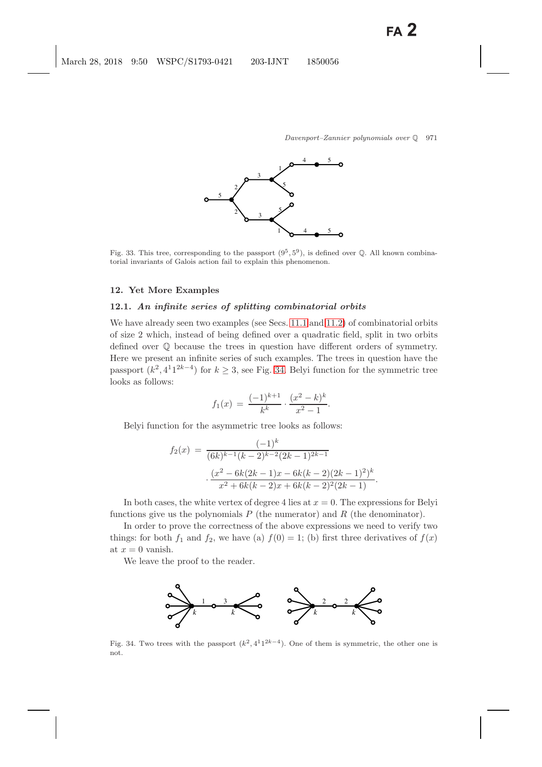Fig. 33. This tree, corresponding to the passport $(9^5, 5^9)$, is defined over $\mathbb{Q}$. All known combinatorial invariants of Galois action fail to explain this phenomenon.

## 12. Yet More Examples

### 12.1. *An infinite series of splitting combinatorial orbits*

We have already seen two examples (see Secs. 11.1 and 11.2) of combinatorial orbits of size 2 which, instead of being defined over a quadratic field, split in two orbits defined over $\mathbb{Q}$ because the trees in question have different orders of symmetry. Here we present an infinite series of such examples. The trees in question have the passport $(k^2, 4^1 1^{2k-4})$ for $k \geq 3$, see Fig. 34. Belyi function for the symmetric tree looks as follows:

$$f_1(x) = \frac{(-1)^{k+1}}{k^k} \cdot \frac{(x^2 - k)^k}{x^2 - 1}.$$

Belyi function for the asymmetric tree looks as follows:

$$f_2(x) = \frac{(-1)^k}{(6k)^{k-1}(k-2)^{k-2}(2k-1)^{2k-1}} \cdot \frac{(x^2 - 6k(2k-1)x - 6k(k-2)(2k-1)^2)^k}{x^2 + 6k(k-2)x + 6k(k-2)^2(2k-1)}.$$

In both cases, the white vertex of degree 4 lies at $x = 0$. The expressions for Belyi functions give us the polynomials $P$ (the numerator) and $R$ (the denominator).

In order to prove the correctness of the above expressions we need to verify two things: for both $f_1$ and $f_2$, we have (a) $f(0) = 1$; (b) first three derivatives of $f(x)$ at $x = 0$ vanish.

We leave the proof to the reader.

Fig. 34. Two trees with the passport $(k^2, 4^1 1^{2k-4})$. One of them is symmetric, the other one is not.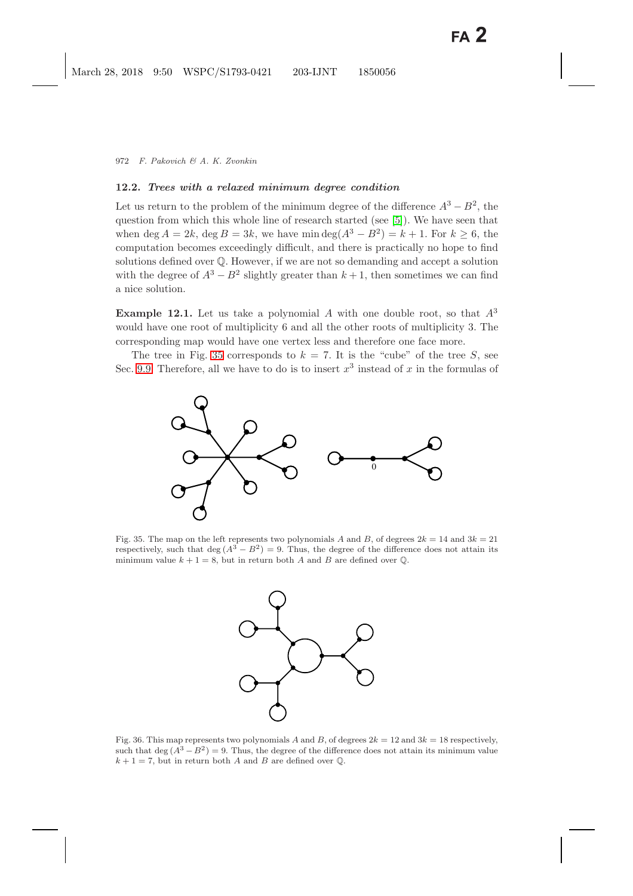### 12.2. *Trees with a relaxed minimum degree condition*

Let us return to the problem of the minimum degree of the difference $A^3 - B^2$, the question from which this whole line of research started (see [5]). We have seen that when $\deg A = 2k$, $\deg B = 3k$, we have $\min \deg(A^3 - B^2) = k + 1$. For $k \geq 6$, the computation becomes exceedingly difficult, and there is practically no hope to find solutions defined over $\mathbb{Q}$. However, if we are not so demanding and accept a solution with the degree of $A^3 - B^2$ slightly greater than $k + 1$, then sometimes we can find a nice solution.

**Example 12.1.** Let us take a polynomial $A$ with one double root, so that $A^3$ would have one root of multiplicity 6 and all the other roots of multiplicity 3. The corresponding map would have one vertex less and therefore one face more.

The tree in Fig. 35 corresponds to $k = 7$. It is the "cube" of the tree $S$, see Sec. 9.9. Therefore, all we have to do is to insert $x^3$ instead of $x$ in the formulas of

Fig. 35. The map on the left represents two polynomials $A$ and $B$, of degrees $2k = 14$ and $3k = 21$ respectively, such that $\deg(A^3 - B^2) = 9$. Thus, the degree of the difference does not attain its minimum value $k + 1 = 8$, but in return both $A$ and $B$ are defined over $\mathbb{Q}$.

Fig. 36. This map represents two polynomials $A$ and $B$, of degrees $2k = 12$ and $3k = 18$ respectively, such that $\deg(A^3 - B^2) = 9$. Thus, the degree of the difference does not attain its minimum value $k + 1 = 7$, but in return both $A$ and $B$ are defined over $\mathbb{Q}$.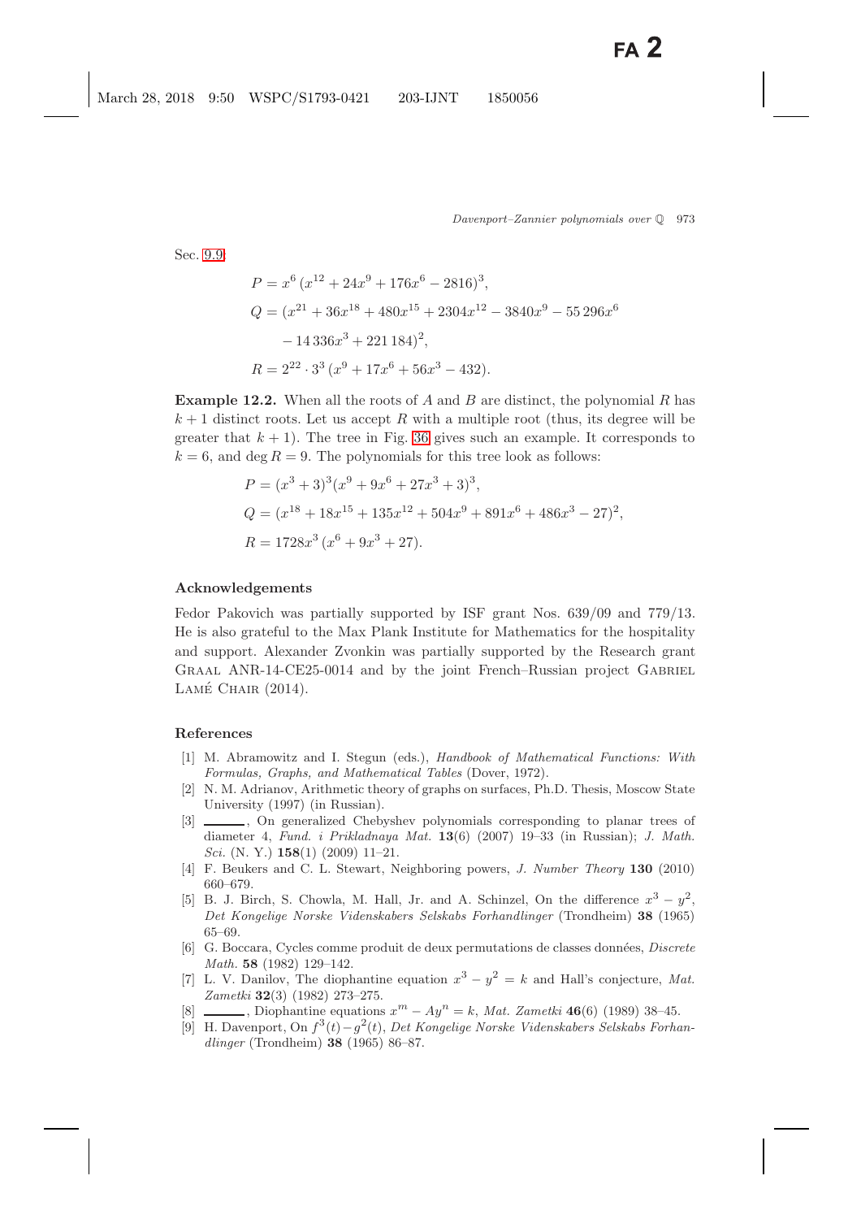Sec. 9.9:

$$P = x^6\,(x^{12} + 24x^9 + 176x^6 - 2816)^3,$$

$$Q = (x^{21} + 36x^{18} + 480x^{15} + 2304x^{12} - 3840x^9 - 55\,296x^6 - 14\,336x^3 + 221\,184)^2,$$

$$R = 2^{22} \cdot 3^3\,(x^9 + 17x^6 + 56x^3 - 432).$$

**Example 12.2.** When all the roots of $A$ and $B$ are distinct, the polynomial $R$ has $k+1$ distinct roots. Let us accept $R$ with a multiple root (thus, its degree will be greater that $k+1$). The tree in Fig. 36 gives such an example. It corresponds to $k = 6$, and $\deg R = 9$. The polynomials for this tree look as follows:

$$P = (x^3 + 3)^3(x^9 + 9x^6 + 27x^3 + 3)^3,$$

$$Q = (x^{18} + 18x^{15} + 135x^{12} + 504x^9 + 891x^6 + 486x^3 - 27)^2,$$

$$R = 1728x^3\,(x^6 + 9x^3 + 27).$$

## Acknowledgements

Fedor Pakovich was partially supported by ISF grant Nos. 639/09 and 779/13. He is also grateful to the Max Plank Institute for Mathematics for the hospitality and support. Alexander Zvonkin was partially supported by the Research grant Graal ANR-14-CE25-0014 and by the joint French–Russian project Gabriel Lamé Chair (2014).

## References

[1] M. Abramowitz and I. Stegun (eds.), *Handbook of Mathematical Functions: With Formulas, Graphs, and Mathematical Tables* (Dover, 1972).

[2] N. M. Adrianov, Arithmetic theory of graphs on surfaces, Ph.D. Thesis, Moscow State University (1997) (in Russian).

[3] ———, On generalized Chebyshev polynomials corresponding to planar trees of diameter 4, *Fund. i Prikladnaya Mat.* **13**(6) (2007) 19–33 (in Russian); *J. Math. Sci.* (N. Y.) **158**(1) (2009) 11–21.

[4] F. Beukers and C. L. Stewart, Neighboring powers, *J. Number Theory* **130** (2010) 660–679.

[5] B. J. Birch, S. Chowla, M. Hall, Jr. and A. Schinzel, On the difference $x^3 - y^2$, *Det Kongelige Norske Videnskabers Selskabs Forhandlinger* (Trondheim) **38** (1965) 65–69.

[6] G. Boccara, Cycles comme produit de deux permutations de classes données, *Discrete Math.* **58** (1982) 129–142.

[7] L. V. Danilov, The diophantine equation $x^3 - y^2 = k$ and Hall's conjecture, *Mat. Zametki* **32**(3) (1982) 273–275.

[8] ———, Diophantine equations $x^m - Ay^n = k$, *Mat. Zametki* **46**(6) (1989) 38–45.

[9] H. Davenport, On $f^3(t) - g^2(t)$, *Det Kongelige Norske Videnskabers Selskabs Forhandlinger* (Trondheim) **38** (1965) 86–87.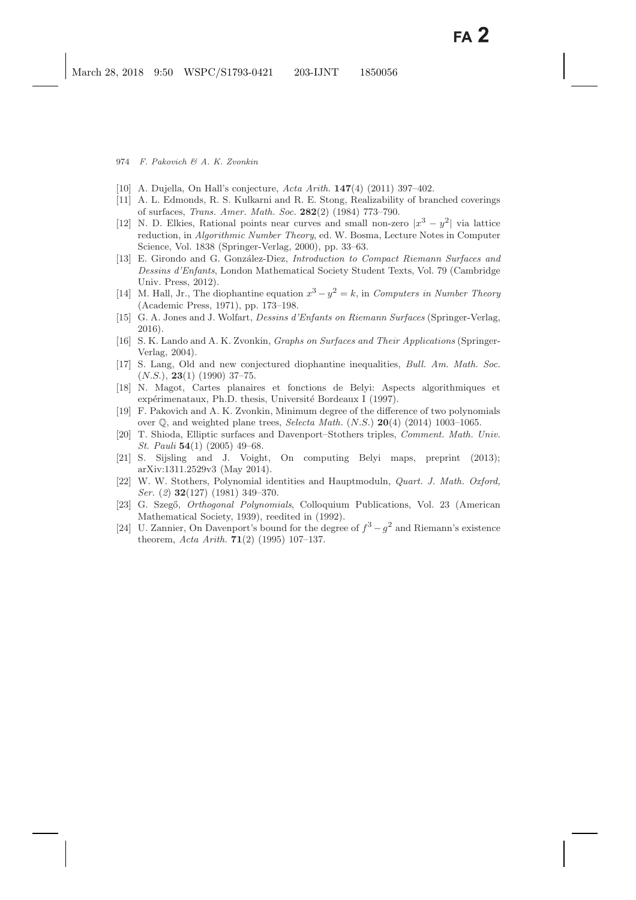[10] A. Dujella, On Hall's conjecture, *Acta Arith.* **147**(4) (2011) 397–402.

[11] A. L. Edmonds, R. S. Kulkarni and R. E. Stong, Realizability of branched coverings of surfaces, *Trans. Amer. Math. Soc.* **282**(2) (1984) 773–790.

[12] N. D. Elkies, Rational points near curves and small non-zero $|x^3 - y^2|$ via lattice reduction, in *Algorithmic Number Theory*, ed. W. Bosma, Lecture Notes in Computer Science, Vol. 1838 (Springer-Verlag, 2000), pp. 33–63.

[13] E. Girondo and G. González-Diez, *Introduction to Compact Riemann Surfaces and Dessins d'Enfants*, London Mathematical Society Student Texts, Vol. 79 (Cambridge Univ. Press, 2012).

[14] M. Hall, Jr., The diophantine equation $x^3 - y^2 = k$, in *Computers in Number Theory* (Academic Press, 1971), pp. 173–198.

[15] G. A. Jones and J. Wolfart, *Dessins d'Enfants on Riemann Surfaces* (Springer-Verlag, 2016).

[16] S. K. Lando and A. K. Zvonkin, *Graphs on Surfaces and Their Applications* (Springer-Verlag, 2004).

[17] S. Lang, Old and new conjectured diophantine inequalities, *Bull. Am. Math. Soc.* (*N.S.*), **23**(1) (1990) 37–75.

[18] N. Magot, Cartes planaires et fonctions de Belyi: Aspects algorithmiques et expérimenataux, Ph.D. thesis, Université Bordeaux I (1997).

[19] F. Pakovich and A. K. Zvonkin, Minimum degree of the difference of two polynomials over $\mathbb{Q}$, and weighted plane trees, *Selecta Math.* (*N.S.*) **20**(4) (2014) 1003–1065.

[20] T. Shioda, Elliptic surfaces and Davenport–Stothers triples, *Comment. Math. Univ. St. Pauli* **54**(1) (2005) 49–68.

[21] S. Sijsling and J. Voight, On computing Belyi maps, preprint (2013); arXiv:1311.2529v3 (May 2014).

[22] W. W. Stothers, Polynomial identities and Hauptmoduln, *Quart. J. Math. Oxford, Ser.* (*2*) **32**(127) (1981) 349–370.

[23] G. Szegő, *Orthogonal Polynomials*, Colloquium Publications, Vol. 23 (American Mathematical Society, 1939), reedited in (1992).

[24] U. Zannier, On Davenport's bound for the degree of $f^3 - g^2$ and Riemann's existence theorem, *Acta Arith.* **71**(2) (1995) 107–137.